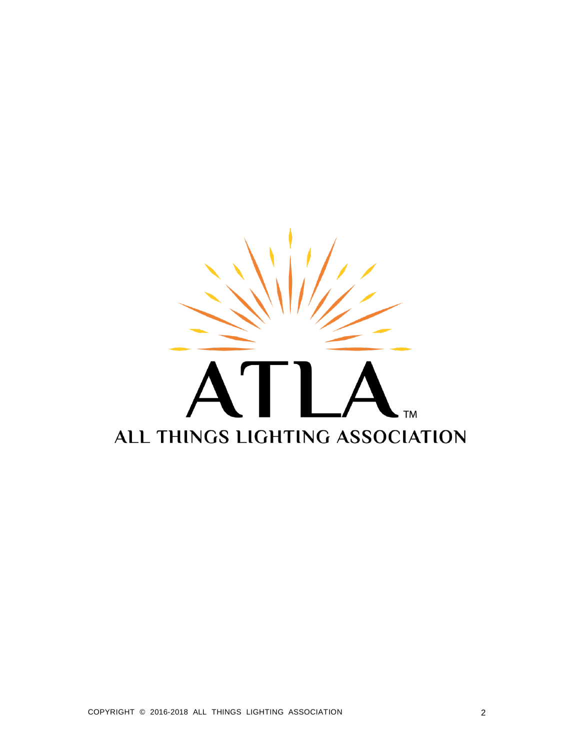ATLA™

ALL THINGS LIGHTING ASSOCIATION

COPYRIGHT © 2016-2018 ALL THINGS LIGHTING ASSOCIATION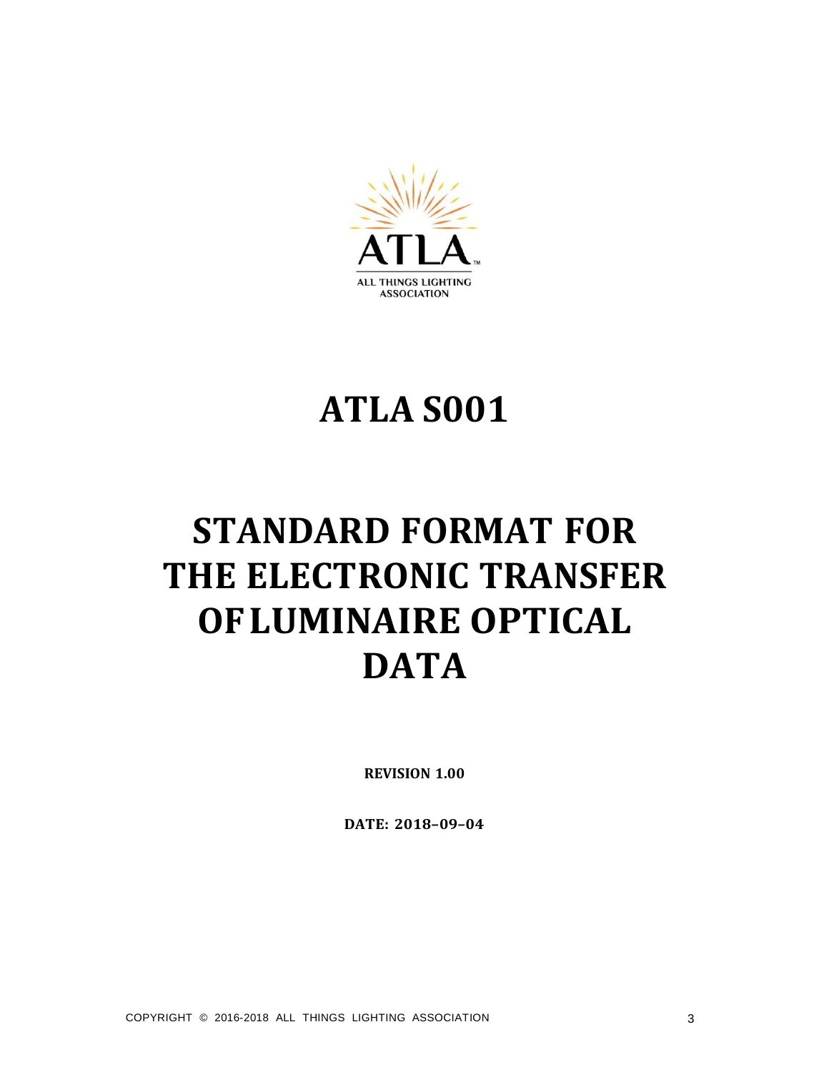ATLA

ALL THINGS LIGHTING ASSOCIATION

# ATLA S001

# STANDARD FORMAT FOR THE ELECTRONIC TRANSFER OF LUMINAIRE OPTICAL DATA

**REVISION 1.00**

**DATE: 2018–09–04**

COPYRIGHT © 2016-2018 ALL THINGS LIGHTING ASSOCIATION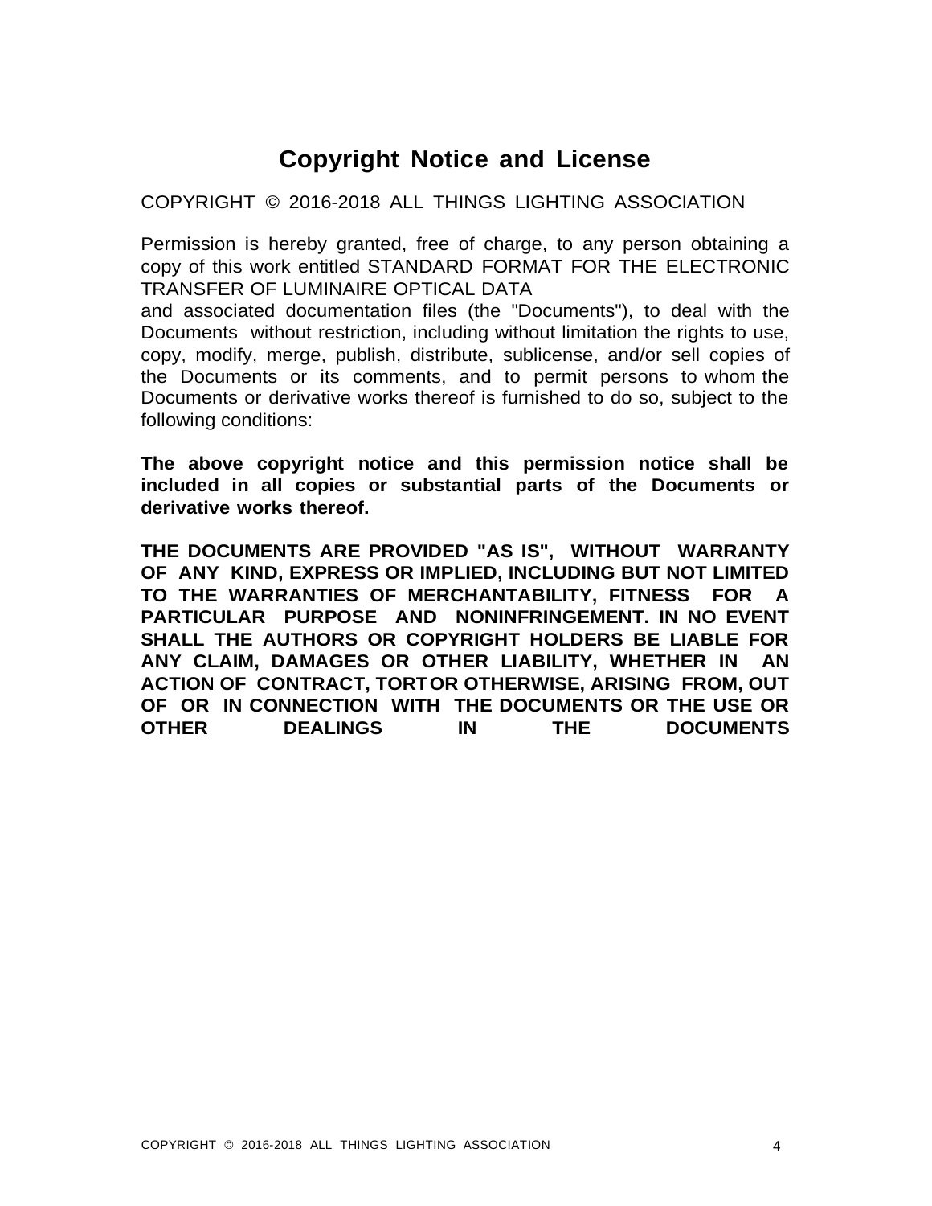# Copyright Notice and License

COPYRIGHT © 2016-2018 ALL THINGS LIGHTING ASSOCIATION

Permission is hereby granted, free of charge, to any person obtaining a copy of this work entitled STANDARD FORMAT FOR THE ELECTRONIC TRANSFER OF LUMINAIRE OPTICAL DATA
and associated documentation files (the "Documents"), to deal with the Documents without restriction, including without limitation the rights to use, copy, modify, merge, publish, distribute, sublicense, and/or sell copies of the Documents or its comments, and to permit persons to whom the Documents or derivative works thereof is furnished to do so, subject to the following conditions:

**The above copyright notice and this permission notice shall be included in all copies or substantial parts of the Documents or derivative works thereof.**

**THE DOCUMENTS ARE PROVIDED "AS IS", WITHOUT WARRANTY OF ANY KIND, EXPRESS OR IMPLIED, INCLUDING BUT NOT LIMITED TO THE WARRANTIES OF MERCHANTABILITY, FITNESS FOR A PARTICULAR PURPOSE AND NONINFRINGEMENT. IN NO EVENT SHALL THE AUTHORS OR COPYRIGHT HOLDERS BE LIABLE FOR ANY CLAIM, DAMAGES OR OTHER LIABILITY, WHETHER IN AN ACTION OF CONTRACT, TORTOR OTHERWISE, ARISING FROM, OUT OF OR IN CONNECTION WITH THE DOCUMENTS OR THE USE OR OTHER DEALINGS IN THE DOCUMENTS**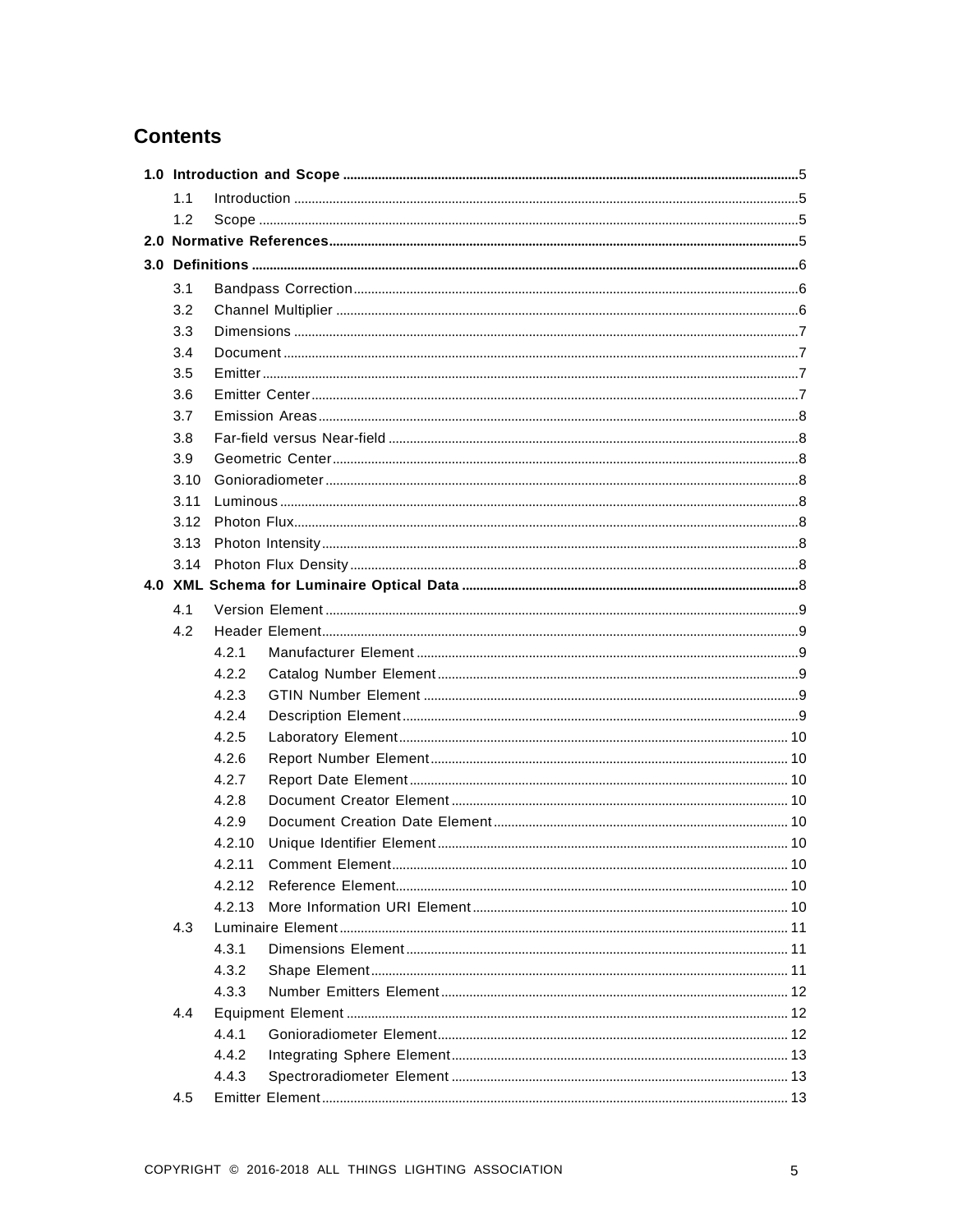# Contents

- **1.0 Introduction and Scope** ..... 5
  - 1.1 Introduction ..... 5
  - 1.2 Scope ..... 5
- **2.0 Normative References** ..... 5
- **3.0 Definitions** ..... 6
  - 3.1 Bandpass Correction ..... 6
  - 3.2 Channel Multiplier ..... 6
  - 3.3 Dimensions ..... 7
  - 3.4 Document ..... 7
  - 3.5 Emitter ..... 7
  - 3.6 Emitter Center ..... 7
  - 3.7 Emission Areas ..... 8
  - 3.8 Far-field versus Near-field ..... 8
  - 3.9 Geometric Center ..... 8
  - 3.10 Gonioradiometer ..... 8
  - 3.11 Luminous ..... 8
  - 3.12 Photon Flux ..... 8
  - 3.13 Photon Intensity ..... 8
  - 3.14 Photon Flux Density ..... 8
- **4.0 XML Schema for Luminaire Optical Data** ..... 8
  - 4.1 Version Element ..... 9
  - 4.2 Header Element ..... 9
    - 4.2.1 Manufacturer Element ..... 9
    - 4.2.2 Catalog Number Element ..... 9
    - 4.2.3 GTIN Number Element ..... 9
    - 4.2.4 Description Element ..... 9
    - 4.2.5 Laboratory Element ..... 10
    - 4.2.6 Report Number Element ..... 10
    - 4.2.7 Report Date Element ..... 10
    - 4.2.8 Document Creator Element ..... 10
    - 4.2.9 Document Creation Date Element ..... 10
    - 4.2.10 Unique Identifier Element ..... 10
    - 4.2.11 Comment Element ..... 10
    - 4.2.12 Reference Element ..... 10
    - 4.2.13 More Information URI Element ..... 10
  - 4.3 Luminaire Element ..... 11
    - 4.3.1 Dimensions Element ..... 11
    - 4.3.2 Shape Element ..... 11
    - 4.3.3 Number Emitters Element ..... 12
  - 4.4 Equipment Element ..... 12
    - 4.4.1 Gonioradiometer Element ..... 12
    - 4.4.2 Integrating Sphere Element ..... 13
    - 4.4.3 Spectroradiometer Element ..... 13
  - 4.5 Emitter Element ..... 13

COPYRIGHT © 2016-2018 ALL THINGS LIGHTING ASSOCIATION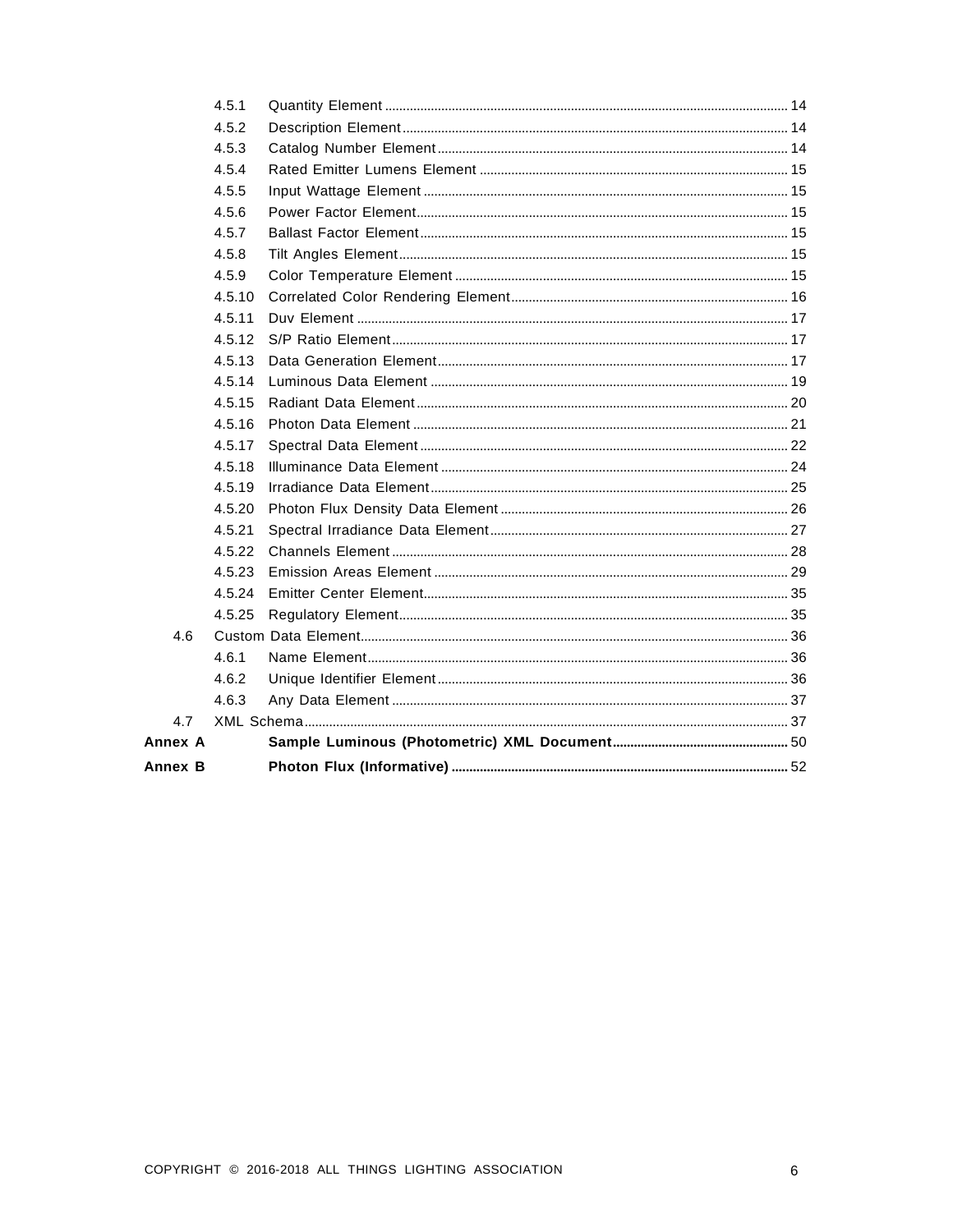- 4.5.1 Quantity Element ..... 14
- 4.5.2 Description Element ..... 14
- 4.5.3 Catalog Number Element ..... 14
- 4.5.4 Rated Emitter Lumens Element ..... 15
- 4.5.5 Input Wattage Element ..... 15
- 4.5.6 Power Factor Element ..... 15
- 4.5.7 Ballast Factor Element ..... 15
- 4.5.8 Tilt Angles Element ..... 15
- 4.5.9 Color Temperature Element ..... 15
- 4.5.10 Correlated Color Rendering Element ..... 16
- 4.5.11 Duv Element ..... 17
- 4.5.12 S/P Ratio Element ..... 17
- 4.5.13 Data Generation Element ..... 17
- 4.5.14 Luminous Data Element ..... 19
- 4.5.15 Radiant Data Element ..... 20
- 4.5.16 Photon Data Element ..... 21
- 4.5.17 Spectral Data Element ..... 22
- 4.5.18 Illuminance Data Element ..... 24
- 4.5.19 Irradiance Data Element ..... 25
- 4.5.20 Photon Flux Density Data Element ..... 26
- 4.5.21 Spectral Irradiance Data Element ..... 27
- 4.5.22 Channels Element ..... 28
- 4.5.23 Emission Areas Element ..... 29
- 4.5.24 Emitter Center Element ..... 35
- 4.5.25 Regulatory Element ..... 35
- 4.6 Custom Data Element ..... 36
  - 4.6.1 Name Element ..... 36
  - 4.6.2 Unique Identifier Element ..... 36
  - 4.6.3 Any Data Element ..... 37
- 4.7 XML Schema ..... 37

**Annex A Sample Luminous (Photometric) XML Document** ..... 50

**Annex B Photon Flux (Informative)** ..... 52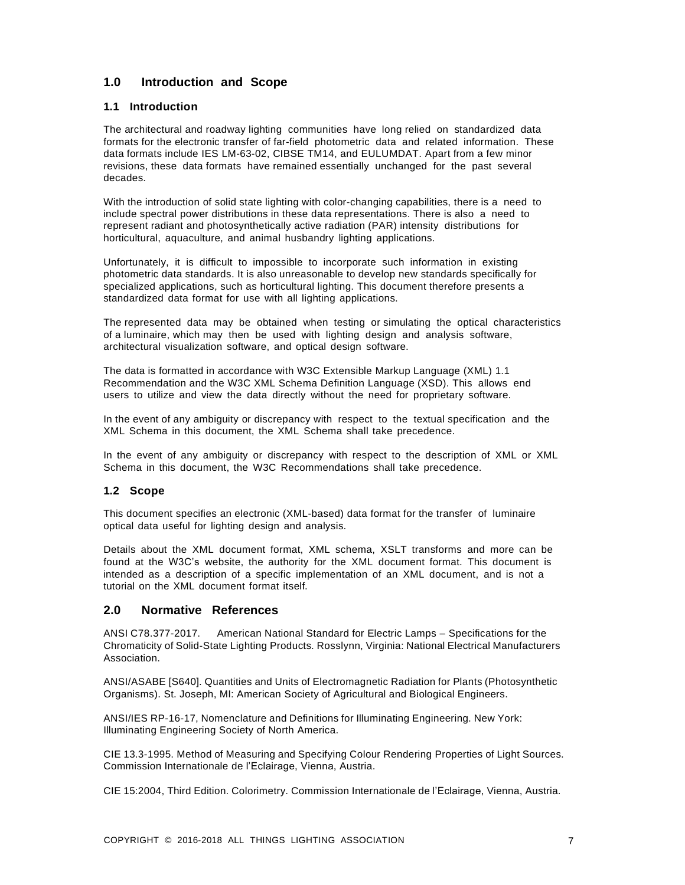## 1.0 Introduction and Scope

### 1.1 Introduction

The architectural and roadway lighting communities have long relied on standardized data formats for the electronic transfer of far-field photometric data and related information. These data formats include IES LM-63-02, CIBSE TM14, and EULUMDAT. Apart from a few minor revisions, these data formats have remained essentially unchanged for the past several decades.

With the introduction of solid state lighting with color-changing capabilities, there is a need to include spectral power distributions in these data representations. There is also a need to represent radiant and photosynthetically active radiation (PAR) intensity distributions for horticultural, aquaculture, and animal husbandry lighting applications.

Unfortunately, it is difficult to impossible to incorporate such information in existing photometric data standards. It is also unreasonable to develop new standards specifically for specialized applications, such as horticultural lighting. This document therefore presents a standardized data format for use with all lighting applications.

The represented data may be obtained when testing or simulating the optical characteristics of a luminaire, which may then be used with lighting design and analysis software, architectural visualization software, and optical design software.

The data is formatted in accordance with W3C Extensible Markup Language (XML) 1.1 Recommendation and the W3C XML Schema Definition Language (XSD). This allows end users to utilize and view the data directly without the need for proprietary software.

In the event of any ambiguity or discrepancy with respect to the textual specification and the XML Schema in this document, the XML Schema shall take precedence.

In the event of any ambiguity or discrepancy with respect to the description of XML or XML Schema in this document, the W3C Recommendations shall take precedence.

### 1.2 Scope

This document specifies an electronic (XML-based) data format for the transfer of luminaire optical data useful for lighting design and analysis.

Details about the XML document format, XML schema, XSLT transforms and more can be found at the W3C's website, the authority for the XML document format. This document is intended as a description of a specific implementation of an XML document, and is not a tutorial on the XML document format itself.

## 2.0 Normative References

ANSI C78.377-2017. American National Standard for Electric Lamps – Specifications for the Chromaticity of Solid-State Lighting Products. Rosslynn, Virginia: National Electrical Manufacturers Association.

ANSI/ASABE [S640]. Quantities and Units of Electromagnetic Radiation for Plants (Photosynthetic Organisms). St. Joseph, MI: American Society of Agricultural and Biological Engineers.

ANSI/IES RP-16-17, Nomenclature and Definitions for Illuminating Engineering. New York: Illuminating Engineering Society of North America.

CIE 13.3-1995. Method of Measuring and Specifying Colour Rendering Properties of Light Sources. Commission Internationale de l'Eclairage, Vienna, Austria.

CIE 15:2004, Third Edition. Colorimetry. Commission Internationale de l'Eclairage, Vienna, Austria.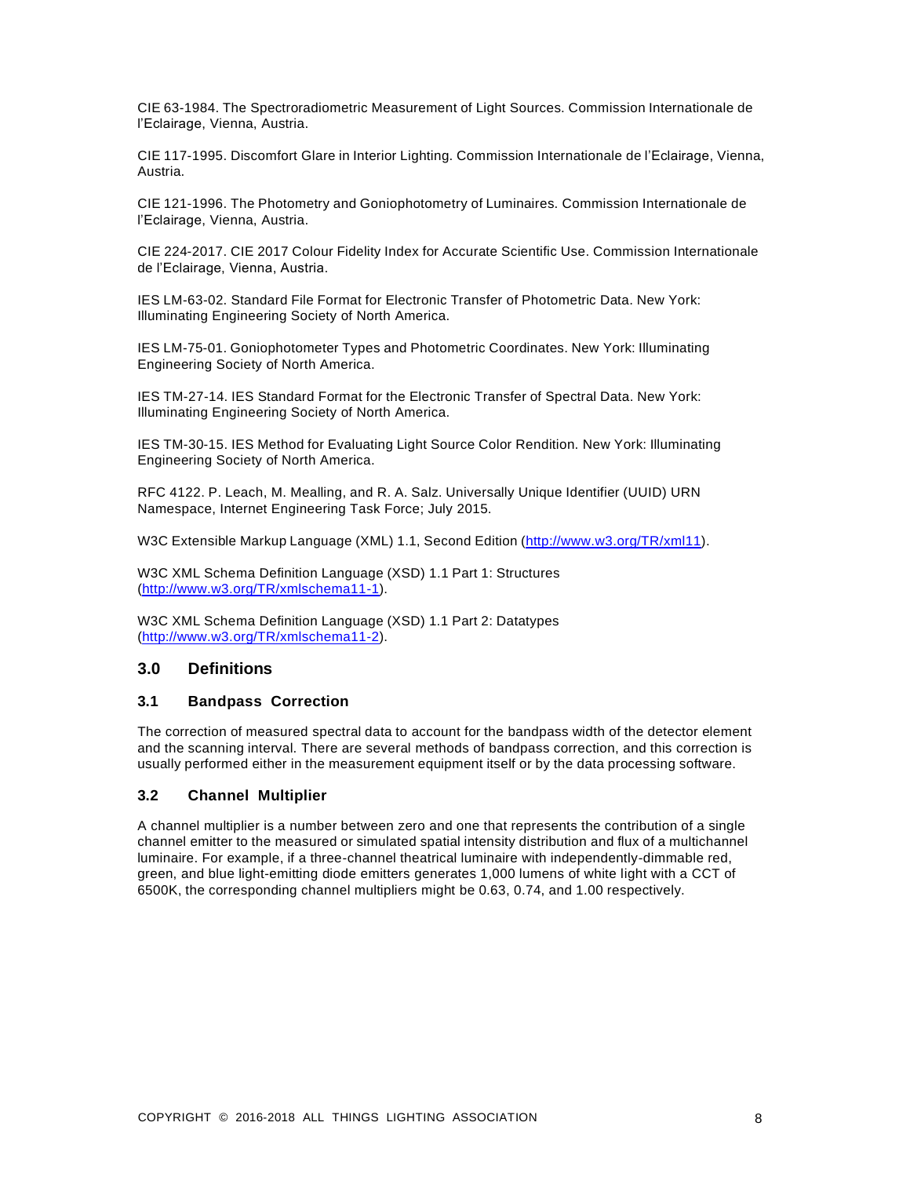CIE 63-1984. The Spectroradiometric Measurement of Light Sources. Commission Internationale de l'Eclairage, Vienna, Austria.

CIE 117-1995. Discomfort Glare in Interior Lighting. Commission Internationale de l'Eclairage, Vienna, Austria.

CIE 121-1996. The Photometry and Goniophotometry of Luminaires. Commission Internationale de l'Eclairage, Vienna, Austria.

CIE 224-2017. CIE 2017 Colour Fidelity Index for Accurate Scientific Use. Commission Internationale de l'Eclairage, Vienna, Austria.

IES LM-63-02. Standard File Format for Electronic Transfer of Photometric Data. New York: Illuminating Engineering Society of North America.

IES LM-75-01. Goniophotometer Types and Photometric Coordinates. New York: Illuminating Engineering Society of North America.

IES TM-27-14. IES Standard Format for the Electronic Transfer of Spectral Data. New York: Illuminating Engineering Society of North America.

IES TM-30-15. IES Method for Evaluating Light Source Color Rendition. New York: Illuminating Engineering Society of North America.

RFC 4122. P. Leach, M. Mealling, and R. A. Salz. Universally Unique Identifier (UUID) URN Namespace, Internet Engineering Task Force; July 2015.

W3C Extensible Markup Language (XML) 1.1, Second Edition (http://www.w3.org/TR/xml11).

W3C XML Schema Definition Language (XSD) 1.1 Part 1: Structures (http://www.w3.org/TR/xmlschema11-1).

W3C XML Schema Definition Language (XSD) 1.1 Part 2: Datatypes (http://www.w3.org/TR/xmlschema11-2).

## 3.0 Definitions

### 3.1 Bandpass Correction

The correction of measured spectral data to account for the bandpass width of the detector element and the scanning interval. There are several methods of bandpass correction, and this correction is usually performed either in the measurement equipment itself or by the data processing software.

### 3.2 Channel Multiplier

A channel multiplier is a number between zero and one that represents the contribution of a single channel emitter to the measured or simulated spatial intensity distribution and flux of a multichannel luminaire. For example, if a three-channel theatrical luminaire with independently-dimmable red, green, and blue light-emitting diode emitters generates 1,000 lumens of white light with a CCT of 6500K, the corresponding channel multipliers might be 0.63, 0.74, and 1.00 respectively.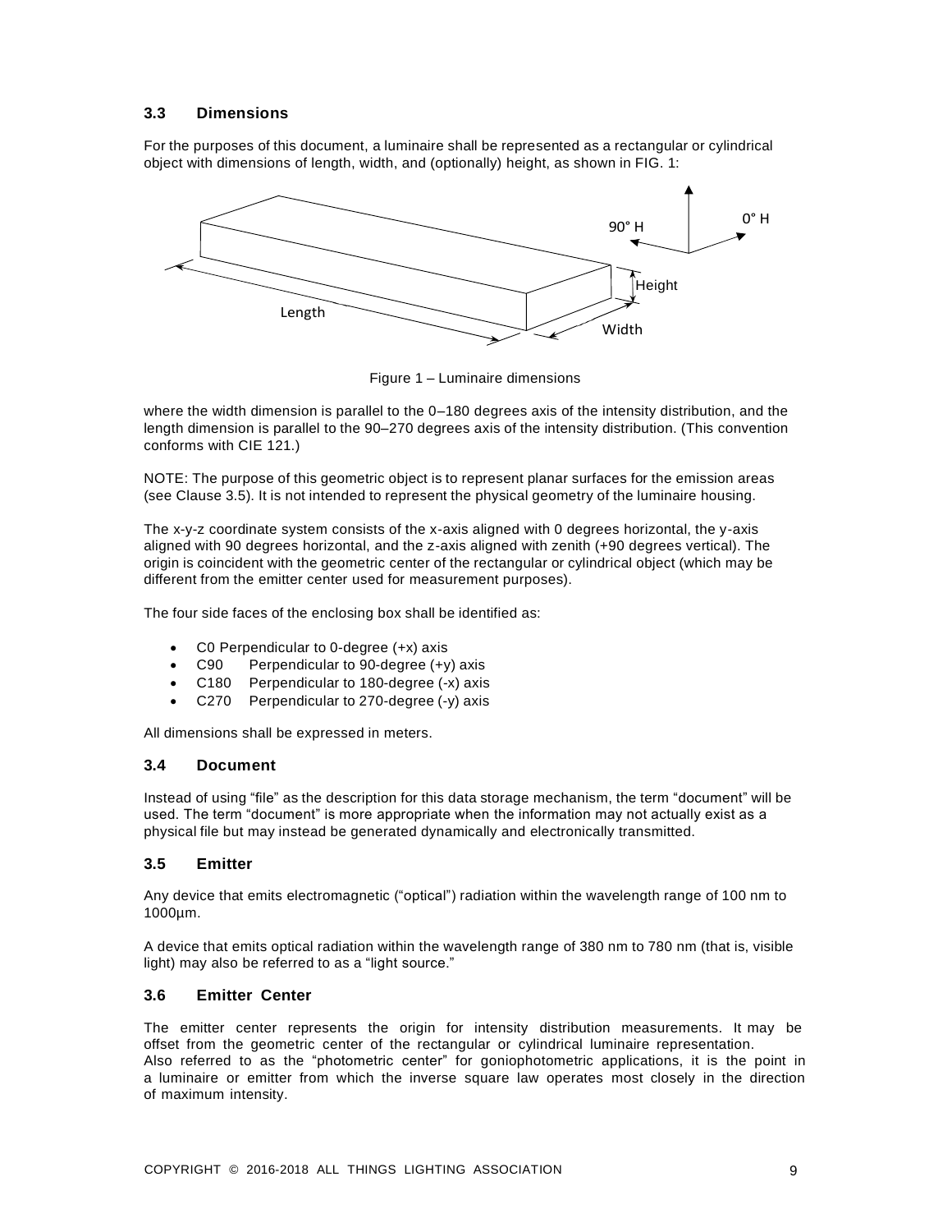### 3.3 Dimensions

For the purposes of this document, a luminaire shall be represented as a rectangular or cylindrical object with dimensions of length, width, and (optionally) height, as shown in FIG. 1:

Figure 1 – Luminaire dimensions

where the width dimension is parallel to the 0–180 degrees axis of the intensity distribution, and the length dimension is parallel to the 90–270 degrees axis of the intensity distribution. (This convention conforms with CIE 121.)

NOTE: The purpose of this geometric object is to represent planar surfaces for the emission areas (see Clause 3.5). It is not intended to represent the physical geometry of the luminaire housing.

The x-y-z coordinate system consists of the x-axis aligned with 0 degrees horizontal, the y-axis aligned with 90 degrees horizontal, and the z-axis aligned with zenith (+90 degrees vertical). The origin is coincident with the geometric center of the rectangular or cylindrical object (which may be different from the emitter center used for measurement purposes).

The four side faces of the enclosing box shall be identified as:

- C0 Perpendicular to 0-degree (+x) axis
- C90 Perpendicular to 90-degree (+y) axis
- C180 Perpendicular to 180-degree (-x) axis
- C270 Perpendicular to 270-degree (-y) axis

All dimensions shall be expressed in meters.

### 3.4 Document

Instead of using "file" as the description for this data storage mechanism, the term "document" will be used. The term "document" is more appropriate when the information may not actually exist as a physical file but may instead be generated dynamically and electronically transmitted.

### 3.5 Emitter

Any device that emits electromagnetic ("optical") radiation within the wavelength range of 100 nm to 1000µm.

A device that emits optical radiation within the wavelength range of 380 nm to 780 nm (that is, visible light) may also be referred to as a "light source."

### 3.6 Emitter Center

The emitter center represents the origin for intensity distribution measurements. It may be offset from the geometric center of the rectangular or cylindrical luminaire representation.
Also referred to as the "photometric center" for goniophotometric applications, it is the point in a luminaire or emitter from which the inverse square law operates most closely in the direction of maximum intensity.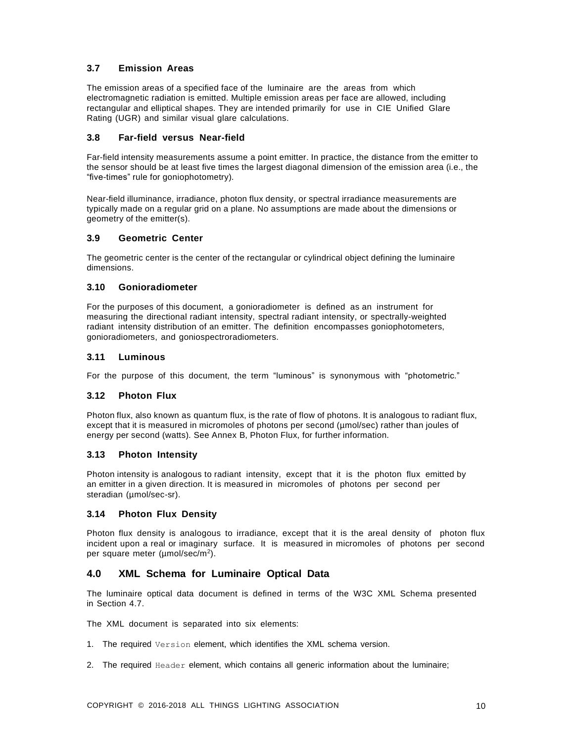### 3.7 Emission Areas

The emission areas of a specified face of the luminaire are the areas from which electromagnetic radiation is emitted. Multiple emission areas per face are allowed, including rectangular and elliptical shapes. They are intended primarily for use in CIE Unified Glare Rating (UGR) and similar visual glare calculations.

### 3.8 Far-field versus Near-field

Far-field intensity measurements assume a point emitter. In practice, the distance from the emitter to the sensor should be at least five times the largest diagonal dimension of the emission area (i.e., the "five-times" rule for goniophotometry).

Near-field illuminance, irradiance, photon flux density, or spectral irradiance measurements are typically made on a regular grid on a plane. No assumptions are made about the dimensions or geometry of the emitter(s).

### 3.9 Geometric Center

The geometric center is the center of the rectangular or cylindrical object defining the luminaire dimensions.

### 3.10 Gonioradiometer

For the purposes of this document, a gonioradiometer is defined as an instrument for measuring the directional radiant intensity, spectral radiant intensity, or spectrally-weighted radiant intensity distribution of an emitter. The definition encompasses goniophotometers, gonioradiometers, and goniospectroradiometers.

### 3.11 Luminous

For the purpose of this document, the term "luminous" is synonymous with "photometric."

### 3.12 Photon Flux

Photon flux, also known as quantum flux, is the rate of flow of photons. It is analogous to radiant flux, except that it is measured in micromoles of photons per second (µmol/sec) rather than joules of energy per second (watts). See Annex B, Photon Flux, for further information.

### 3.13 Photon Intensity

Photon intensity is analogous to radiant intensity, except that it is the photon flux emitted by an emitter in a given direction. It is measured in micromoles of photons per second per steradian (µmol/sec-sr).

### 3.14 Photon Flux Density

Photon flux density is analogous to irradiance, except that it is the areal density of photon flux incident upon a real or imaginary surface. It is measured in micromoles of photons per second per square meter (µmol/sec/m$^2$).

## 4.0 XML Schema for Luminaire Optical Data

The luminaire optical data document is defined in terms of the W3C XML Schema presented in Section 4.7.

The XML document is separated into six elements:

1. The required `Version` element, which identifies the XML schema version.

2. The required `Header` element, which contains all generic information about the luminaire;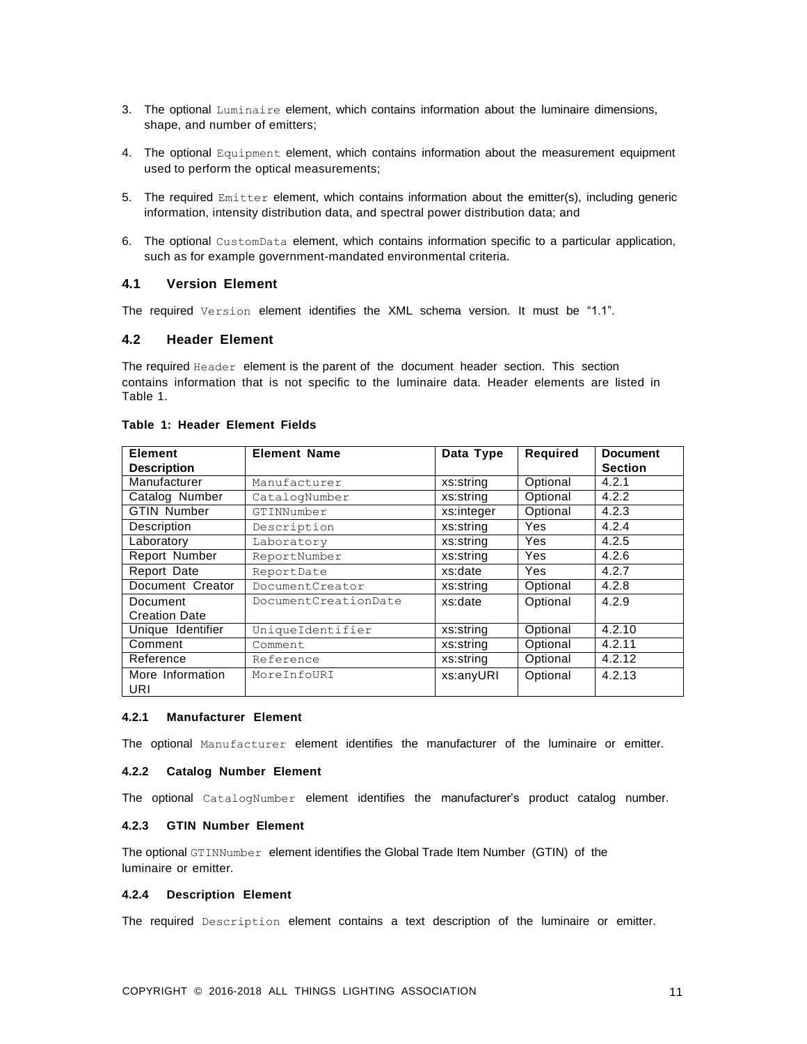3. The optional `Luminaire` element, which contains information about the luminaire dimensions, shape, and number of emitters;

4. The optional `Equipment` element, which contains information about the measurement equipment used to perform the optical measurements;

5. The required `Emitter` element, which contains information about the emitter(s), including generic information, intensity distribution data, and spectral power distribution data; and

6. The optional `CustomData` element, which contains information specific to a particular application, such as for example government-mandated environmental criteria.

### 4.1 Version Element

The required `Version` element identifies the XML schema version. It must be "1.1".

### 4.2 Header Element

The required `Header` element is the parent of the document header section. This section contains information that is not specific to the luminaire data. Header elements are listed in Table 1.

**Table 1: Header Element Fields**

| Element Description | Element Name | Data Type | Required | Document Section |
|---|---|---|---|---|
| Manufacturer | `Manufacturer` | xs:string | Optional | 4.2.1 |
| Catalog Number | `CatalogNumber` | xs:string | Optional | 4.2.2 |
| GTIN Number | `GTINNumber` | xs:integer | Optional | 4.2.3 |
| Description | `Description` | xs:string | Yes | 4.2.4 |
| Laboratory | `Laboratory` | xs:string | Yes | 4.2.5 |
| Report Number | `ReportNumber` | xs:string | Yes | 4.2.6 |
| Report Date | `ReportDate` | xs:date | Yes | 4.2.7 |
| Document Creator | `DocumentCreator` | xs:string | Optional | 4.2.8 |
| Document Creation Date | `DocumentCreationDate` | xs:date | Optional | 4.2.9 |
| Unique Identifier | `UniqueIdentifier` | xs:string | Optional | 4.2.10 |
| Comment | `Comment` | xs:string | Optional | 4.2.11 |
| Reference | `Reference` | xs:string | Optional | 4.2.12 |
| More Information URI | `MoreInfoURI` | xs:anyURI | Optional | 4.2.13 |

#### 4.2.1 Manufacturer Element

The optional `Manufacturer` element identifies the manufacturer of the luminaire or emitter.

#### 4.2.2 Catalog Number Element

The optional `CatalogNumber` element identifies the manufacturer's product catalog number.

#### 4.2.3 GTIN Number Element

The optional `GTINNumber` element identifies the Global Trade Item Number (GTIN) of the luminaire or emitter.

#### 4.2.4 Description Element

The required `Description` element contains a text description of the luminaire or emitter.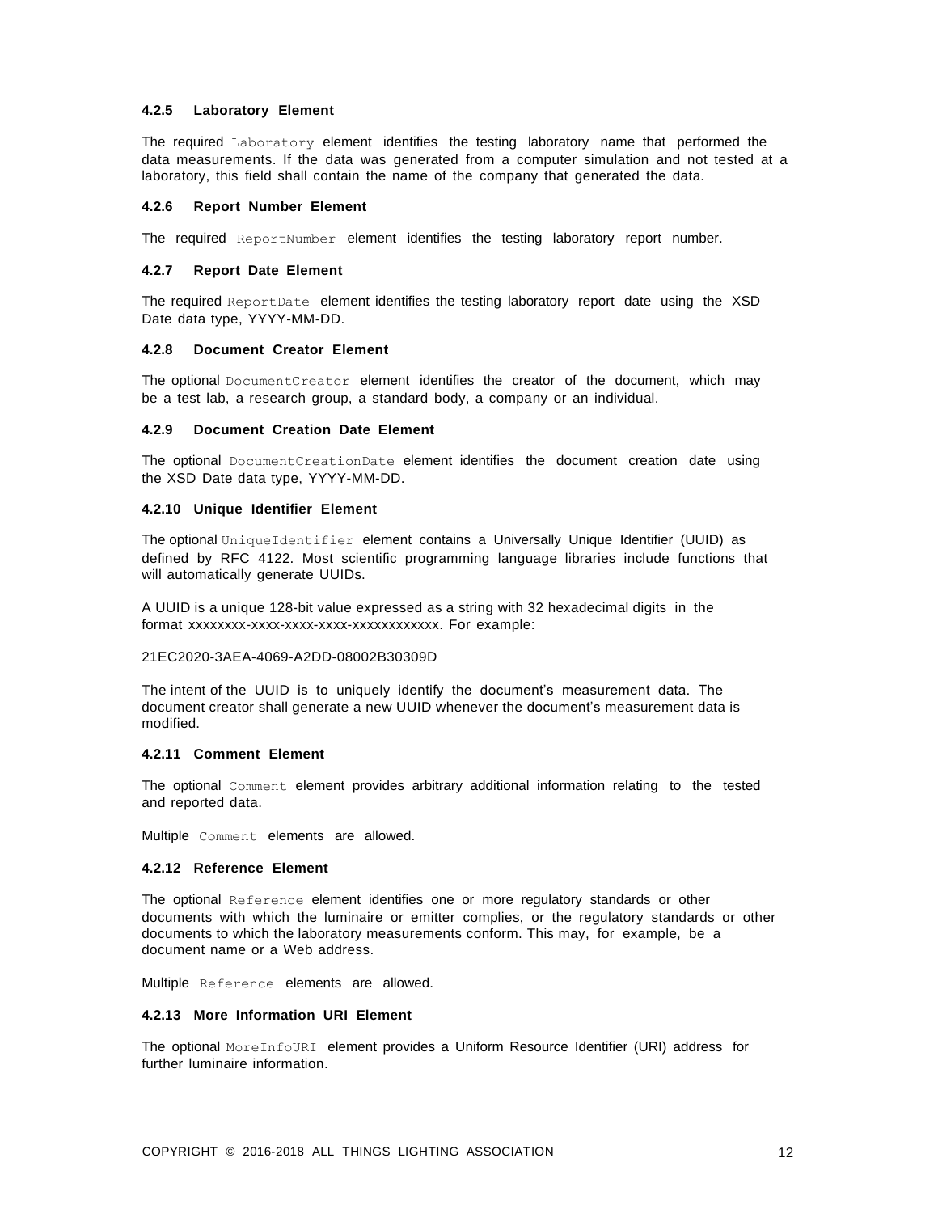#### 4.2.5 Laboratory Element

The required `Laboratory` element identifies the testing laboratory name that performed the data measurements. If the data was generated from a computer simulation and not tested at a laboratory, this field shall contain the name of the company that generated the data.

#### 4.2.6 Report Number Element

The required `ReportNumber` element identifies the testing laboratory report number.

#### 4.2.7 Report Date Element

The required `ReportDate` element identifies the testing laboratory report date using the XSD Date data type, YYYY-MM-DD.

#### 4.2.8 Document Creator Element

The optional `DocumentCreator` element identifies the creator of the document, which may be a test lab, a research group, a standard body, a company or an individual.

#### 4.2.9 Document Creation Date Element

The optional `DocumentCreationDate` element identifies the document creation date using the XSD Date data type, YYYY-MM-DD.

#### 4.2.10 Unique Identifier Element

The optional `UniqueIdentifier` element contains a Universally Unique Identifier (UUID) as defined by RFC 4122. Most scientific programming language libraries include functions that will automatically generate UUIDs.

A UUID is a unique 128-bit value expressed as a string with 32 hexadecimal digits in the format xxxxxxxx-xxxx-xxxx-xxxx-xxxxxxxxxxxx. For example:

21EC2020-3AEA-4069-A2DD-08002B30309D

The intent of the UUID is to uniquely identify the document's measurement data. The document creator shall generate a new UUID whenever the document's measurement data is modified.

#### 4.2.11 Comment Element

The optional `Comment` element provides arbitrary additional information relating to the tested and reported data.

Multiple `Comment` elements are allowed.

#### 4.2.12 Reference Element

The optional `Reference` element identifies one or more regulatory standards or other documents with which the luminaire or emitter complies, or the regulatory standards or other documents to which the laboratory measurements conform. This may, for example, be a document name or a Web address.

Multiple `Reference` elements are allowed.

#### 4.2.13 More Information URI Element

The optional `MoreInfoURI` element provides a Uniform Resource Identifier (URI) address for further luminaire information.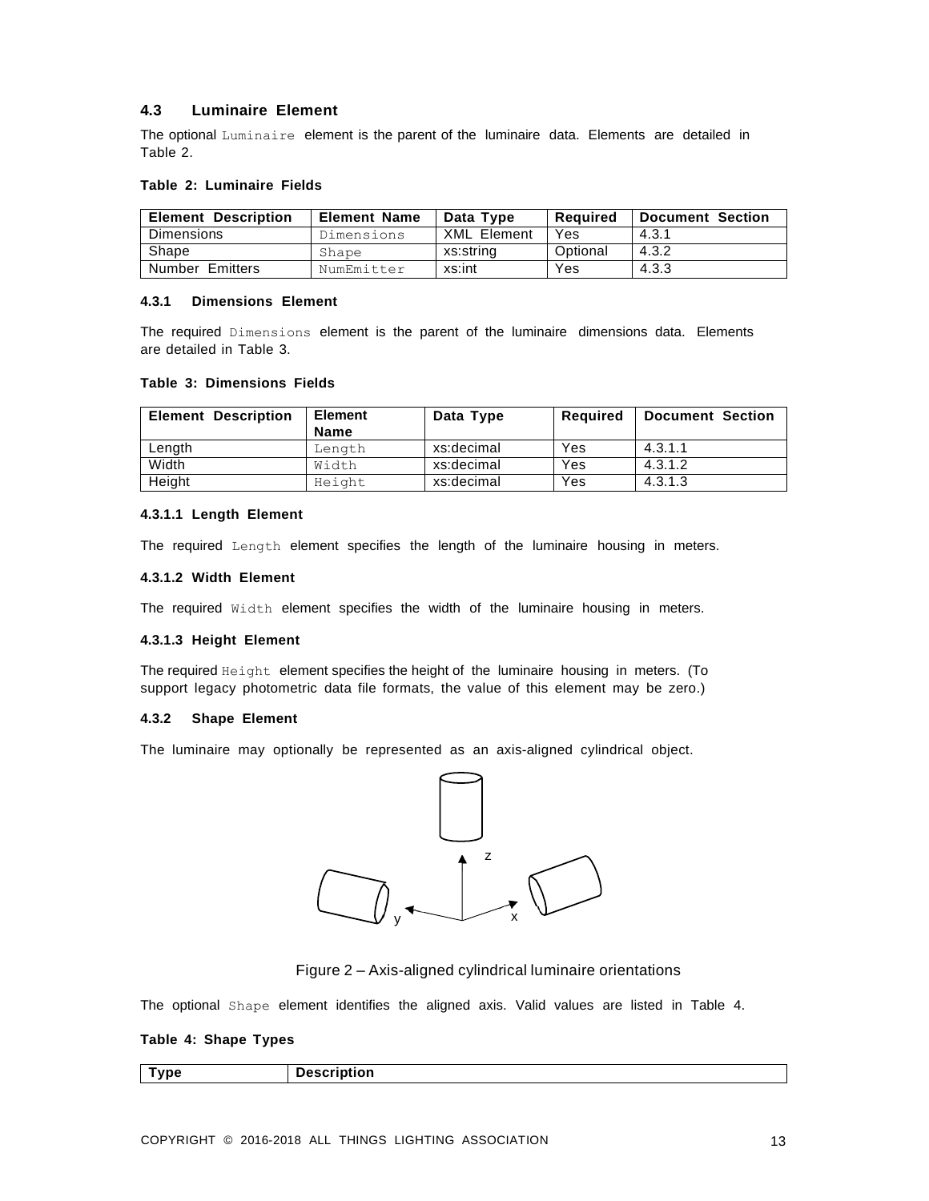### 4.3 Luminaire Element

The optional `Luminaire` element is the parent of the luminaire data. Elements are detailed in Table 2.

**Table 2: Luminaire Fields**

| Element Description | Element Name | Data Type | Required | Document Section |
|---|---|---|---|---|
| Dimensions | `Dimensions` | XML Element | Yes | 4.3.1 |
| Shape | `Shape` | xs:string | Optional | 4.3.2 |
| Number Emitters | `NumEmitter` | xs:int | Yes | 4.3.3 |

#### 4.3.1 Dimensions Element

The required `Dimensions` element is the parent of the luminaire dimensions data. Elements are detailed in Table 3.

**Table 3: Dimensions Fields**

| Element Description | Element Name | Data Type | Required | Document Section |
|---|---|---|---|---|
| Length | `Length` | xs:decimal | Yes | 4.3.1.1 |
| Width | `Width` | xs:decimal | Yes | 4.3.1.2 |
| Height | `Height` | xs:decimal | Yes | 4.3.1.3 |

##### 4.3.1.1 Length Element

The required `Length` element specifies the length of the luminaire housing in meters.

##### 4.3.1.2 Width Element

The required `Width` element specifies the width of the luminaire housing in meters.

##### 4.3.1.3 Height Element

The required `Height` element specifies the height of the luminaire housing in meters. (To support legacy photometric data file formats, the value of this element may be zero.)

#### 4.3.2 Shape Element

The luminaire may optionally be represented as an axis-aligned cylindrical object.

Figure 2 – Axis-aligned cylindrical luminaire orientations

The optional `Shape` element identifies the aligned axis. Valid values are listed in Table 4.

**Table 4: Shape Types**

| Type | Description |
|---|---|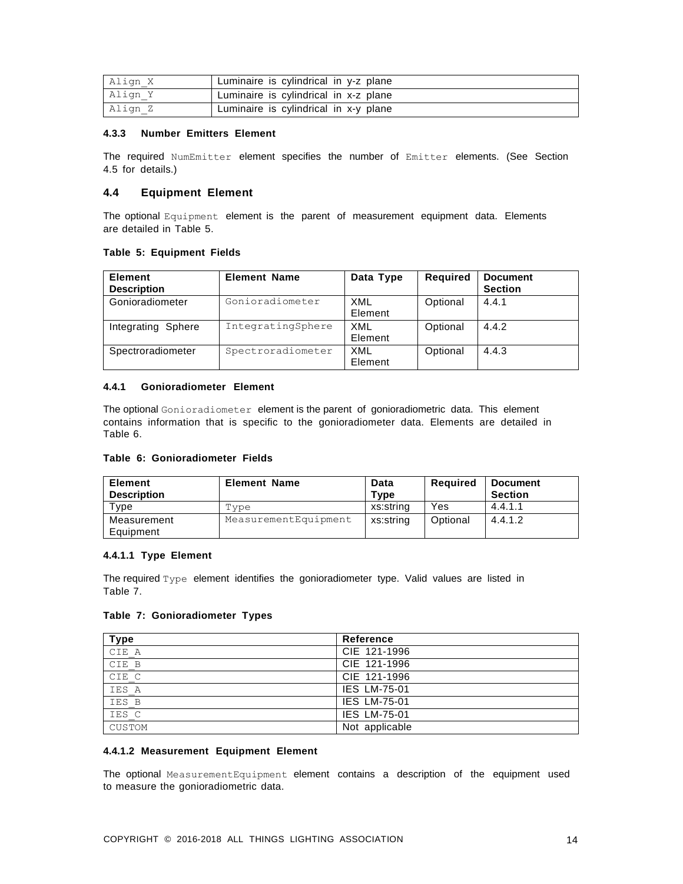| Align_X | Luminaire is cylindrical in y-z plane |
|---|---|
| Align_Y | Luminaire is cylindrical in x-z plane |
| Align_Z | Luminaire is cylindrical in x-y plane |

#### 4.3.3 Number Emitters Element

The required `NumEmitter` element specifies the number of `Emitter` elements. (See Section 4.5 for details.)

### 4.4 Equipment Element

The optional `Equipment` element is the parent of measurement equipment data. Elements are detailed in Table 5.

**Table 5: Equipment Fields**

| Element Description | Element Name | Data Type | Required | Document Section |
|---|---|---|---|---|
| Gonioradiometer | Gonioradiometer | XML Element | Optional | 4.4.1 |
| Integrating Sphere | IntegratingSphere | XML Element | Optional | 4.4.2 |
| Spectroradiometer | Spectroradiometer | XML Element | Optional | 4.4.3 |

#### 4.4.1 Gonioradiometer Element

The optional `Gonioradiometer` element is the parent of gonioradiometric data. This element contains information that is specific to the gonioradiometer data. Elements are detailed in Table 6.

**Table 6: Gonioradiometer Fields**

| Element Description | Element Name | Data Type | Required | Document Section |
|---|---|---|---|---|
| Type | Type | xs:string | Yes | 4.4.1.1 |
| Measurement Equipment | MeasurementEquipment | xs:string | Optional | 4.4.1.2 |

##### 4.4.1.1 Type Element

The required `Type` element identifies the gonioradiometer type. Valid values are listed in Table 7.

**Table 7: Gonioradiometer Types**

| Type | Reference |
|---|---|
| CIE_A | CIE 121-1996 |
| CIE_B | CIE 121-1996 |
| CIE_C | CIE 121-1996 |
| IES_A | IES LM-75-01 |
| IES_B | IES LM-75-01 |
| IES_C | IES LM-75-01 |
| CUSTOM | Not applicable |

##### 4.4.1.2 Measurement Equipment Element

The optional `MeasurementEquipment` element contains a description of the equipment used to measure the gonioradiometric data.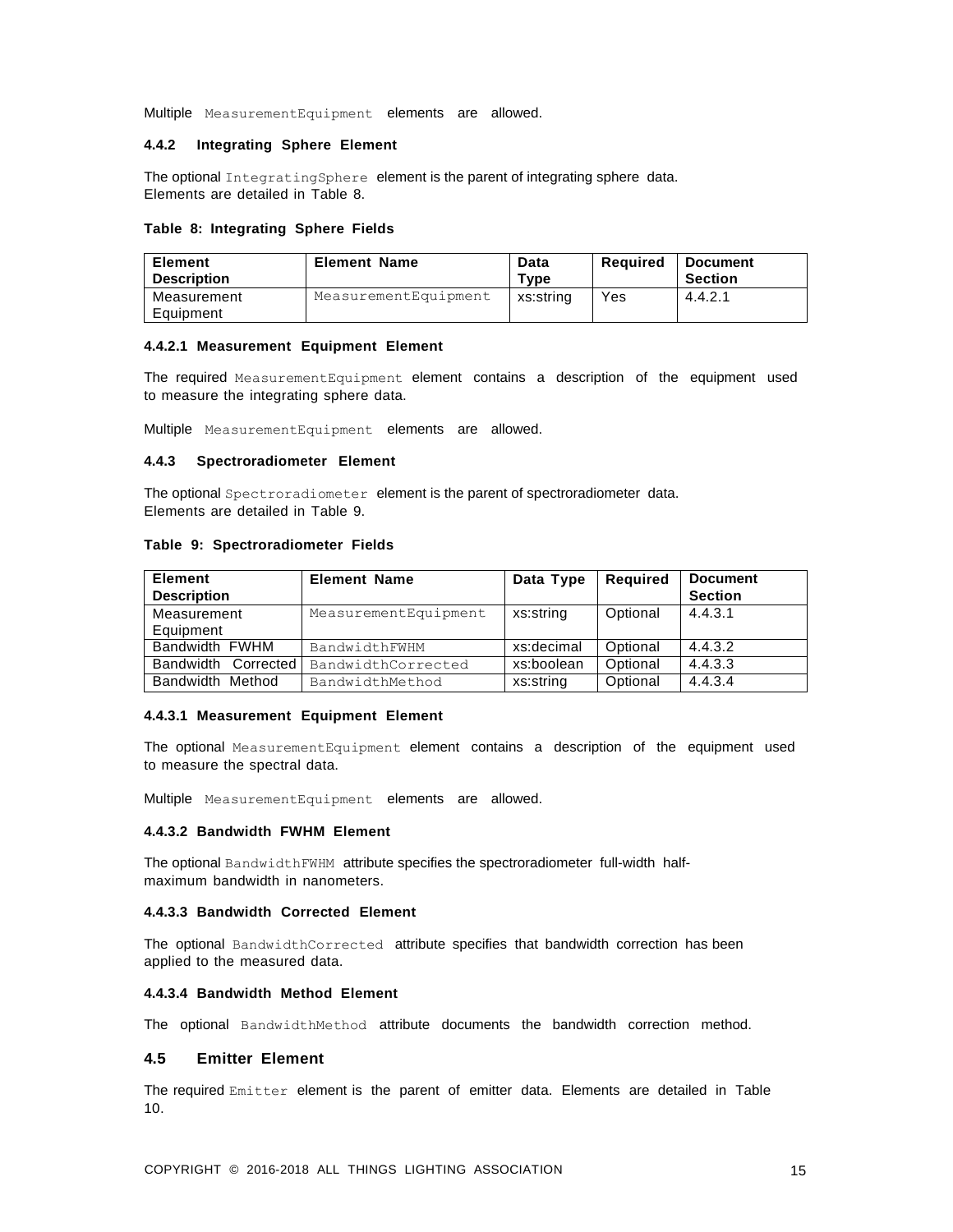Multiple `MeasurementEquipment` elements are allowed.

#### 4.4.2 Integrating Sphere Element

The optional `IntegratingSphere` element is the parent of integrating sphere data. Elements are detailed in Table 8.

**Table 8: Integrating Sphere Fields**

| Element Description | Element Name | Data Type | Required | Document Section |
|---|---|---|---|---|
| Measurement Equipment | `MeasurementEquipment` | xs:string | Yes | 4.4.2.1 |

##### 4.4.2.1 Measurement Equipment Element

The required `MeasurementEquipment` element contains a description of the equipment used to measure the integrating sphere data.

Multiple `MeasurementEquipment` elements are allowed.

#### 4.4.3 Spectroradiometer Element

The optional `Spectroradiometer` element is the parent of spectroradiometer data. Elements are detailed in Table 9.

**Table 9: Spectroradiometer Fields**

| Element Description | Element Name | Data Type | Required | Document Section |
|---|---|---|---|---|
| Measurement Equipment | `MeasurementEquipment` | xs:string | Optional | 4.4.3.1 |
| Bandwidth FWHM | `BandwidthFWHM` | xs:decimal | Optional | 4.4.3.2 |
| Bandwidth Corrected | `BandwidthCorrected` | xs:boolean | Optional | 4.4.3.3 |
| Bandwidth Method | `BandwidthMethod` | xs:string | Optional | 4.4.3.4 |

##### 4.4.3.1 Measurement Equipment Element

The optional `MeasurementEquipment` element contains a description of the equipment used to measure the spectral data.

Multiple `MeasurementEquipment` elements are allowed.

##### 4.4.3.2 Bandwidth FWHM Element

The optional `BandwidthFWHM` attribute specifies the spectroradiometer full-width half-maximum bandwidth in nanometers.

##### 4.4.3.3 Bandwidth Corrected Element

The optional `BandwidthCorrected` attribute specifies that bandwidth correction has been applied to the measured data.

##### 4.4.3.4 Bandwidth Method Element

The optional `BandwidthMethod` attribute documents the bandwidth correction method.

### 4.5 Emitter Element

The required `Emitter` element is the parent of emitter data. Elements are detailed in Table 10.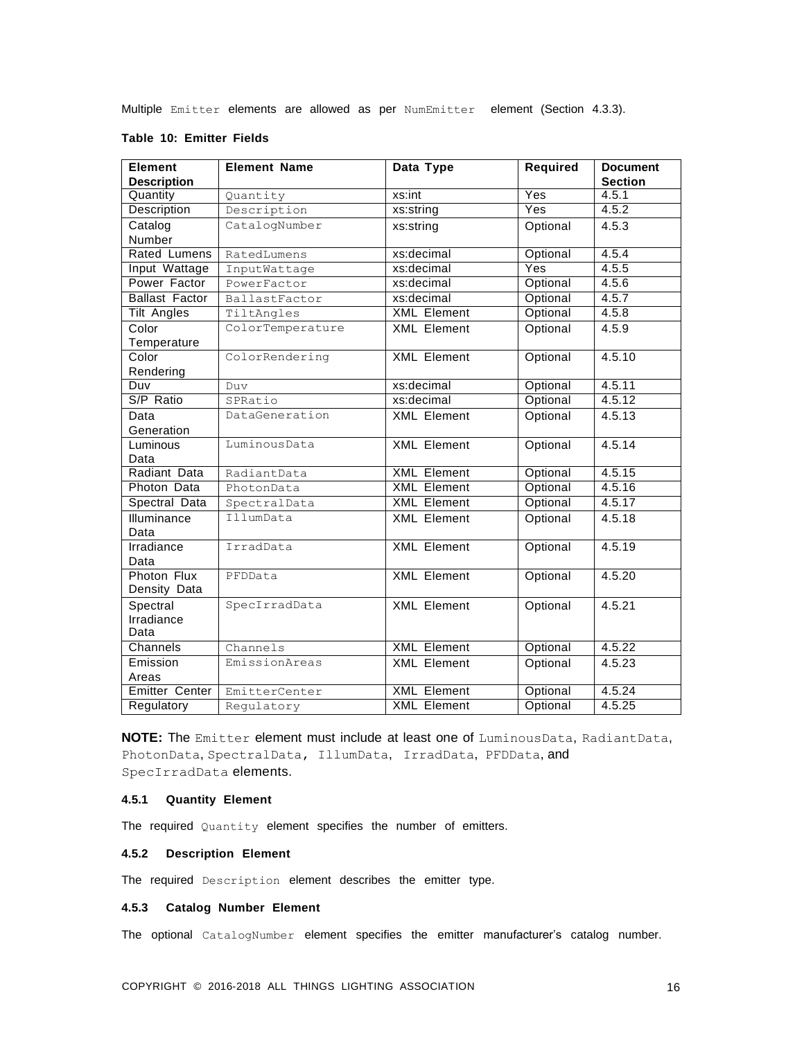Multiple `Emitter` elements are allowed as per `NumEmitter` element (Section 4.3.3).

**Table 10: Emitter Fields**

| Element Description | Element Name | Data Type | Required | Document Section |
|---|---|---|---|---|
| Quantity | `Quantity` | xs:int | Yes | 4.5.1 |
| Description | `Description` | xs:string | Yes | 4.5.2 |
| Catalog Number | `CatalogNumber` | xs:string | Optional | 4.5.3 |
| Rated Lumens | `RatedLumens` | xs:decimal | Optional | 4.5.4 |
| Input Wattage | `InputWattage` | xs:decimal | Yes | 4.5.5 |
| Power Factor | `PowerFactor` | xs:decimal | Optional | 4.5.6 |
| Ballast Factor | `BallastFactor` | xs:decimal | Optional | 4.5.7 |
| Tilt Angles | `TiltAngles` | XML Element | Optional | 4.5.8 |
| Color Temperature | `ColorTemperature` | XML Element | Optional | 4.5.9 |
| Color Rendering | `ColorRendering` | XML Element | Optional | 4.5.10 |
| Duv | `Duv` | xs:decimal | Optional | 4.5.11 |
| S/P Ratio | `SPRatio` | xs:decimal | Optional | 4.5.12 |
| Data Generation | `DataGeneration` | XML Element | Optional | 4.5.13 |
| Luminous Data | `LuminousData` | XML Element | Optional | 4.5.14 |
| Radiant Data | `RadiantData` | XML Element | Optional | 4.5.15 |
| Photon Data | `PhotonData` | XML Element | Optional | 4.5.16 |
| Spectral Data | `SpectralData` | XML Element | Optional | 4.5.17 |
| Illuminance Data | `IllumData` | XML Element | Optional | 4.5.18 |
| Irradiance Data | `IrradData` | XML Element | Optional | 4.5.19 |
| Photon Flux Density Data | `PFDData` | XML Element | Optional | 4.5.20 |
| Spectral Irradiance Data | `SpecIrradData` | XML Element | Optional | 4.5.21 |
| Channels | `Channels` | XML Element | Optional | 4.5.22 |
| Emission Areas | `EmissionAreas` | XML Element | Optional | 4.5.23 |
| Emitter Center | `EmitterCenter` | XML Element | Optional | 4.5.24 |
| Regulatory | `Regulatory` | XML Element | Optional | 4.5.25 |

**NOTE:** The `Emitter` element must include at least one of `LuminousData`, `RadiantData`, `PhotonData`, `SpectralData`, `IllumData`, `IrradData`, `PFDData`, and `SpecIrradData` elements.

#### 4.5.1 Quantity Element

The required `Quantity` element specifies the number of emitters.

#### 4.5.2 Description Element

The required `Description` element describes the emitter type.

#### 4.5.3 Catalog Number Element

The optional `CatalogNumber` element specifies the emitter manufacturer's catalog number.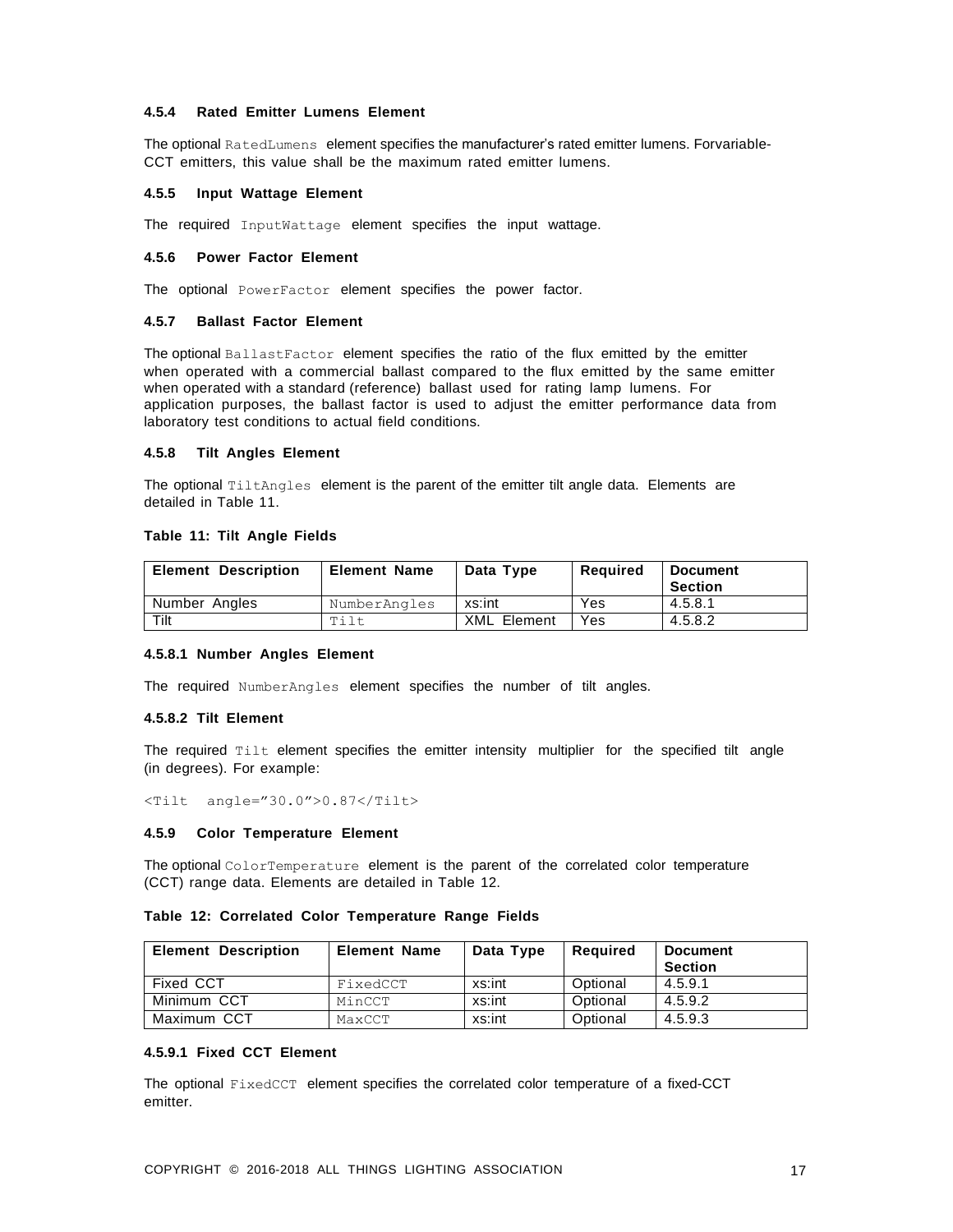#### 4.5.4 Rated Emitter Lumens Element

The optional `RatedLumens` element specifies the manufacturer's rated emitter lumens. Forvariable-CCT emitters, this value shall be the maximum rated emitter lumens.

#### 4.5.5 Input Wattage Element

The required `InputWattage` element specifies the input wattage.

#### 4.5.6 Power Factor Element

The optional `PowerFactor` element specifies the power factor.

#### 4.5.7 Ballast Factor Element

The optional `BallastFactor` element specifies the ratio of the flux emitted by the emitter when operated with a commercial ballast compared to the flux emitted by the same emitter when operated with a standard (reference) ballast used for rating lamp lumens. For application purposes, the ballast factor is used to adjust the emitter performance data from laboratory test conditions to actual field conditions.

#### 4.5.8 Tilt Angles Element

The optional `TiltAngles` element is the parent of the emitter tilt angle data. Elements are detailed in Table 11.

**Table 11: Tilt Angle Fields**

| Element Description | Element Name | Data Type | Required | Document Section |
|---|---|---|---|---|
| Number Angles | `NumberAngles` | xs:int | Yes | 4.5.8.1 |
| Tilt | `Tilt` | XML Element | Yes | 4.5.8.2 |

##### 4.5.8.1 Number Angles Element

The required `NumberAngles` element specifies the number of tilt angles.

##### 4.5.8.2 Tilt Element

The required `Tilt` element specifies the emitter intensity multiplier for the specified tilt angle (in degrees). For example:

```
<Tilt  angle="30.0">0.87</Tilt>
```

#### 4.5.9 Color Temperature Element

The optional `ColorTemperature` element is the parent of the correlated color temperature (CCT) range data. Elements are detailed in Table 12.

**Table 12: Correlated Color Temperature Range Fields**

| Element Description | Element Name | Data Type | Required | Document Section |
|---|---|---|---|---|
| Fixed CCT | `FixedCCT` | xs:int | Optional | 4.5.9.1 |
| Minimum CCT | `MinCCT` | xs:int | Optional | 4.5.9.2 |
| Maximum CCT | `MaxCCT` | xs:int | Optional | 4.5.9.3 |

##### 4.5.9.1 Fixed CCT Element

The optional `FixedCCT` element specifies the correlated color temperature of a fixed-CCT emitter.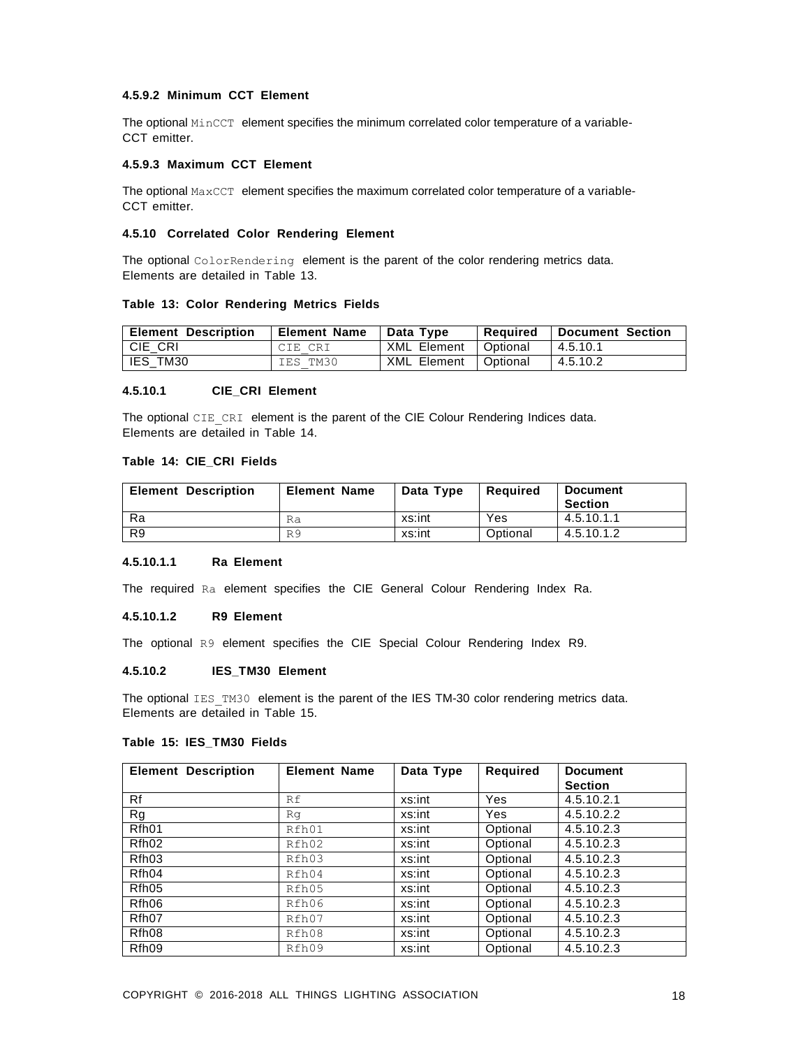#### 4.5.9.2 Minimum CCT Element

The optional `MinCCT` element specifies the minimum correlated color temperature of a variable-CCT emitter.

#### 4.5.9.3 Maximum CCT Element

The optional `MaxCCT` element specifies the maximum correlated color temperature of a variable-CCT emitter.

### 4.5.10 Correlated Color Rendering Element

The optional `ColorRendering` element is the parent of the color rendering metrics data. Elements are detailed in Table 13.

**Table 13: Color Rendering Metrics Fields**

| Element Description | Element Name | Data Type | Required | Document Section |
|---|---|---|---|---|
| CIE_CRI | `CIE_CRI` | XML Element | Optional | 4.5.10.1 |
| IES_TM30 | `IES_TM30` | XML Element | Optional | 4.5.10.2 |

#### 4.5.10.1 CIE_CRI Element

The optional `CIE_CRI` element is the parent of the CIE Colour Rendering Indices data. Elements are detailed in Table 14.

**Table 14: CIE_CRI Fields**

| Element Description | Element Name | Data Type | Required | Document Section |
|---|---|---|---|---|
| Ra | `Ra` | xs:int | Yes | 4.5.10.1.1 |
| R9 | `R9` | xs:int | Optional | 4.5.10.1.2 |

##### 4.5.10.1.1 Ra Element

The required `Ra` element specifies the CIE General Colour Rendering Index Ra.

##### 4.5.10.1.2 R9 Element

The optional `R9` element specifies the CIE Special Colour Rendering Index R9.

#### 4.5.10.2 IES_TM30 Element

The optional `IES_TM30` element is the parent of the IES TM-30 color rendering metrics data. Elements are detailed in Table 15.

**Table 15: IES_TM30 Fields**

| Element Description | Element Name | Data Type | Required | Document Section |
|---|---|---|---|---|
| Rf | `Rf` | xs:int | Yes | 4.5.10.2.1 |
| Rg | `Rg` | xs:int | Yes | 4.5.10.2.2 |
| Rfh01 | `Rfh01` | xs:int | Optional | 4.5.10.2.3 |
| Rfh02 | `Rfh02` | xs:int | Optional | 4.5.10.2.3 |
| Rfh03 | `Rfh03` | xs:int | Optional | 4.5.10.2.3 |
| Rfh04 | `Rfh04` | xs:int | Optional | 4.5.10.2.3 |
| Rfh05 | `Rfh05` | xs:int | Optional | 4.5.10.2.3 |
| Rfh06 | `Rfh06` | xs:int | Optional | 4.5.10.2.3 |
| Rfh07 | `Rfh07` | xs:int | Optional | 4.5.10.2.3 |
| Rfh08 | `Rfh08` | xs:int | Optional | 4.5.10.2.3 |
| Rfh09 | `Rfh09` | xs:int | Optional | 4.5.10.2.3 |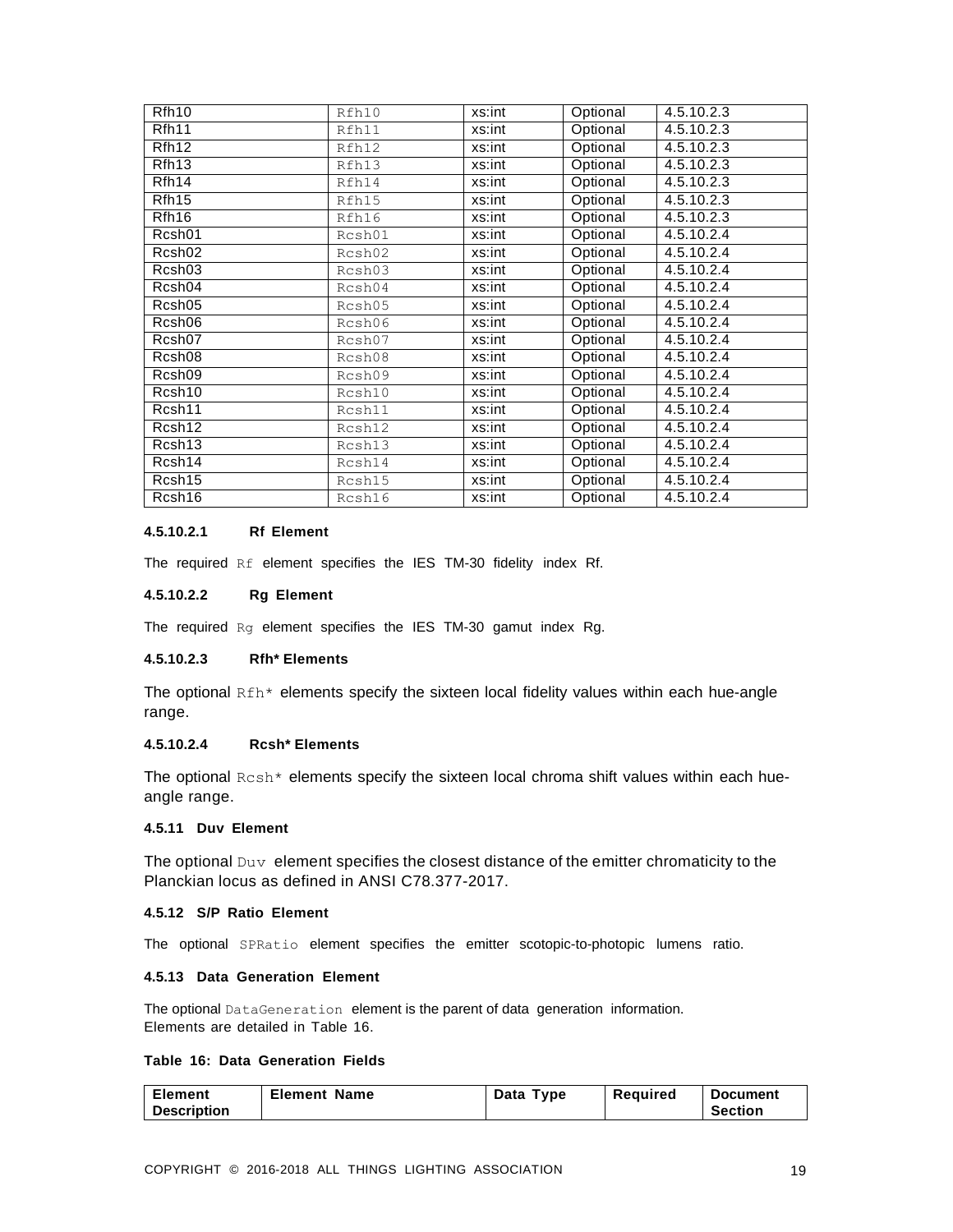| | | | | |
|---|---|---|---|---|
| Rfh10 | Rfh10 | xs:int | Optional | 4.5.10.2.3 |
| Rfh11 | Rfh11 | xs:int | Optional | 4.5.10.2.3 |
| Rfh12 | Rfh12 | xs:int | Optional | 4.5.10.2.3 |
| Rfh13 | Rfh13 | xs:int | Optional | 4.5.10.2.3 |
| Rfh14 | Rfh14 | xs:int | Optional | 4.5.10.2.3 |
| Rfh15 | Rfh15 | xs:int | Optional | 4.5.10.2.3 |
| Rfh16 | Rfh16 | xs:int | Optional | 4.5.10.2.3 |
| Rcsh01 | Rcsh01 | xs:int | Optional | 4.5.10.2.4 |
| Rcsh02 | Rcsh02 | xs:int | Optional | 4.5.10.2.4 |
| Rcsh03 | Rcsh03 | xs:int | Optional | 4.5.10.2.4 |
| Rcsh04 | Rcsh04 | xs:int | Optional | 4.5.10.2.4 |
| Rcsh05 | Rcsh05 | xs:int | Optional | 4.5.10.2.4 |
| Rcsh06 | Rcsh06 | xs:int | Optional | 4.5.10.2.4 |
| Rcsh07 | Rcsh07 | xs:int | Optional | 4.5.10.2.4 |
| Rcsh08 | Rcsh08 | xs:int | Optional | 4.5.10.2.4 |
| Rcsh09 | Rcsh09 | xs:int | Optional | 4.5.10.2.4 |
| Rcsh10 | Rcsh10 | xs:int | Optional | 4.5.10.2.4 |
| Rcsh11 | Rcsh11 | xs:int | Optional | 4.5.10.2.4 |
| Rcsh12 | Rcsh12 | xs:int | Optional | 4.5.10.2.4 |
| Rcsh13 | Rcsh13 | xs:int | Optional | 4.5.10.2.4 |
| Rcsh14 | Rcsh14 | xs:int | Optional | 4.5.10.2.4 |
| Rcsh15 | Rcsh15 | xs:int | Optional | 4.5.10.2.4 |
| Rcsh16 | Rcsh16 | xs:int | Optional | 4.5.10.2.4 |

#### 4.5.10.2.1 Rf Element

The required `Rf` element specifies the IES TM-30 fidelity index Rf.

#### 4.5.10.2.2 Rg Element

The required `Rg` element specifies the IES TM-30 gamut index Rg.

#### 4.5.10.2.3 Rfh* Elements

The optional `Rfh*` elements specify the sixteen local fidelity values within each hue-angle range.

#### 4.5.10.2.4 Rcsh* Elements

The optional `Rcsh*` elements specify the sixteen local chroma shift values within each hue-angle range.

### 4.5.11 Duv Element

The optional `Duv` element specifies the closest distance of the emitter chromaticity to the Planckian locus as defined in ANSI C78.377-2017.

### 4.5.12 S/P Ratio Element

The optional `SPRatio` element specifies the emitter scotopic-to-photopic lumens ratio.

### 4.5.13 Data Generation Element

The optional `DataGeneration` element is the parent of data generation information. Elements are detailed in Table 16.

**Table 16: Data Generation Fields**

| Element Description | Element Name | Data Type | Required | Document Section |
|---|---|---|---|---|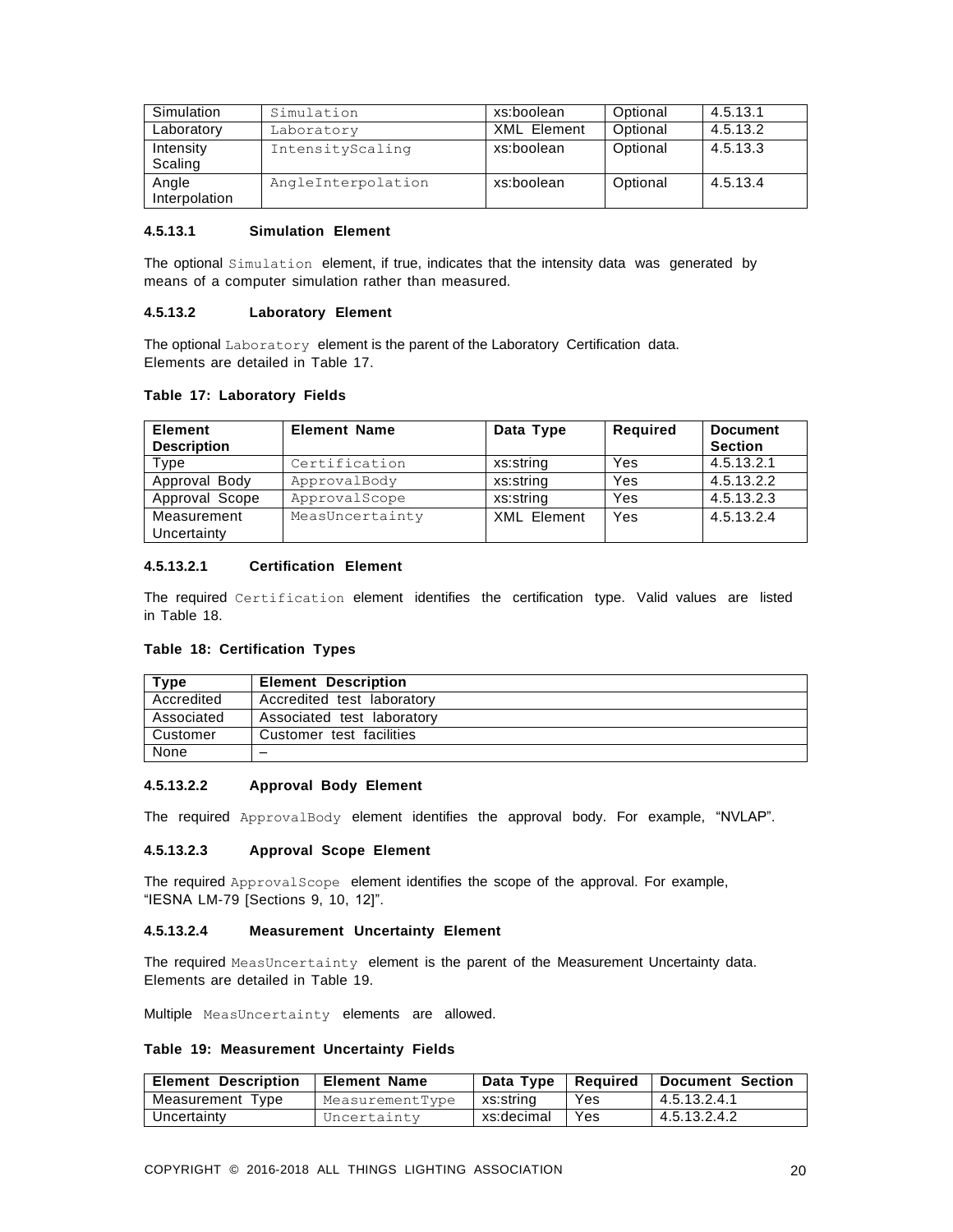| Simulation | Simulation | xs:boolean | Optional | 4.5.13.1 |
|---|---|---|---|---|
| Laboratory | Laboratory | XML Element | Optional | 4.5.13.2 |
| Intensity Scaling | IntensityScaling | xs:boolean | Optional | 4.5.13.3 |
| Angle Interpolation | AngleInterpolation | xs:boolean | Optional | 4.5.13.4 |

#### 4.5.13.1 Simulation Element

The optional `Simulation` element, if true, indicates that the intensity data was generated by means of a computer simulation rather than measured.

#### 4.5.13.2 Laboratory Element

The optional `Laboratory` element is the parent of the Laboratory Certification data. Elements are detailed in Table 17.

**Table 17: Laboratory Fields**

| Element Description | Element Name | Data Type | Required | Document Section |
|---|---|---|---|---|
| Type | Certification | xs:string | Yes | 4.5.13.2.1 |
| Approval Body | ApprovalBody | xs:string | Yes | 4.5.13.2.2 |
| Approval Scope | ApprovalScope | xs:string | Yes | 4.5.13.2.3 |
| Measurement Uncertainty | MeasUncertainty | XML Element | Yes | 4.5.13.2.4 |

#### 4.5.13.2.1 Certification Element

The required `Certification` element identifies the certification type. Valid values are listed in Table 18.

**Table 18: Certification Types**

| Type | Element Description |
|---|---|
| Accredited | Accredited test laboratory |
| Associated | Associated test laboratory |
| Customer | Customer test facilities |
| None | – |

#### 4.5.13.2.2 Approval Body Element

The required `ApprovalBody` element identifies the approval body. For example, “NVLAP”.

#### 4.5.13.2.3 Approval Scope Element

The required `ApprovalScope` element identifies the scope of the approval. For example, “IESNA LM-79 [Sections 9, 10, 12]”.

#### 4.5.13.2.4 Measurement Uncertainty Element

The required `MeasUncertainty` element is the parent of the Measurement Uncertainty data. Elements are detailed in Table 19.

Multiple `MeasUncertainty` elements are allowed.

**Table 19: Measurement Uncertainty Fields**

| Element Description | Element Name | Data Type | Required | Document Section |
|---|---|---|---|---|
| Measurement Type | MeasurementType | xs:string | Yes | 4.5.13.2.4.1 |
| Uncertainty | Uncertainty | xs:decimal | Yes | 4.5.13.2.4.2 |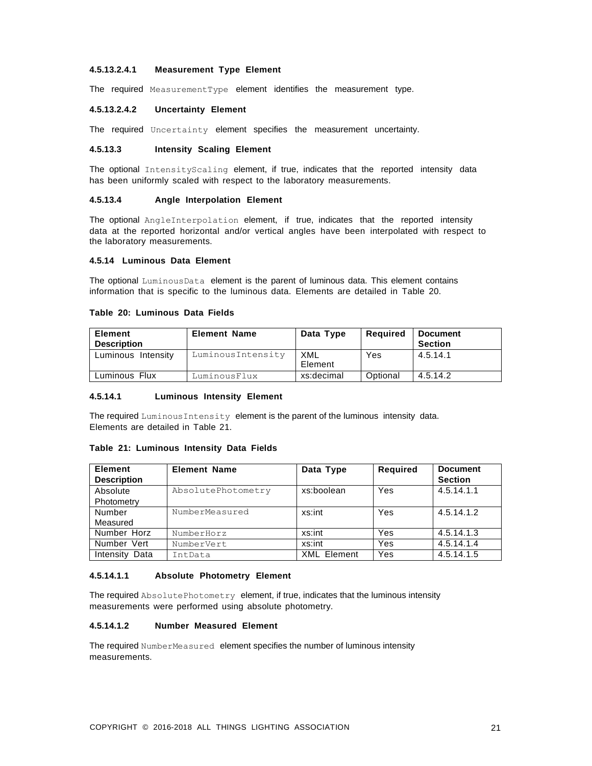#### 4.5.13.2.4.1 Measurement Type Element

The required `MeasurementType` element identifies the measurement type.

#### 4.5.13.2.4.2 Uncertainty Element

The required `Uncertainty` element specifies the measurement uncertainty.

### 4.5.13.3 Intensity Scaling Element

The optional `IntensityScaling` element, if true, indicates that the reported intensity data has been uniformly scaled with respect to the laboratory measurements.

### 4.5.13.4 Angle Interpolation Element

The optional `AngleInterpolation` element, if true, indicates that the reported intensity data at the reported horizontal and/or vertical angles have been interpolated with respect to the laboratory measurements.

## 4.5.14 Luminous Data Element

The optional `LuminousData` element is the parent of luminous data. This element contains information that is specific to the luminous data. Elements are detailed in Table 20.

**Table 20: Luminous Data Fields**

| Element Description | Element Name | Data Type | Required | Document Section |
|---|---|---|---|---|
| Luminous Intensity | `LuminousIntensity` | XML Element | Yes | 4.5.14.1 |
| Luminous Flux | `LuminousFlux` | xs:decimal | Optional | 4.5.14.2 |

### 4.5.14.1 Luminous Intensity Element

The required `LuminousIntensity` element is the parent of the luminous intensity data. Elements are detailed in Table 21.

**Table 21: Luminous Intensity Data Fields**

| Element Description | Element Name | Data Type | Required | Document Section |
|---|---|---|---|---|
| Absolute Photometry | `AbsolutePhotometry` | xs:boolean | Yes | 4.5.14.1.1 |
| Number Measured | `NumberMeasured` | xs:int | Yes | 4.5.14.1.2 |
| Number Horz | `NumberHorz` | xs:int | Yes | 4.5.14.1.3 |
| Number Vert | `NumberVert` | xs:int | Yes | 4.5.14.1.4 |
| Intensity Data | `IntData` | XML Element | Yes | 4.5.14.1.5 |

#### 4.5.14.1.1 Absolute Photometry Element

The required `AbsolutePhotometry` element, if true, indicates that the luminous intensity measurements were performed using absolute photometry.

#### 4.5.14.1.2 Number Measured Element

The required `NumberMeasured` element specifies the number of luminous intensity measurements.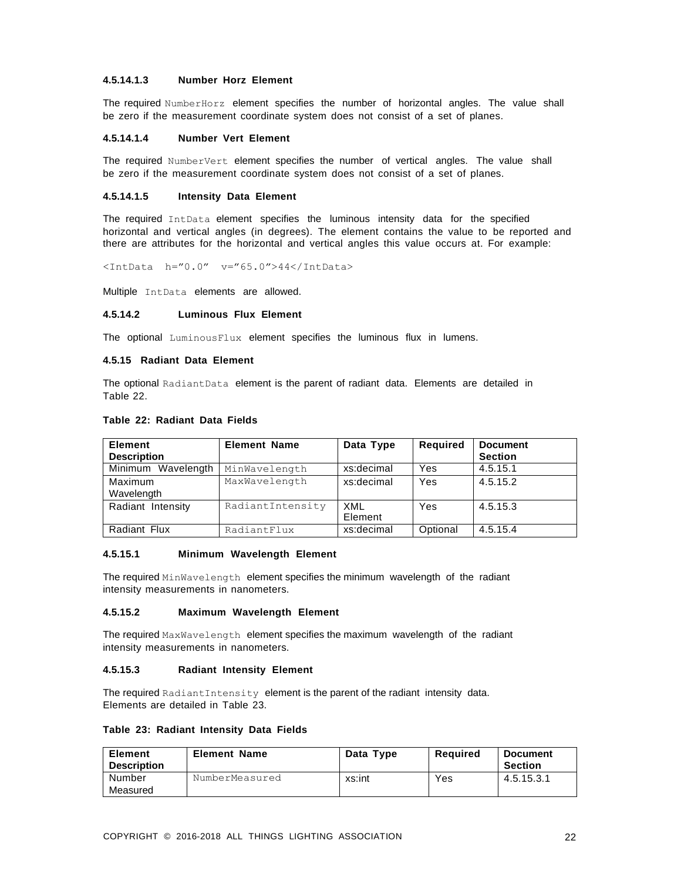#### 4.5.14.1.3 Number Horz Element

The required `NumberHorz` element specifies the number of horizontal angles. The value shall be zero if the measurement coordinate system does not consist of a set of planes.

#### 4.5.14.1.4 Number Vert Element

The required `NumberVert` element specifies the number of vertical angles. The value shall be zero if the measurement coordinate system does not consist of a set of planes.

#### 4.5.14.1.5 Intensity Data Element

The required `IntData` element specifies the luminous intensity data for the specified horizontal and vertical angles (in degrees). The element contains the value to be reported and there are attributes for the horizontal and vertical angles this value occurs at. For example:

```
<IntData  h="0.0"  v="65.0">44</IntData>
```

Multiple `IntData` elements are allowed.

#### 4.5.14.2 Luminous Flux Element

The optional `LuminousFlux` element specifies the luminous flux in lumens.

### 4.5.15 Radiant Data Element

The optional `RadiantData` element is the parent of radiant data. Elements are detailed in Table 22.

**Table 22: Radiant Data Fields**

| Element Description | Element Name | Data Type | Required | Document Section |
|---|---|---|---|---|
| Minimum Wavelength | `MinWavelength` | xs:decimal | Yes | 4.5.15.1 |
| Maximum Wavelength | `MaxWavelength` | xs:decimal | Yes | 4.5.15.2 |
| Radiant Intensity | `RadiantIntensity` | XML Element | Yes | 4.5.15.3 |
| Radiant Flux | `RadiantFlux` | xs:decimal | Optional | 4.5.15.4 |

#### 4.5.15.1 Minimum Wavelength Element

The required `MinWavelength` element specifies the minimum wavelength of the radiant intensity measurements in nanometers.

#### 4.5.15.2 Maximum Wavelength Element

The required `MaxWavelength` element specifies the maximum wavelength of the radiant intensity measurements in nanometers.

#### 4.5.15.3 Radiant Intensity Element

The required `RadiantIntensity` element is the parent of the radiant intensity data. Elements are detailed in Table 23.

**Table 23: Radiant Intensity Data Fields**

| Element Description | Element Name | Data Type | Required | Document Section |
|---|---|---|---|---|
| Number Measured | `NumberMeasured` | xs:int | Yes | 4.5.15.3.1 |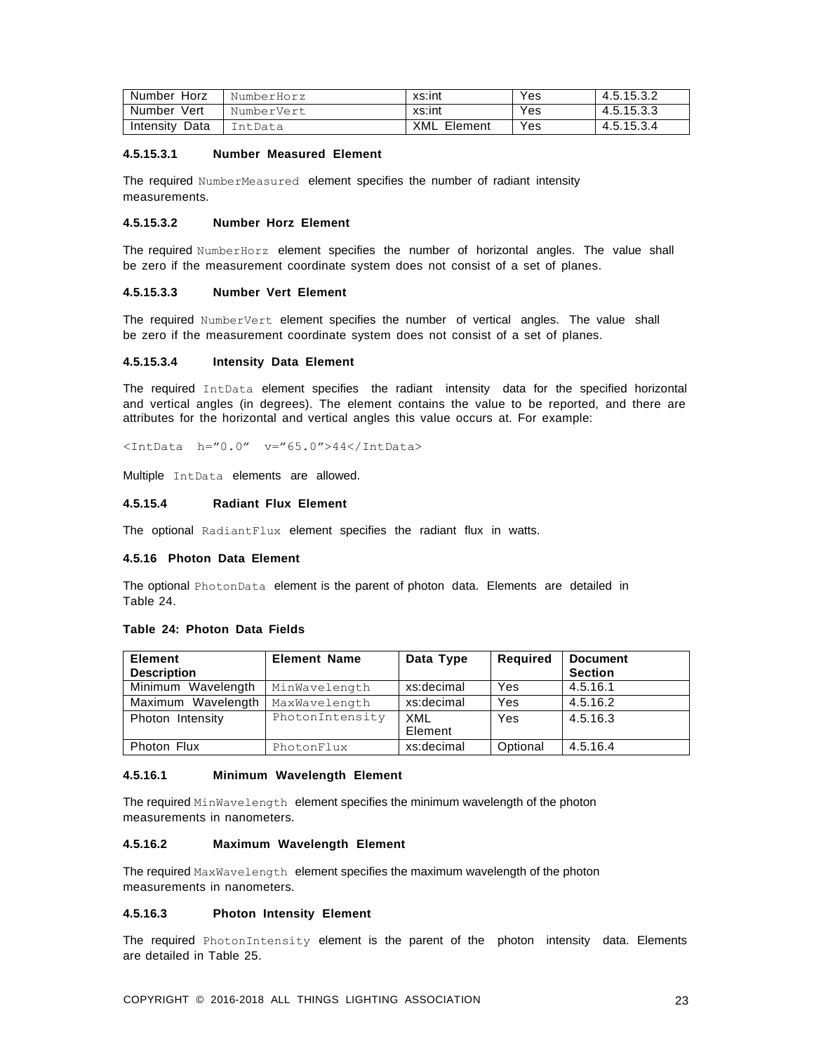| Number Horz | NumberHorz | xs:int | Yes | 4.5.15.3.2 |
|---|---|---|---|---|
| Number Vert | NumberVert | xs:int | Yes | 4.5.15.3.3 |
| Intensity Data | IntData | XML Element | Yes | 4.5.15.3.4 |

#### 4.5.15.3.1 Number Measured Element

The required `NumberMeasured` element specifies the number of radiant intensity measurements.

#### 4.5.15.3.2 Number Horz Element

The required `NumberHorz` element specifies the number of horizontal angles. The value shall be zero if the measurement coordinate system does not consist of a set of planes.

#### 4.5.15.3.3 Number Vert Element

The required `NumberVert` element specifies the number of vertical angles. The value shall be zero if the measurement coordinate system does not consist of a set of planes.

#### 4.5.15.3.4 Intensity Data Element

The required `IntData` element specifies the radiant intensity data for the specified horizontal and vertical angles (in degrees). The element contains the value to be reported, and there are attributes for the horizontal and vertical angles this value occurs at. For example:

```
<IntData h=”0.0” v=”65.0”>44</IntData>
```

Multiple `IntData` elements are allowed.

#### 4.5.15.4 Radiant Flux Element

The optional `RadiantFlux` element specifies the radiant flux in watts.

### 4.5.16 Photon Data Element

The optional `PhotonData` element is the parent of photon data. Elements are detailed in Table 24.

**Table 24: Photon Data Fields**

| Element Description | Element Name | Data Type | Required | Document Section |
|---|---|---|---|---|
| Minimum Wavelength | MinWavelength | xs:decimal | Yes | 4.5.16.1 |
| Maximum Wavelength | MaxWavelength | xs:decimal | Yes | 4.5.16.2 |
| Photon Intensity | PhotonIntensity | XML Element | Yes | 4.5.16.3 |
| Photon Flux | PhotonFlux | xs:decimal | Optional | 4.5.16.4 |

#### 4.5.16.1 Minimum Wavelength Element

The required `MinWavelength` element specifies the minimum wavelength of the photon measurements in nanometers.

#### 4.5.16.2 Maximum Wavelength Element

The required `MaxWavelength` element specifies the maximum wavelength of the photon measurements in nanometers.

#### 4.5.16.3 Photon Intensity Element

The required `PhotonIntensity` element is the parent of the photon intensity data. Elements are detailed in Table 25.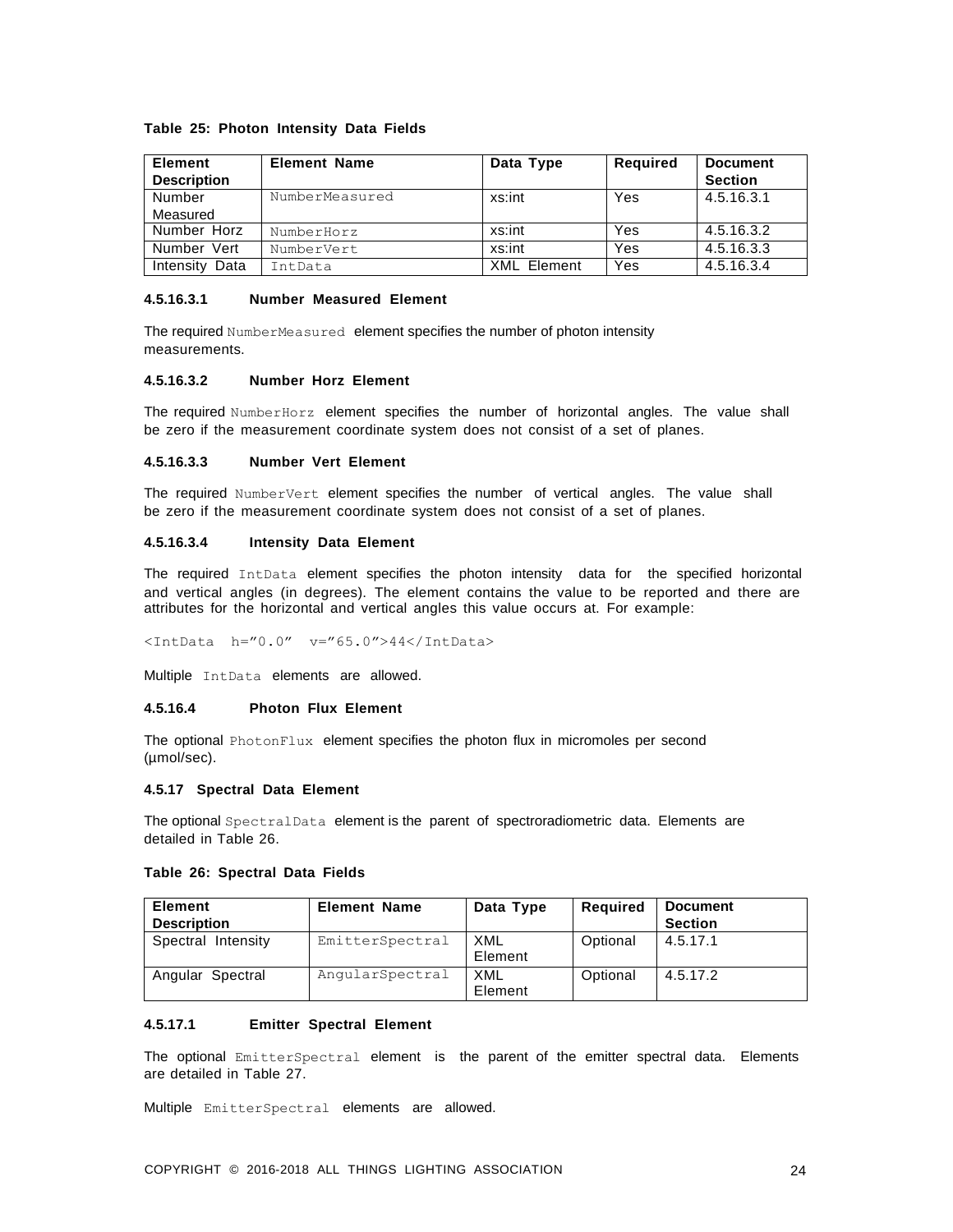**Table 25: Photon Intensity Data Fields**

| Element Description | Element Name | Data Type | Required | Document Section |
| --- | --- | --- | --- | --- |
| Number Measured | NumberMeasured | xs:int | Yes | 4.5.16.3.1 |
| Number Horz | NumberHorz | xs:int | Yes | 4.5.16.3.2 |
| Number Vert | NumberVert | xs:int | Yes | 4.5.16.3.3 |
| Intensity Data | IntData | XML Element | Yes | 4.5.16.3.4 |

#### 4.5.16.3.1 Number Measured Element

The required `NumberMeasured` element specifies the number of photon intensity measurements.

#### 4.5.16.3.2 Number Horz Element

The required `NumberHorz` element specifies the number of horizontal angles. The value shall be zero if the measurement coordinate system does not consist of a set of planes.

#### 4.5.16.3.3 Number Vert Element

The required `NumberVert` element specifies the number of vertical angles. The value shall be zero if the measurement coordinate system does not consist of a set of planes.

#### 4.5.16.3.4 Intensity Data Element

The required `IntData` element specifies the photon intensity data for the specified horizontal and vertical angles (in degrees). The element contains the value to be reported and there are attributes for the horizontal and vertical angles this value occurs at. For example:

```
<IntData h=”0.0” v=”65.0”>44</IntData>
```

Multiple `IntData` elements are allowed.

### 4.5.16.4 Photon Flux Element

The optional `PhotonFlux` element specifies the photon flux in micromoles per second (μmol/sec).

### 4.5.17 Spectral Data Element

The optional `SpectralData` element is the parent of spectroradiometric data. Elements are detailed in Table 26.

**Table 26: Spectral Data Fields**

| Element Description | Element Name | Data Type | Required | Document Section |
| --- | --- | --- | --- | --- |
| Spectral Intensity | EmitterSpectral | XML Element | Optional | 4.5.17.1 |
| Angular Spectral | AngularSpectral | XML Element | Optional | 4.5.17.2 |

#### 4.5.17.1 Emitter Spectral Element

The optional `EmitterSpectral` element is the parent of the emitter spectral data. Elements are detailed in Table 27.

Multiple `EmitterSpectral` elements are allowed.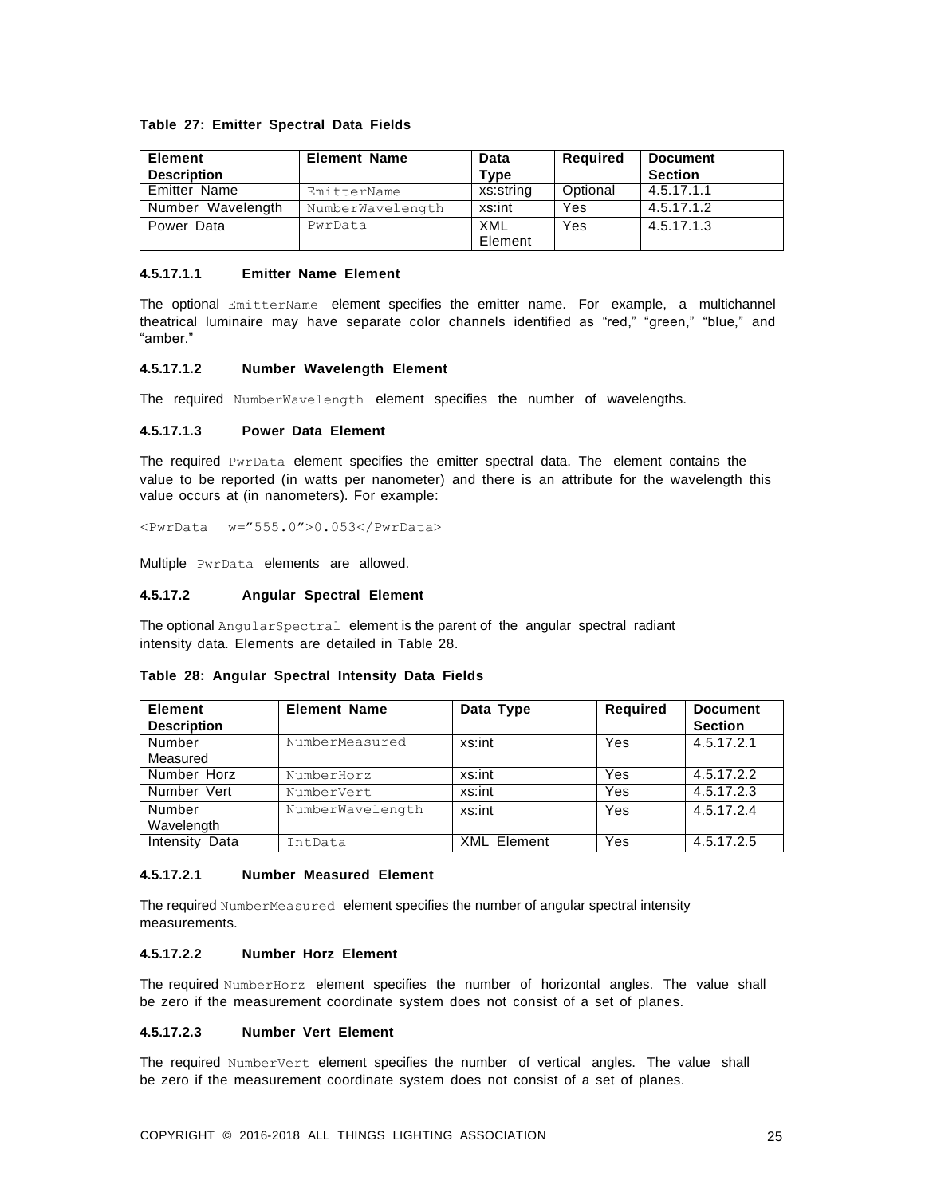**Table 27: Emitter Spectral Data Fields**

| Element Description | Element Name | Data Type | Required | Document Section |
|---|---|---|---|---|
| Emitter Name | EmitterName | xs:string | Optional | 4.5.17.1.1 |
| Number Wavelength | NumberWavelength | xs:int | Yes | 4.5.17.1.2 |
| Power Data | PwrData | XML Element | Yes | 4.5.17.1.3 |

#### 4.5.17.1.1 Emitter Name Element

The optional `EmitterName` element specifies the emitter name. For example, a multichannel theatrical luminaire may have separate color channels identified as “red,” “green,” “blue,” and “amber.”

#### 4.5.17.1.2 Number Wavelength Element

The required `NumberWavelength` element specifies the number of wavelengths.

#### 4.5.17.1.3 Power Data Element

The required `PwrData` element specifies the emitter spectral data. The element contains the value to be reported (in watts per nanometer) and there is an attribute for the wavelength this value occurs at (in nanometers). For example:

```
<PwrData  w=”555.0”>0.053</PwrData>
```

Multiple `PwrData` elements are allowed.

### 4.5.17.2 Angular Spectral Element

The optional `AngularSpectral` element is the parent of the angular spectral radiant intensity data. Elements are detailed in Table 28.

**Table 28: Angular Spectral Intensity Data Fields**

| Element Description | Element Name | Data Type | Required | Document Section |
|---|---|---|---|---|
| Number Measured | NumberMeasured | xs:int | Yes | 4.5.17.2.1 |
| Number Horz | NumberHorz | xs:int | Yes | 4.5.17.2.2 |
| Number Vert | NumberVert | xs:int | Yes | 4.5.17.2.3 |
| Number Wavelength | NumberWavelength | xs:int | Yes | 4.5.17.2.4 |
| Intensity Data | IntData | XML Element | Yes | 4.5.17.2.5 |

#### 4.5.17.2.1 Number Measured Element

The required `NumberMeasured` element specifies the number of angular spectral intensity measurements.

#### 4.5.17.2.2 Number Horz Element

The required `NumberHorz` element specifies the number of horizontal angles. The value shall be zero if the measurement coordinate system does not consist of a set of planes.

#### 4.5.17.2.3 Number Vert Element

The required `NumberVert` element specifies the number of vertical angles. The value shall be zero if the measurement coordinate system does not consist of a set of planes.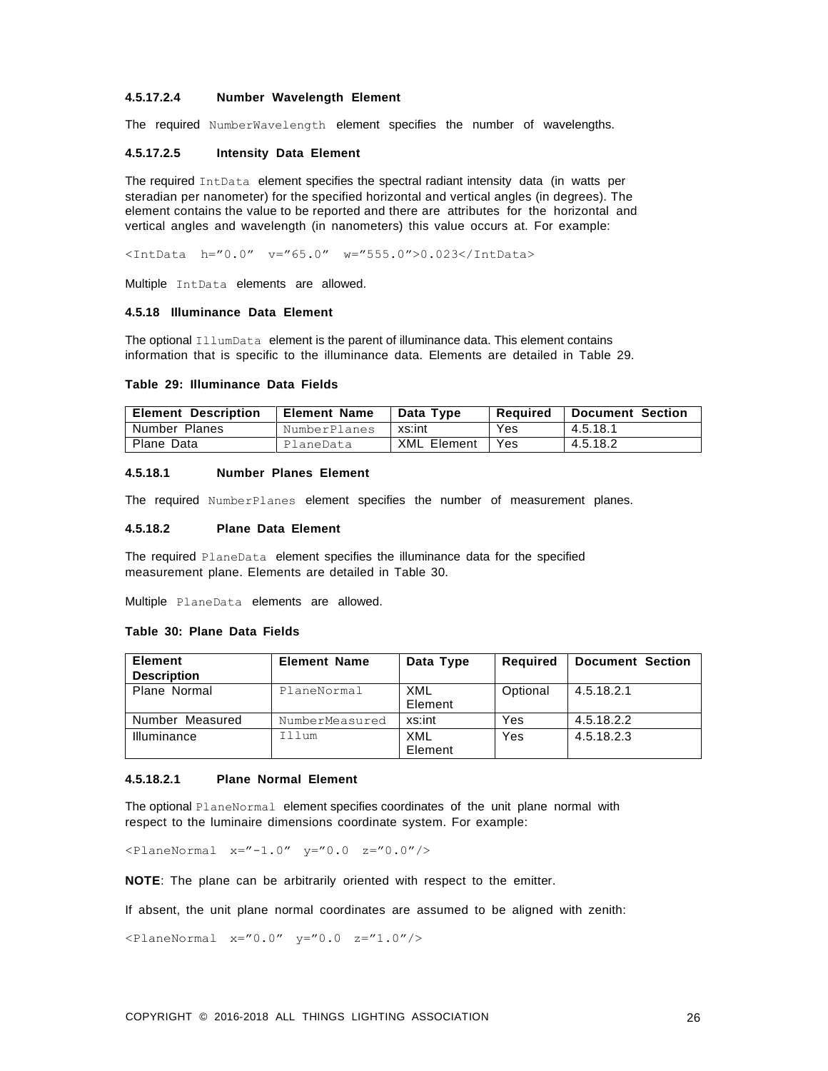#### 4.5.17.2.4 Number Wavelength Element

The required `NumberWavelength` element specifies the number of wavelengths.

#### 4.5.17.2.5 Intensity Data Element

The required `IntData` element specifies the spectral radiant intensity data (in watts per steradian per nanometer) for the specified horizontal and vertical angles (in degrees). The element contains the value to be reported and there are attributes for the horizontal and vertical angles and wavelength (in nanometers) this value occurs at. For example:

```
<IntData  h=”0.0”  v=”65.0”  w=”555.0”>0.023</IntData>
```

Multiple `IntData` elements are allowed.

### 4.5.18 Illuminance Data Element

The optional `IllumData` element is the parent of illuminance data. This element contains information that is specific to the illuminance data. Elements are detailed in Table 29.

**Table 29: Illuminance Data Fields**

| Element Description | Element Name | Data Type | Required | Document Section |
| --- | --- | --- | --- | --- |
| Number Planes | `NumberPlanes` | xs:int | Yes | 4.5.18.1 |
| Plane Data | `PlaneData` | XML Element | Yes | 4.5.18.2 |

#### 4.5.18.1 Number Planes Element

The required `NumberPlanes` element specifies the number of measurement planes.

#### 4.5.18.2 Plane Data Element

The required `PlaneData` element specifies the illuminance data for the specified measurement plane. Elements are detailed in Table 30.

Multiple `PlaneData` elements are allowed.

**Table 30: Plane Data Fields**

| Element Description | Element Name | Data Type | Required | Document Section |
| --- | --- | --- | --- | --- |
| Plane Normal | `PlaneNormal` | XML Element | Optional | 4.5.18.2.1 |
| Number Measured | `NumberMeasured` | xs:int | Yes | 4.5.18.2.2 |
| Illuminance | `Illum` | XML Element | Yes | 4.5.18.2.3 |

#### 4.5.18.2.1 Plane Normal Element

The optional `PlaneNormal` element specifies coordinates of the unit plane normal with respect to the luminaire dimensions coordinate system. For example:

```
<PlaneNormal  x=”-1.0”  y=”0.0  z=”0.0”/>
```

**NOTE**: The plane can be arbitrarily oriented with respect to the emitter.

If absent, the unit plane normal coordinates are assumed to be aligned with zenith:

```
<PlaneNormal  x=”0.0”  y=”0.0  z=”1.0”/>
```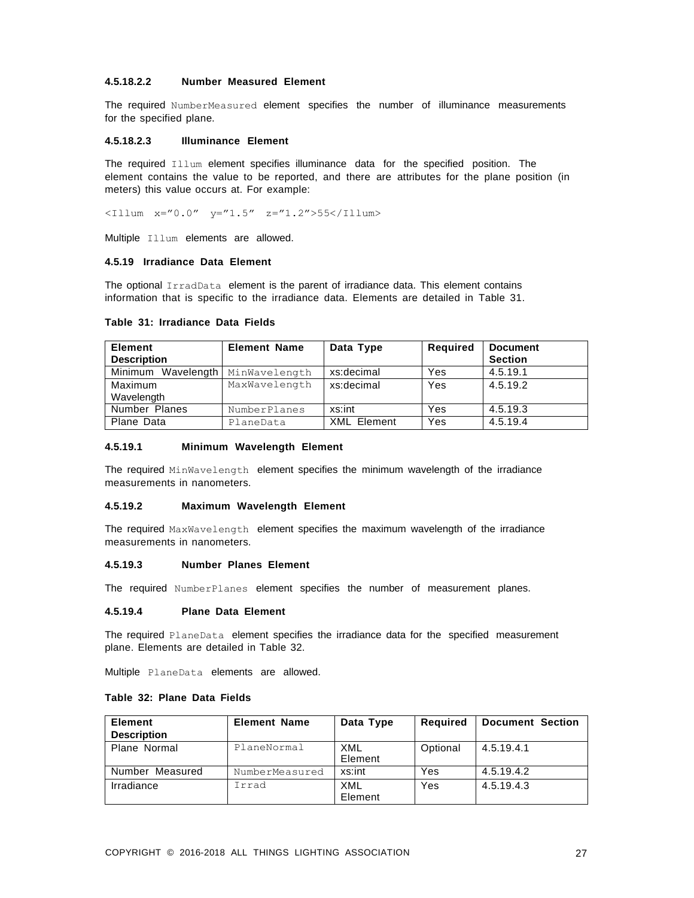#### 4.5.18.2.2 Number Measured Element

The required `NumberMeasured` element specifies the number of illuminance measurements for the specified plane.

#### 4.5.18.2.3 Illuminance Element

The required `Illum` element specifies illuminance data for the specified position. The element contains the value to be reported, and there are attributes for the plane position (in meters) this value occurs at. For example:

```
<Illum x=”0.0” y=”1.5” z=”1.2”>55</Illum>
```

Multiple `Illum` elements are allowed.

### 4.5.19 Irradiance Data Element

The optional `IrradData` element is the parent of irradiance data. This element contains information that is specific to the irradiance data. Elements are detailed in Table 31.

**Table 31: Irradiance Data Fields**

| Element Description | Element Name | Data Type | Required | Document Section |
|---|---|---|---|---|
| Minimum Wavelength | MinWavelength | xs:decimal | Yes | 4.5.19.1 |
| Maximum Wavelength | MaxWavelength | xs:decimal | Yes | 4.5.19.2 |
| Number Planes | NumberPlanes | xs:int | Yes | 4.5.19.3 |
| Plane Data | PlaneData | XML Element | Yes | 4.5.19.4 |

#### 4.5.19.1 Minimum Wavelength Element

The required `MinWavelength` element specifies the minimum wavelength of the irradiance measurements in nanometers.

#### 4.5.19.2 Maximum Wavelength Element

The required `MaxWavelength` element specifies the maximum wavelength of the irradiance measurements in nanometers.

#### 4.5.19.3 Number Planes Element

The required `NumberPlanes` element specifies the number of measurement planes.

#### 4.5.19.4 Plane Data Element

The required `PlaneData` element specifies the irradiance data for the specified measurement plane. Elements are detailed in Table 32.

Multiple `PlaneData` elements are allowed.

**Table 32: Plane Data Fields**

| Element Description | Element Name | Data Type | Required | Document Section |
|---|---|---|---|---|
| Plane Normal | PlaneNormal | XML Element | Optional | 4.5.19.4.1 |
| Number Measured | NumberMeasured | xs:int | Yes | 4.5.19.4.2 |
| Irradiance | Irrad | XML Element | Yes | 4.5.19.4.3 |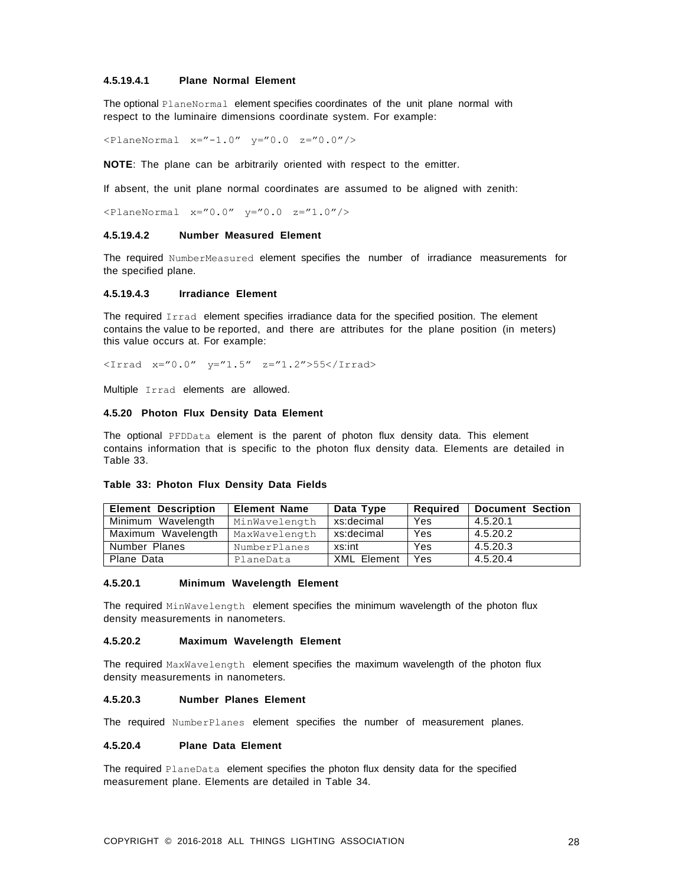#### 4.5.19.4.1 Plane Normal Element

The optional `PlaneNormal` element specifies coordinates of the unit plane normal with respect to the luminaire dimensions coordinate system. For example:

```
<PlaneNormal x="-1.0" y="0.0 z="0.0"/>
```

**NOTE**: The plane can be arbitrarily oriented with respect to the emitter.

If absent, the unit plane normal coordinates are assumed to be aligned with zenith:

```
<PlaneNormal x="0.0" y="0.0 z="1.0"/>
```

#### 4.5.19.4.2 Number Measured Element

The required `NumberMeasured` element specifies the number of irradiance measurements for the specified plane.

#### 4.5.19.4.3 Irradiance Element

The required `Irrad` element specifies irradiance data for the specified position. The element contains the value to be reported, and there are attributes for the plane position (in meters) this value occurs at. For example:

```
<Irrad x="0.0" y="1.5" z="1.2">55</Irrad>
```

Multiple `Irrad` elements are allowed.

### 4.5.20 Photon Flux Density Data Element

The optional `PFDData` element is the parent of photon flux density data. This element contains information that is specific to the photon flux density data. Elements are detailed in Table 33.

**Table 33: Photon Flux Density Data Fields**

| Element Description | Element Name | Data Type | Required | Document Section |
|---|---|---|---|---|
| Minimum Wavelength | `MinWavelength` | xs:decimal | Yes | 4.5.20.1 |
| Maximum Wavelength | `MaxWavelength` | xs:decimal | Yes | 4.5.20.2 |
| Number Planes | `NumberPlanes` | xs:int | Yes | 4.5.20.3 |
| Plane Data | `PlaneData` | XML Element | Yes | 4.5.20.4 |

#### 4.5.20.1 Minimum Wavelength Element

The required `MinWavelength` element specifies the minimum wavelength of the photon flux density measurements in nanometers.

#### 4.5.20.2 Maximum Wavelength Element

The required `MaxWavelength` element specifies the maximum wavelength of the photon flux density measurements in nanometers.

#### 4.5.20.3 Number Planes Element

The required `NumberPlanes` element specifies the number of measurement planes.

#### 4.5.20.4 Plane Data Element

The required `PlaneData` element specifies the photon flux density data for the specified measurement plane. Elements are detailed in Table 34.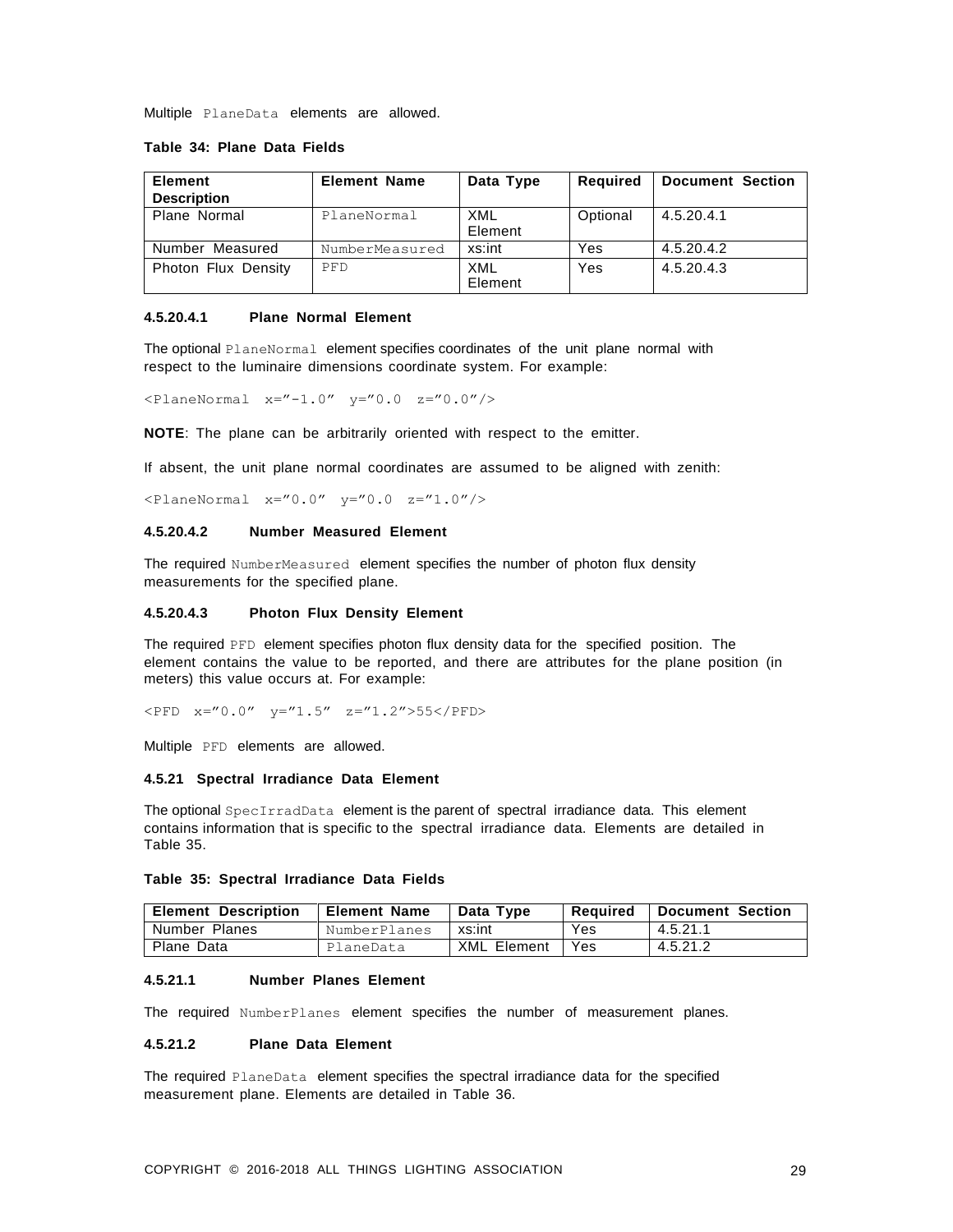Multiple `PlaneData` elements are allowed.

**Table 34: Plane Data Fields**

| Element Description | Element Name | Data Type | Required | Document Section |
|---|---|---|---|---|
| Plane Normal | `PlaneNormal` | XML Element | Optional | 4.5.20.4.1 |
| Number Measured | `NumberMeasured` | xs:int | Yes | 4.5.20.4.2 |
| Photon Flux Density | `PFD` | XML Element | Yes | 4.5.20.4.3 |

#### 4.5.20.4.1 Plane Normal Element

The optional `PlaneNormal` element specifies coordinates of the unit plane normal with respect to the luminaire dimensions coordinate system. For example:

```
<PlaneNormal x=”-1.0” y=”0.0 z=”0.0”/>
```

**NOTE**: The plane can be arbitrarily oriented with respect to the emitter.

If absent, the unit plane normal coordinates are assumed to be aligned with zenith:

```
<PlaneNormal x=”0.0” y=”0.0 z=”1.0”/>
```

#### 4.5.20.4.2 Number Measured Element

The required `NumberMeasured` element specifies the number of photon flux density measurements for the specified plane.

#### 4.5.20.4.3 Photon Flux Density Element

The required `PFD` element specifies photon flux density data for the specified position. The element contains the value to be reported, and there are attributes for the plane position (in meters) this value occurs at. For example:

```
<PFD x=”0.0” y=”1.5” z=”1.2”>55</PFD>
```

Multiple `PFD` elements are allowed.

### 4.5.21 Spectral Irradiance Data Element

The optional `SpecIrradData` element is the parent of spectral irradiance data. This element contains information that is specific to the spectral irradiance data. Elements are detailed in Table 35.

**Table 35: Spectral Irradiance Data Fields**

| Element Description | Element Name | Data Type | Required | Document Section |
|---|---|---|---|---|
| Number Planes | `NumberPlanes` | xs:int | Yes | 4.5.21.1 |
| Plane Data | `PlaneData` | XML Element | Yes | 4.5.21.2 |

#### 4.5.21.1 Number Planes Element

The required `NumberPlanes` element specifies the number of measurement planes.

#### 4.5.21.2 Plane Data Element

The required `PlaneData` element specifies the spectral irradiance data for the specified measurement plane. Elements are detailed in Table 36.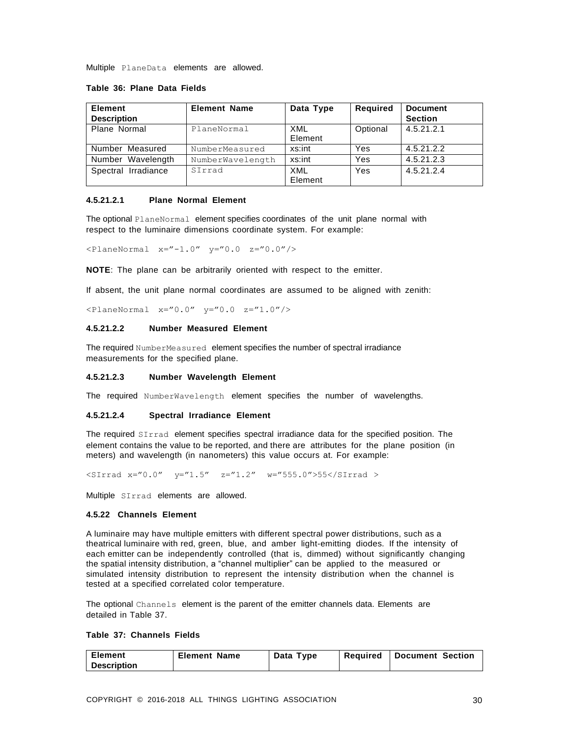Multiple `PlaneData` elements are allowed.

**Table 36: Plane Data Fields**

| Element Description | Element Name | Data Type | Required | Document Section |
|---|---|---|---|---|
| Plane Normal | `PlaneNormal` | XML Element | Optional | 4.5.21.2.1 |
| Number Measured | `NumberMeasured` | xs:int | Yes | 4.5.21.2.2 |
| Number Wavelength | `NumberWavelength` | xs:int | Yes | 4.5.21.2.3 |
| Spectral Irradiance | `SIrrad` | XML Element | Yes | 4.5.21.2.4 |

#### 4.5.21.2.1 Plane Normal Element

The optional `PlaneNormal` element specifies coordinates of the unit plane normal with respect to the luminaire dimensions coordinate system. For example:

```
<PlaneNormal x=”-1.0” y=”0.0 z=”0.0”/>
```

**NOTE**: The plane can be arbitrarily oriented with respect to the emitter.

If absent, the unit plane normal coordinates are assumed to be aligned with zenith:

```
<PlaneNormal x=”0.0” y=”0.0 z=”1.0”/>
```

#### 4.5.21.2.2 Number Measured Element

The required `NumberMeasured` element specifies the number of spectral irradiance measurements for the specified plane.

#### 4.5.21.2.3 Number Wavelength Element

The required `NumberWavelength` element specifies the number of wavelengths.

#### 4.5.21.2.4 Spectral Irradiance Element

The required `SIrrad` element specifies spectral irradiance data for the specified position. The element contains the value to be reported, and there are attributes for the plane position (in meters) and wavelength (in nanometers) this value occurs at. For example:

```
<SIrrad x=”0.0” y=”1.5” z=”1.2” w=”555.0”>55</SIrrad >
```

Multiple `SIrrad` elements are allowed.

### 4.5.22 Channels Element

A luminaire may have multiple emitters with different spectral power distributions, such as a theatrical luminaire with red, green, blue, and amber light-emitting diodes. If the intensity of each emitter can be independently controlled (that is, dimmed) without significantly changing the spatial intensity distribution, a “channel multiplier” can be applied to the measured or simulated intensity distribution to represent the intensity distribution when the channel is tested at a specified correlated color temperature.

The optional `Channels` element is the parent of the emitter channels data. Elements are detailed in Table 37.

**Table 37: Channels Fields**

| Element Description | Element Name | Data Type | Required | Document Section |
|---|---|---|---|---|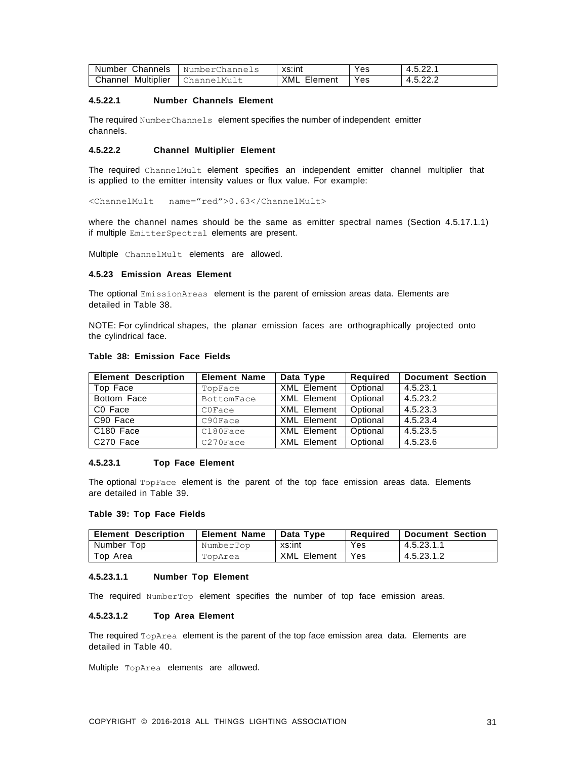| Number Channels | NumberChannels | xs:int | Yes | 4.5.22.1 |
|---|---|---|---|---|
| Channel Multiplier | ChannelMult | XML Element | Yes | 4.5.22.2 |

#### 4.5.22.1 Number Channels Element

The required `NumberChannels` element specifies the number of independent emitter channels.

#### 4.5.22.2 Channel Multiplier Element

The required `ChannelMult` element specifies an independent emitter channel multiplier that is applied to the emitter intensity values or flux value. For example:

```
<ChannelMult  name=”red”>0.63</ChannelMult>
```

where the channel names should be the same as emitter spectral names (Section 4.5.17.1.1) if multiple `EmitterSpectral` elements are present.

Multiple `ChannelMult` elements are allowed.

### 4.5.23 Emission Areas Element

The optional `EmissionAreas` element is the parent of emission areas data. Elements are detailed in Table 38.

NOTE: For cylindrical shapes, the planar emission faces are orthographically projected onto the cylindrical face.

**Table 38: Emission Face Fields**

| Element Description | Element Name | Data Type | Required | Document Section |
|---|---|---|---|---|
| Top Face | TopFace | XML Element | Optional | 4.5.23.1 |
| Bottom Face | BottomFace | XML Element | Optional | 4.5.23.2 |
| C0 Face | C0Face | XML Element | Optional | 4.5.23.3 |
| C90 Face | C90Face | XML Element | Optional | 4.5.23.4 |
| C180 Face | C180Face | XML Element | Optional | 4.5.23.5 |
| C270 Face | C270Face | XML Element | Optional | 4.5.23.6 |

#### 4.5.23.1 Top Face Element

The optional `TopFace` element is the parent of the top face emission areas data. Elements are detailed in Table 39.

**Table 39: Top Face Fields**

| Element Description | Element Name | Data Type | Required | Document Section |
|---|---|---|---|---|
| Number Top | NumberTop | xs:int | Yes | 4.5.23.1.1 |
| Top Area | TopArea | XML Element | Yes | 4.5.23.1.2 |

##### 4.5.23.1.1 Number Top Element

The required `NumberTop` element specifies the number of top face emission areas.

##### 4.5.23.1.2 Top Area Element

The required `TopArea` element is the parent of the top face emission area data. Elements are detailed in Table 40.

Multiple `TopArea` elements are allowed.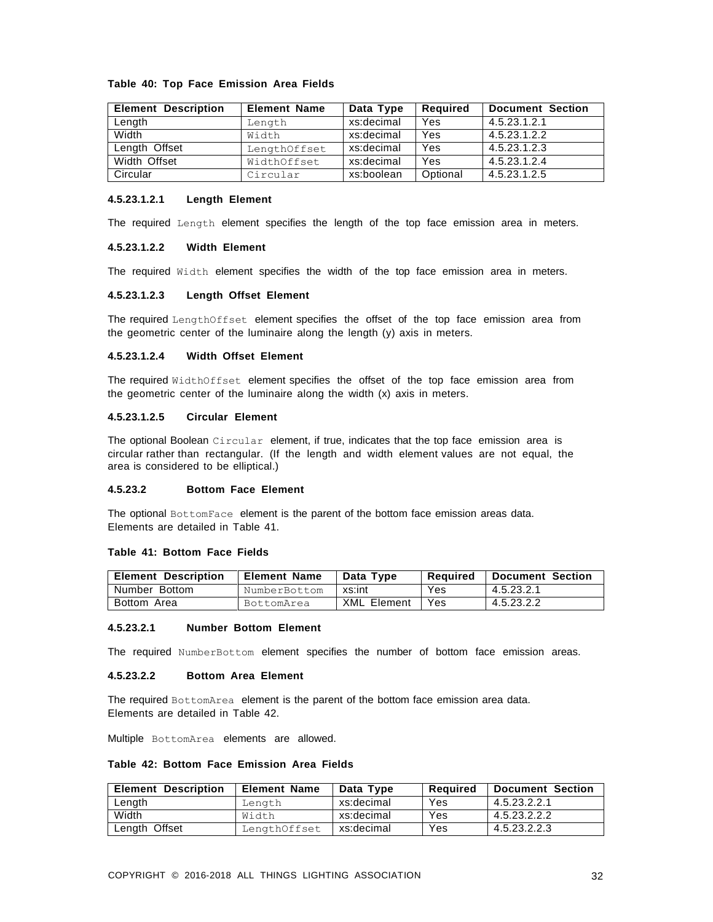**Table 40: Top Face Emission Area Fields**

| Element Description | Element Name | Data Type | Required | Document Section |
|---|---|---|---|---|
| Length | `Length` | xs:decimal | Yes | 4.5.23.1.2.1 |
| Width | `Width` | xs:decimal | Yes | 4.5.23.1.2.2 |
| Length Offset | `LengthOffset` | xs:decimal | Yes | 4.5.23.1.2.3 |
| Width Offset | `WidthOffset` | xs:decimal | Yes | 4.5.23.1.2.4 |
| Circular | `Circular` | xs:boolean | Optional | 4.5.23.1.2.5 |

#### 4.5.23.1.2.1 Length Element

The required `Length` element specifies the length of the top face emission area in meters.

#### 4.5.23.1.2.2 Width Element

The required `Width` element specifies the width of the top face emission area in meters.

#### 4.5.23.1.2.3 Length Offset Element

The required `LengthOffset` element specifies the offset of the top face emission area from the geometric center of the luminaire along the length (y) axis in meters.

#### 4.5.23.1.2.4 Width Offset Element

The required `WidthOffset` element specifies the offset of the top face emission area from the geometric center of the luminaire along the width (x) axis in meters.

#### 4.5.23.1.2.5 Circular Element

The optional Boolean `Circular` element, if true, indicates that the top face emission area is circular rather than rectangular. (If the length and width element values are not equal, the area is considered to be elliptical.)

### 4.5.23.2 Bottom Face Element

The optional `BottomFace` element is the parent of the bottom face emission areas data. Elements are detailed in Table 41.

**Table 41: Bottom Face Fields**

| Element Description | Element Name | Data Type | Required | Document Section |
|---|---|---|---|---|
| Number Bottom | `NumberBottom` | xs:int | Yes | 4.5.23.2.1 |
| Bottom Area | `BottomArea` | XML Element | Yes | 4.5.23.2.2 |

#### 4.5.23.2.1 Number Bottom Element

The required `NumberBottom` element specifies the number of bottom face emission areas.

#### 4.5.23.2.2 Bottom Area Element

The required `BottomArea` element is the parent of the bottom face emission area data. Elements are detailed in Table 42.

Multiple `BottomArea` elements are allowed.

**Table 42: Bottom Face Emission Area Fields**

| Element Description | Element Name | Data Type | Required | Document Section |
|---|---|---|---|---|
| Length | `Length` | xs:decimal | Yes | 4.5.23.2.2.1 |
| Width | `Width` | xs:decimal | Yes | 4.5.23.2.2.2 |
| Length Offset | `LengthOffset` | xs:decimal | Yes | 4.5.23.2.2.3 |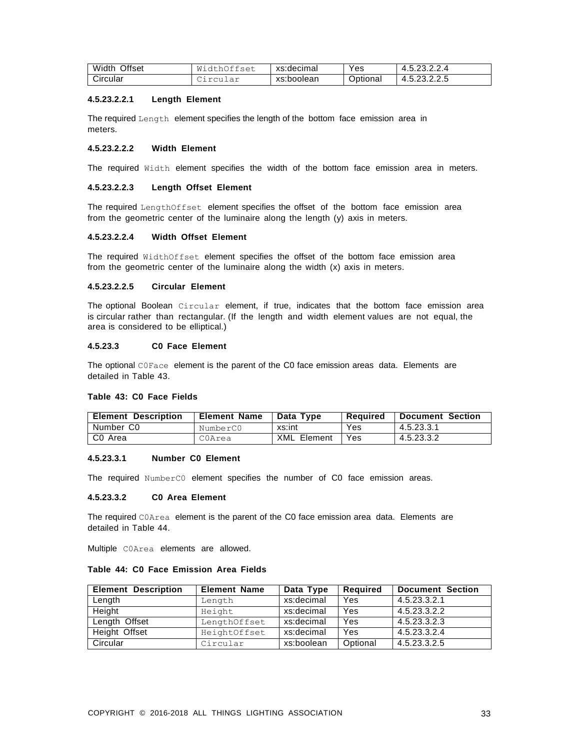| Width Offset | WidthOffset | xs:decimal | Yes | 4.5.23.2.2.4 |
|---|---|---|---|---|
| Circular | Circular | xs:boolean | Optional | 4.5.23.2.2.5 |

#### 4.5.23.2.2.1 Length Element

The required `Length` element specifies the length of the bottom face emission area in meters.

#### 4.5.23.2.2.2 Width Element

The required `Width` element specifies the width of the bottom face emission area in meters.

#### 4.5.23.2.2.3 Length Offset Element

The required `LengthOffset` element specifies the offset of the bottom face emission area from the geometric center of the luminaire along the length (y) axis in meters.

#### 4.5.23.2.2.4 Width Offset Element

The required `WidthOffset` element specifies the offset of the bottom face emission area from the geometric center of the luminaire along the width (x) axis in meters.

#### 4.5.23.2.2.5 Circular Element

The optional Boolean `Circular` element, if true, indicates that the bottom face emission area is circular rather than rectangular. (If the length and width element values are not equal, the area is considered to be elliptical.)

### 4.5.23.3 C0 Face Element

The optional `C0Face` element is the parent of the C0 face emission areas data. Elements are detailed in Table 43.

**Table 43: C0 Face Fields**

| Element Description | Element Name | Data Type | Required | Document Section |
|---|---|---|---|---|
| Number C0 | NumberC0 | xs:int | Yes | 4.5.23.3.1 |
| C0 Area | C0Area | XML Element | Yes | 4.5.23.3.2 |

#### 4.5.23.3.1 Number C0 Element

The required `NumberC0` element specifies the number of C0 face emission areas.

#### 4.5.23.3.2 C0 Area Element

The required `C0Area` element is the parent of the C0 face emission area data. Elements are detailed in Table 44.

Multiple `C0Area` elements are allowed.

**Table 44: C0 Face Emission Area Fields**

| Element Description | Element Name | Data Type | Required | Document Section |
|---|---|---|---|---|
| Length | Length | xs:decimal | Yes | 4.5.23.3.2.1 |
| Height | Height | xs:decimal | Yes | 4.5.23.3.2.2 |
| Length Offset | LengthOffset | xs:decimal | Yes | 4.5.23.3.2.3 |
| Height Offset | HeightOffset | xs:decimal | Yes | 4.5.23.3.2.4 |
| Circular | Circular | xs:boolean | Optional | 4.5.23.3.2.5 |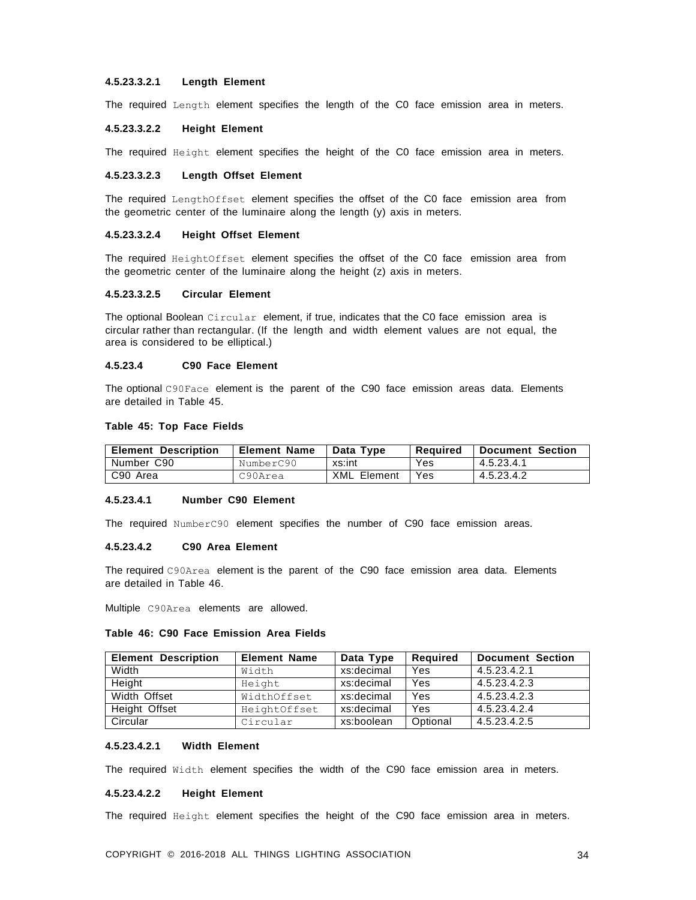#### 4.5.23.3.2.1 Length Element

The required `Length` element specifies the length of the C0 face emission area in meters.

#### 4.5.23.3.2.2 Height Element

The required `Height` element specifies the height of the C0 face emission area in meters.

#### 4.5.23.3.2.3 Length Offset Element

The required `LengthOffset` element specifies the offset of the C0 face emission area from the geometric center of the luminaire along the length (y) axis in meters.

#### 4.5.23.3.2.4 Height Offset Element

The required `HeightOffset` element specifies the offset of the C0 face emission area from the geometric center of the luminaire along the height (z) axis in meters.

#### 4.5.23.3.2.5 Circular Element

The optional Boolean `Circular` element, if true, indicates that the C0 face emission area is circular rather than rectangular. (If the length and width element values are not equal, the area is considered to be elliptical.)

### 4.5.23.4 C90 Face Element

The optional `C90Face` element is the parent of the C90 face emission areas data. Elements are detailed in Table 45.

**Table 45: Top Face Fields**

| Element Description | Element Name | Data Type | Required | Document Section |
|---|---|---|---|---|
| Number C90 | `NumberC90` | xs:int | Yes | 4.5.23.4.1 |
| C90 Area | `C90Area` | XML Element | Yes | 4.5.23.4.2 |

#### 4.5.23.4.1 Number C90 Element

The required `NumberC90` element specifies the number of C90 face emission areas.

#### 4.5.23.4.2 C90 Area Element

The required `C90Area` element is the parent of the C90 face emission area data. Elements are detailed in Table 46.

Multiple `C90Area` elements are allowed.

**Table 46: C90 Face Emission Area Fields**

| Element Description | Element Name | Data Type | Required | Document Section |
|---|---|---|---|---|
| Width | `Width` | xs:decimal | Yes | 4.5.23.4.2.1 |
| Height | `Height` | xs:decimal | Yes | 4.5.23.4.2.3 |
| Width Offset | `WidthOffset` | xs:decimal | Yes | 4.5.23.4.2.3 |
| Height Offset | `HeightOffset` | xs:decimal | Yes | 4.5.23.4.2.4 |
| Circular | `Circular` | xs:boolean | Optional | 4.5.23.4.2.5 |

#### 4.5.23.4.2.1 Width Element

The required `Width` element specifies the width of the C90 face emission area in meters.

#### 4.5.23.4.2.2 Height Element

The required `Height` element specifies the height of the C90 face emission area in meters.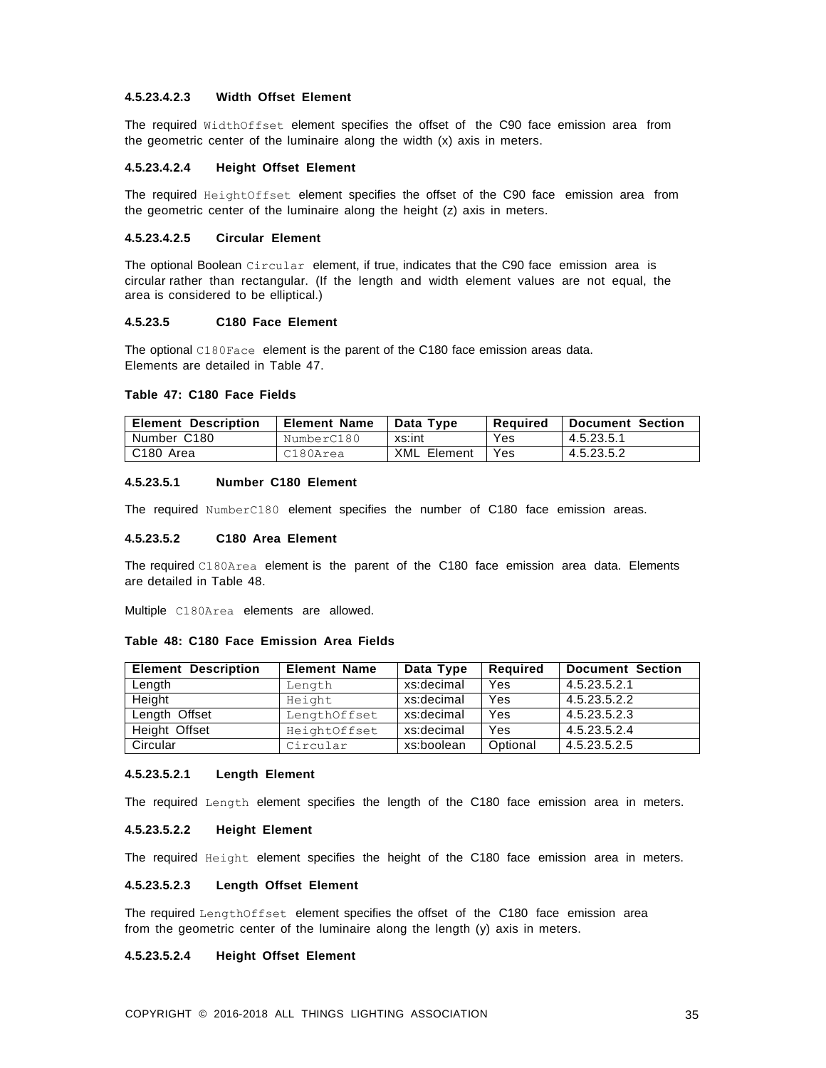#### 4.5.23.4.2.3 Width Offset Element

The required `WidthOffset` element specifies the offset of the C90 face emission area from the geometric center of the luminaire along the width (x) axis in meters.

#### 4.5.23.4.2.4 Height Offset Element

The required `HeightOffset` element specifies the offset of the C90 face emission area from the geometric center of the luminaire along the height (z) axis in meters.

#### 4.5.23.4.2.5 Circular Element

The optional Boolean `Circular` element, if true, indicates that the C90 face emission area is circular rather than rectangular. (If the length and width element values are not equal, the area is considered to be elliptical.)

### 4.5.23.5 C180 Face Element

The optional `C180Face` element is the parent of the C180 face emission areas data. Elements are detailed in Table 47.

**Table 47: C180 Face Fields**

| Element Description | Element Name | Data Type | Required | Document Section |
|---|---|---|---|---|
| Number C180 | `NumberC180` | xs:int | Yes | 4.5.23.5.1 |
| C180 Area | `C180Area` | XML Element | Yes | 4.5.23.5.2 |

#### 4.5.23.5.1 Number C180 Element

The required `NumberC180` element specifies the number of C180 face emission areas.

#### 4.5.23.5.2 C180 Area Element

The required `C180Area` element is the parent of the C180 face emission area data. Elements are detailed in Table 48.

Multiple `C180Area` elements are allowed.

**Table 48: C180 Face Emission Area Fields**

| Element Description | Element Name | Data Type | Required | Document Section |
|---|---|---|---|---|
| Length | `Length` | xs:decimal | Yes | 4.5.23.5.2.1 |
| Height | `Height` | xs:decimal | Yes | 4.5.23.5.2.2 |
| Length Offset | `LengthOffset` | xs:decimal | Yes | 4.5.23.5.2.3 |
| Height Offset | `HeightOffset` | xs:decimal | Yes | 4.5.23.5.2.4 |
| Circular | `Circular` | xs:boolean | Optional | 4.5.23.5.2.5 |

#### 4.5.23.5.2.1 Length Element

The required `Length` element specifies the length of the C180 face emission area in meters.

#### 4.5.23.5.2.2 Height Element

The required `Height` element specifies the height of the C180 face emission area in meters.

#### 4.5.23.5.2.3 Length Offset Element

The required `LengthOffset` element specifies the offset of the C180 face emission area from the geometric center of the luminaire along the length (y) axis in meters.

#### 4.5.23.5.2.4 Height Offset Element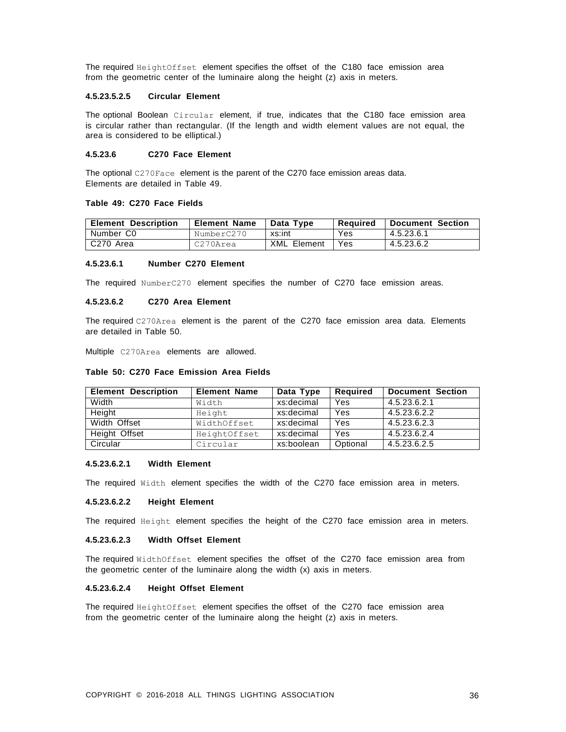The required `HeightOffset` element specifies the offset of the C180 face emission area from the geometric center of the luminaire along the height (z) axis in meters.

#### 4.5.23.5.2.5 Circular Element

The optional Boolean `Circular` element, if true, indicates that the C180 face emission area is circular rather than rectangular. (If the length and width element values are not equal, the area is considered to be elliptical.)

### 4.5.23.6 C270 Face Element

The optional `C270Face` element is the parent of the C270 face emission areas data. Elements are detailed in Table 49.

**Table 49: C270 Face Fields**

| Element Description | Element Name | Data Type | Required | Document Section |
|---|---|---|---|---|
| Number C0 | `NumberC270` | xs:int | Yes | 4.5.23.6.1 |
| C270 Area | `C270Area` | XML Element | Yes | 4.5.23.6.2 |

#### 4.5.23.6.1 Number C270 Element

The required `NumberC270` element specifies the number of C270 face emission areas.

#### 4.5.23.6.2 C270 Area Element

The required `C270Area` element is the parent of the C270 face emission area data. Elements are detailed in Table 50.

Multiple `C270Area` elements are allowed.

**Table 50: C270 Face Emission Area Fields**

| Element Description | Element Name | Data Type | Required | Document Section |
|---|---|---|---|---|
| Width | `Width` | xs:decimal | Yes | 4.5.23.6.2.1 |
| Height | `Height` | xs:decimal | Yes | 4.5.23.6.2.2 |
| Width Offset | `WidthOffset` | xs:decimal | Yes | 4.5.23.6.2.3 |
| Height Offset | `HeightOffset` | xs:decimal | Yes | 4.5.23.6.2.4 |
| Circular | `Circular` | xs:boolean | Optional | 4.5.23.6.2.5 |

#### 4.5.23.6.2.1 Width Element

The required `Width` element specifies the width of the C270 face emission area in meters.

#### 4.5.23.6.2.2 Height Element

The required `Height` element specifies the height of the C270 face emission area in meters.

#### 4.5.23.6.2.3 Width Offset Element

The required `WidthOffset` element specifies the offset of the C270 face emission area from the geometric center of the luminaire along the width (x) axis in meters.

#### 4.5.23.6.2.4 Height Offset Element

The required `HeightOffset` element specifies the offset of the C270 face emission area from the geometric center of the luminaire along the height (z) axis in meters.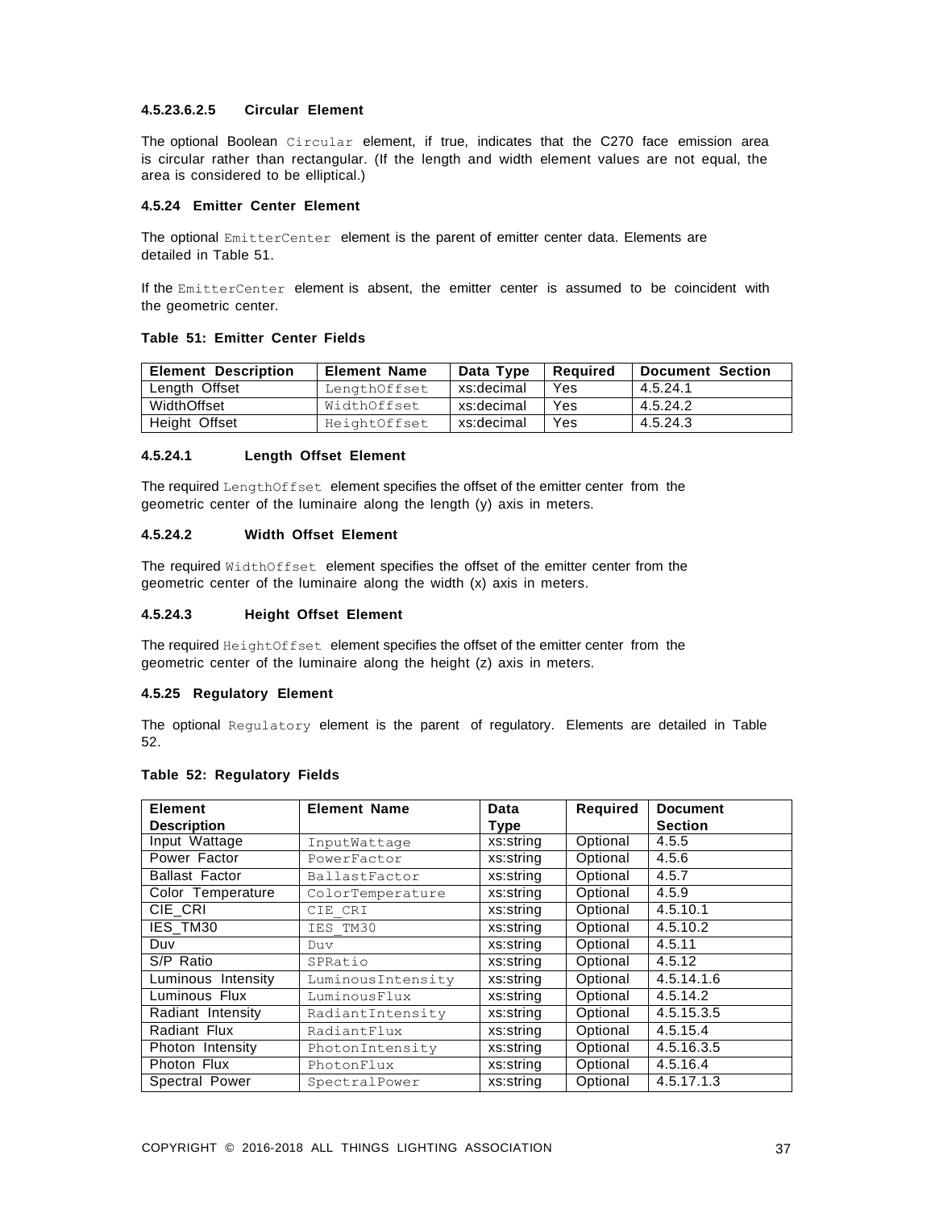#### 4.5.23.6.2.5 Circular Element

The optional Boolean `Circular` element, if true, indicates that the C270 face emission area is circular rather than rectangular. (If the length and width element values are not equal, the area is considered to be elliptical.)

### 4.5.24 Emitter Center Element

The optional `EmitterCenter` element is the parent of emitter center data. Elements are detailed in Table 51.

If the `EmitterCenter` element is absent, the emitter center is assumed to be coincident with the geometric center.

**Table 51: Emitter Center Fields**

| Element Description | Element Name | Data Type | Required | Document Section |
|---|---|---|---|---|
| Length Offset | `LengthOffset` | xs:decimal | Yes | 4.5.24.1 |
| WidthOffset | `WidthOffset` | xs:decimal | Yes | 4.5.24.2 |
| Height Offset | `HeightOffset` | xs:decimal | Yes | 4.5.24.3 |

#### 4.5.24.1 Length Offset Element

The required `LengthOffset` element specifies the offset of the emitter center from the geometric center of the luminaire along the length (y) axis in meters.

#### 4.5.24.2 Width Offset Element

The required `WidthOffset` element specifies the offset of the emitter center from the geometric center of the luminaire along the width (x) axis in meters.

#### 4.5.24.3 Height Offset Element

The required `HeightOffset` element specifies the offset of the emitter center from the geometric center of the luminaire along the height (z) axis in meters.

### 4.5.25 Regulatory Element

The optional `Regulatory` element is the parent of regulatory. Elements are detailed in Table 52.

**Table 52: Regulatory Fields**

| Element Description | Element Name | Data Type | Required | Document Section |
|---|---|---|---|---|
| Input Wattage | `InputWattage` | xs:string | Optional | 4.5.5 |
| Power Factor | `PowerFactor` | xs:string | Optional | 4.5.6 |
| Ballast Factor | `BallastFactor` | xs:string | Optional | 4.5.7 |
| Color Temperature | `ColorTemperature` | xs:string | Optional | 4.5.9 |
| CIE_CRI | `CIE_CRI` | xs:string | Optional | 4.5.10.1 |
| IES_TM30 | `IES_TM30` | xs:string | Optional | 4.5.10.2 |
| Duv | `Duv` | xs:string | Optional | 4.5.11 |
| S/P Ratio | `SPRatio` | xs:string | Optional | 4.5.12 |
| Luminous Intensity | `LuminousIntensity` | xs:string | Optional | 4.5.14.1.6 |
| Luminous Flux | `LuminousFlux` | xs:string | Optional | 4.5.14.2 |
| Radiant Intensity | `RadiantIntensity` | xs:string | Optional | 4.5.15.3.5 |
| Radiant Flux | `RadiantFlux` | xs:string | Optional | 4.5.15.4 |
| Photon Intensity | `PhotonIntensity` | xs:string | Optional | 4.5.16.3.5 |
| Photon Flux | `PhotonFlux` | xs:string | Optional | 4.5.16.4 |
| Spectral Power | `SpectralPower` | xs:string | Optional | 4.5.17.1.3 |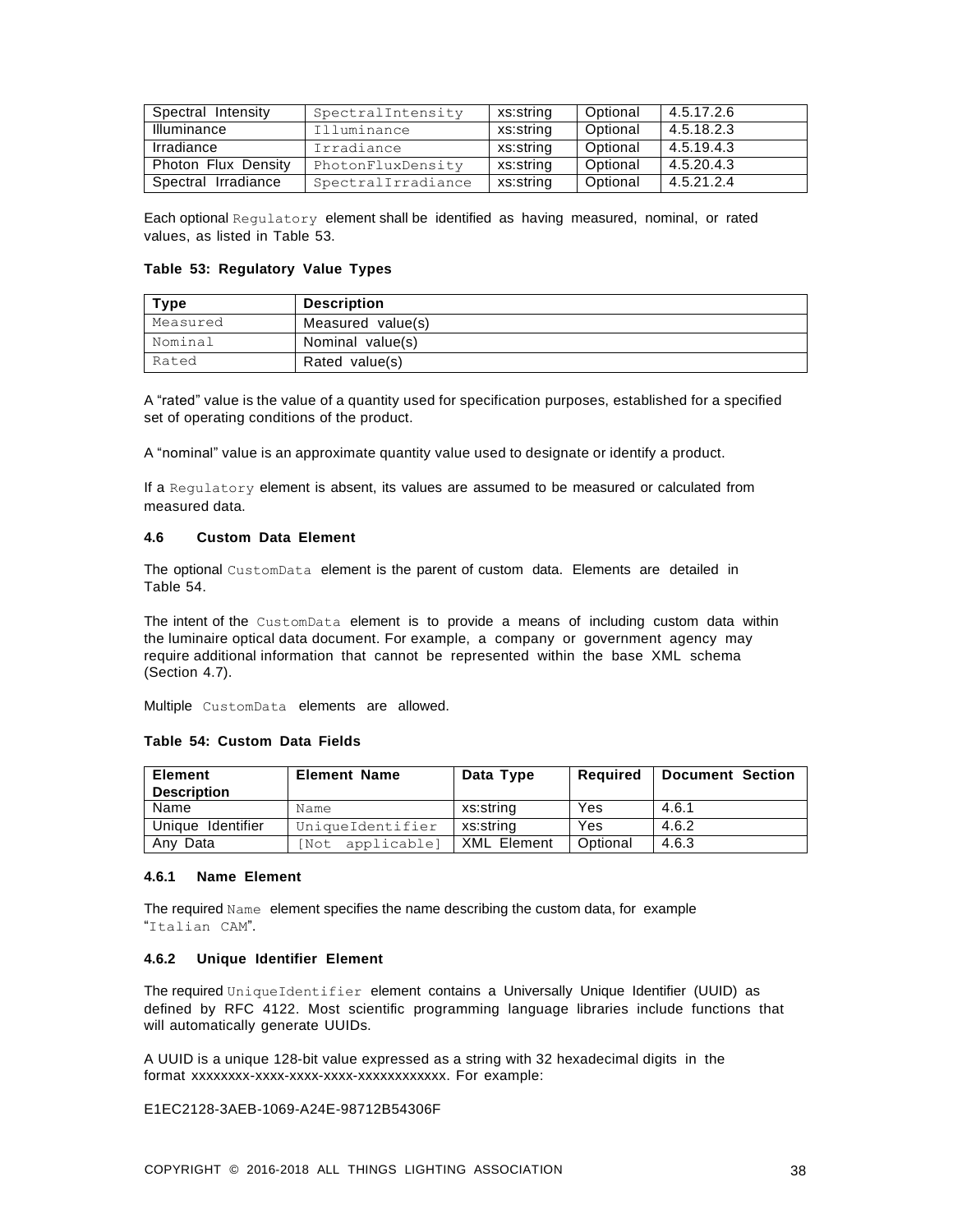| Spectral Intensity | SpectralIntensity | xs:string | Optional | 4.5.17.2.6 |
|---|---|---|---|---|
| Illuminance | Illuminance | xs:string | Optional | 4.5.18.2.3 |
| Irradiance | Irradiance | xs:string | Optional | 4.5.19.4.3 |
| Photon Flux Density | PhotonFluxDensity | xs:string | Optional | 4.5.20.4.3 |
| Spectral Irradiance | SpectralIrradiance | xs:string | Optional | 4.5.21.2.4 |

Each optional Regulatory element shall be identified as having measured, nominal, or rated values, as listed in Table 53.

**Table 53: Regulatory Value Types**

| Type | Description |
|---|---|
| Measured | Measured value(s) |
| Nominal | Nominal value(s) |
| Rated | Rated value(s) |

A “rated” value is the value of a quantity used for specification purposes, established for a specified set of operating conditions of the product.

A “nominal” value is an approximate quantity value used to designate or identify a product.

If a Regulatory element is absent, its values are assumed to be measured or calculated from measured data.

#### 4.6 Custom Data Element

The optional CustomData element is the parent of custom data. Elements are detailed in Table 54.

The intent of the CustomData element is to provide a means of including custom data within the luminaire optical data document. For example, a company or government agency may require additional information that cannot be represented within the base XML schema (Section 4.7).

Multiple CustomData elements are allowed.

**Table 54: Custom Data Fields**

| Element Description | Element Name | Data Type | Required | Document Section |
|---|---|---|---|---|
| Name | Name | xs:string | Yes | 4.6.1 |
| Unique Identifier | UniqueIdentifier | xs:string | Yes | 4.6.2 |
| Any Data | [Not applicable] | XML Element | Optional | 4.6.3 |

#### 4.6.1 Name Element

The required Name element specifies the name describing the custom data, for example “Italian CAM”.

#### 4.6.2 Unique Identifier Element

The required UniqueIdentifier element contains a Universally Unique Identifier (UUID) as defined by RFC 4122. Most scientific programming language libraries include functions that will automatically generate UUIDs.

A UUID is a unique 128-bit value expressed as a string with 32 hexadecimal digits in the format xxxxxxxx-xxxx-xxxx-xxxx-xxxxxxxxxxxx. For example:

E1EC2128-3AEB-1069-A24E-98712B54306F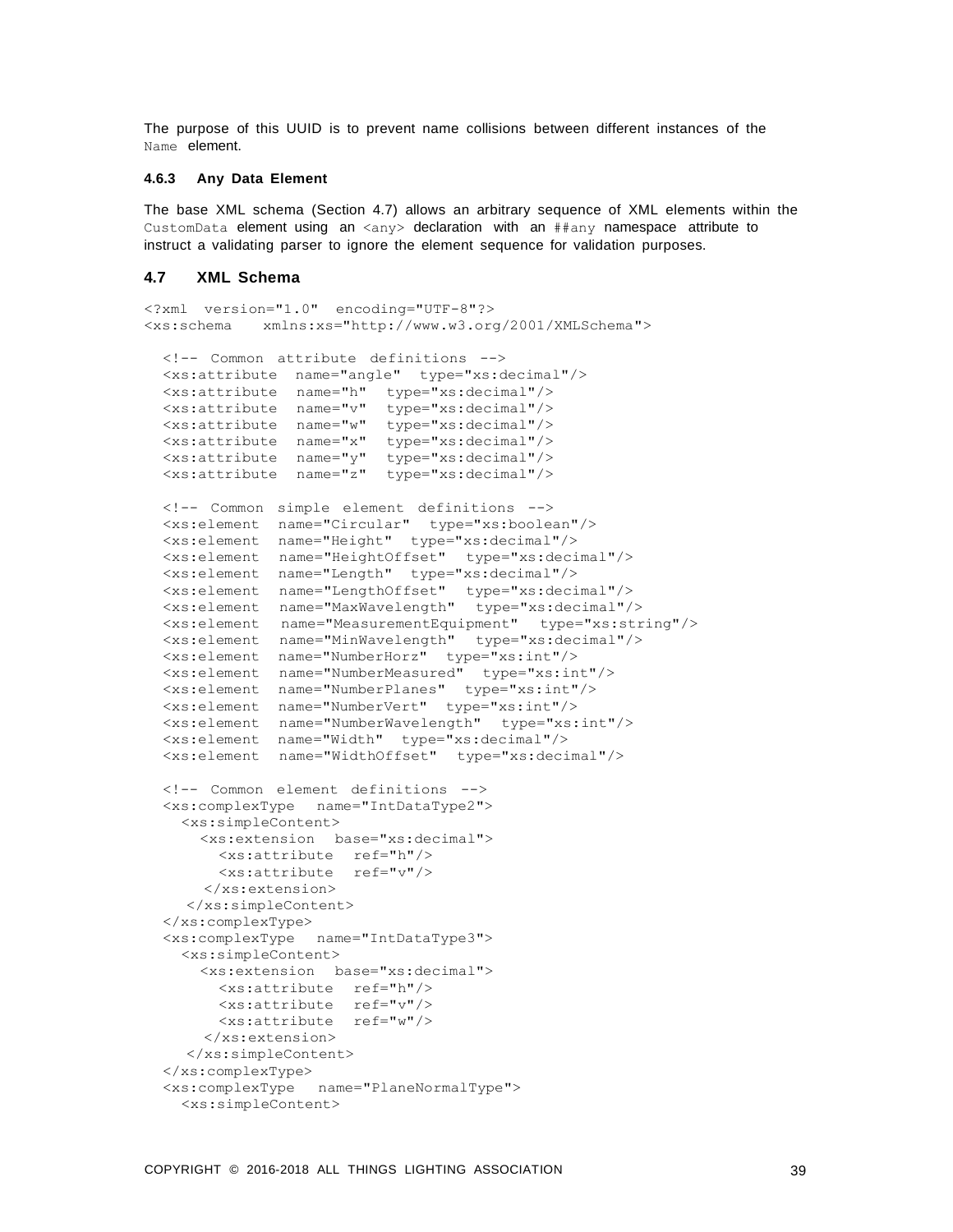The purpose of this UUID is to prevent name collisions between different instances of the `Name` element.

#### 4.6.3 Any Data Element

The base XML schema (Section 4.7) allows an arbitrary sequence of XML elements within the `CustomData` element using an `<any>` declaration with an `##any` namespace attribute to instruct a validating parser to ignore the element sequence for validation purposes.

### 4.7 XML Schema

```
<?xml version="1.0" encoding="UTF-8"?>
<xs:schema xmlns:xs="http://www.w3.org/2001/XMLSchema">

  <!-- Common attribute definitions -->
  <xs:attribute name="angle" type="xs:decimal"/>
  <xs:attribute name="h" type="xs:decimal"/>
  <xs:attribute name="v" type="xs:decimal"/>
  <xs:attribute name="w" type="xs:decimal"/>
  <xs:attribute name="x" type="xs:decimal"/>
  <xs:attribute name="y" type="xs:decimal"/>
  <xs:attribute name="z" type="xs:decimal"/>

  <!-- Common simple element definitions -->
  <xs:element name="Circular" type="xs:boolean"/>
  <xs:element name="Height" type="xs:decimal"/>
  <xs:element name="HeightOffset" type="xs:decimal"/>
  <xs:element name="Length" type="xs:decimal"/>
  <xs:element name="LengthOffset" type="xs:decimal"/>
  <xs:element name="MaxWavelength" type="xs:decimal"/>
  <xs:element name="MeasurementEquipment" type="xs:string"/>
  <xs:element name="MinWavelength" type="xs:decimal"/>
  <xs:element name="NumberHorz" type="xs:int"/>
  <xs:element name="NumberMeasured" type="xs:int"/>
  <xs:element name="NumberPlanes" type="xs:int"/>
  <xs:element name="NumberVert" type="xs:int"/>
  <xs:element name="NumberWavelength" type="xs:int"/>
  <xs:element name="Width" type="xs:decimal"/>
  <xs:element name="WidthOffset" type="xs:decimal"/>

  <!-- Common element definitions -->
  <xs:complexType name="IntDataType2">
    <xs:simpleContent>
      <xs:extension base="xs:decimal">
        <xs:attribute ref="h"/>
        <xs:attribute ref="v"/>
      </xs:extension>
    </xs:simpleContent>
  </xs:complexType>
  <xs:complexType name="IntDataType3">
    <xs:simpleContent>
      <xs:extension base="xs:decimal">
        <xs:attribute ref="h"/>
        <xs:attribute ref="v"/>
        <xs:attribute ref="w"/>
      </xs:extension>
    </xs:simpleContent>
  </xs:complexType>
  <xs:complexType name="PlaneNormalType">
    <xs:simpleContent>
```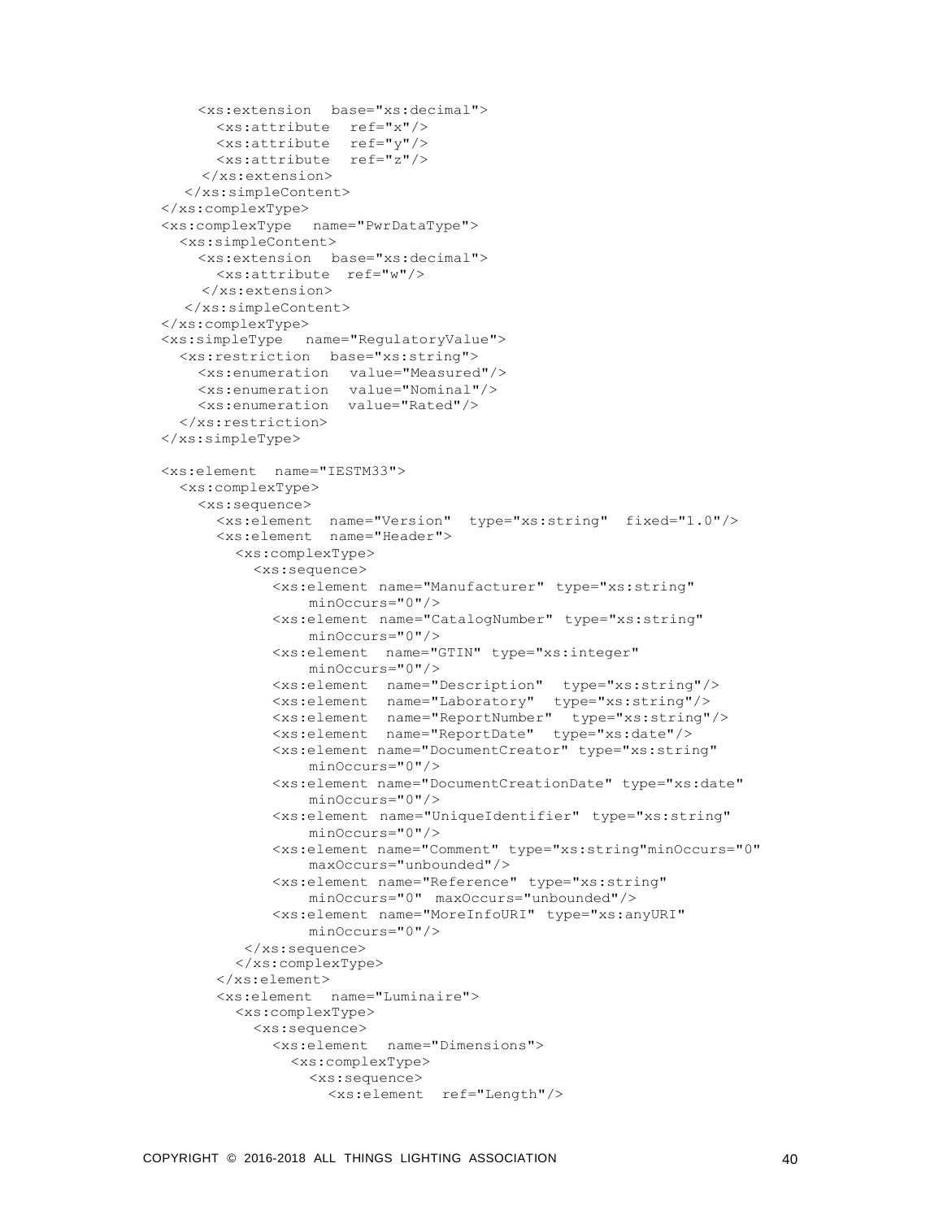```
      <xs:extension  base="xs:decimal">
        <xs:attribute  ref="x"/>
        <xs:attribute  ref="y"/>
        <xs:attribute  ref="z"/>
      </xs:extension>
    </xs:simpleContent>
  </xs:complexType>
  <xs:complexType  name="PwrDataType">
    <xs:simpleContent>
      <xs:extension  base="xs:decimal">
        <xs:attribute  ref="w"/>
      </xs:extension>
    </xs:simpleContent>
  </xs:complexType>
  <xs:simpleType  name="RegulatoryValue">
    <xs:restriction  base="xs:string">
      <xs:enumeration  value="Measured"/>
      <xs:enumeration  value="Nominal"/>
      <xs:enumeration  value="Rated"/>
    </xs:restriction>
  </xs:simpleType>

  <xs:element  name="IESTM33">
    <xs:complexType>
      <xs:sequence>
        <xs:element  name="Version"  type="xs:string"  fixed="1.0"/>
        <xs:element  name="Header">
          <xs:complexType>
            <xs:sequence>
              <xs:element name="Manufacturer" type="xs:string"
                  minOccurs="0"/>
              <xs:element name="CatalogNumber" type="xs:string"
                  minOccurs="0"/>
              <xs:element  name="GTIN" type="xs:integer"
                  minOccurs="0"/>
              <xs:element  name="Description"  type="xs:string"/>
              <xs:element  name="Laboratory"  type="xs:string"/>
              <xs:element  name="ReportNumber"  type="xs:string"/>
              <xs:element  name="ReportDate"  type="xs:date"/>
              <xs:element name="DocumentCreator" type="xs:string"
                  minOccurs="0"/>
              <xs:element name="DocumentCreationDate" type="xs:date"
                  minOccurs="0"/>
              <xs:element  name="UniqueIdentifier" type="xs:string"
                  minOccurs="0"/>
              <xs:element name="Comment" type="xs:string"minOccurs="0"
                  maxOccurs="unbounded"/>
              <xs:element name="Reference" type="xs:string"
                  minOccurs="0"  maxOccurs="unbounded"/>
              <xs:element name="MoreInfoURI" type="xs:anyURI"
                  minOccurs="0"/>
            </xs:sequence>
          </xs:complexType>
        </xs:element>
        <xs:element  name="Luminaire">
          <xs:complexType>
            <xs:sequence>
              <xs:element  name="Dimensions">
                <xs:complexType>
                  <xs:sequence>
                    <xs:element  ref="Length"/>
```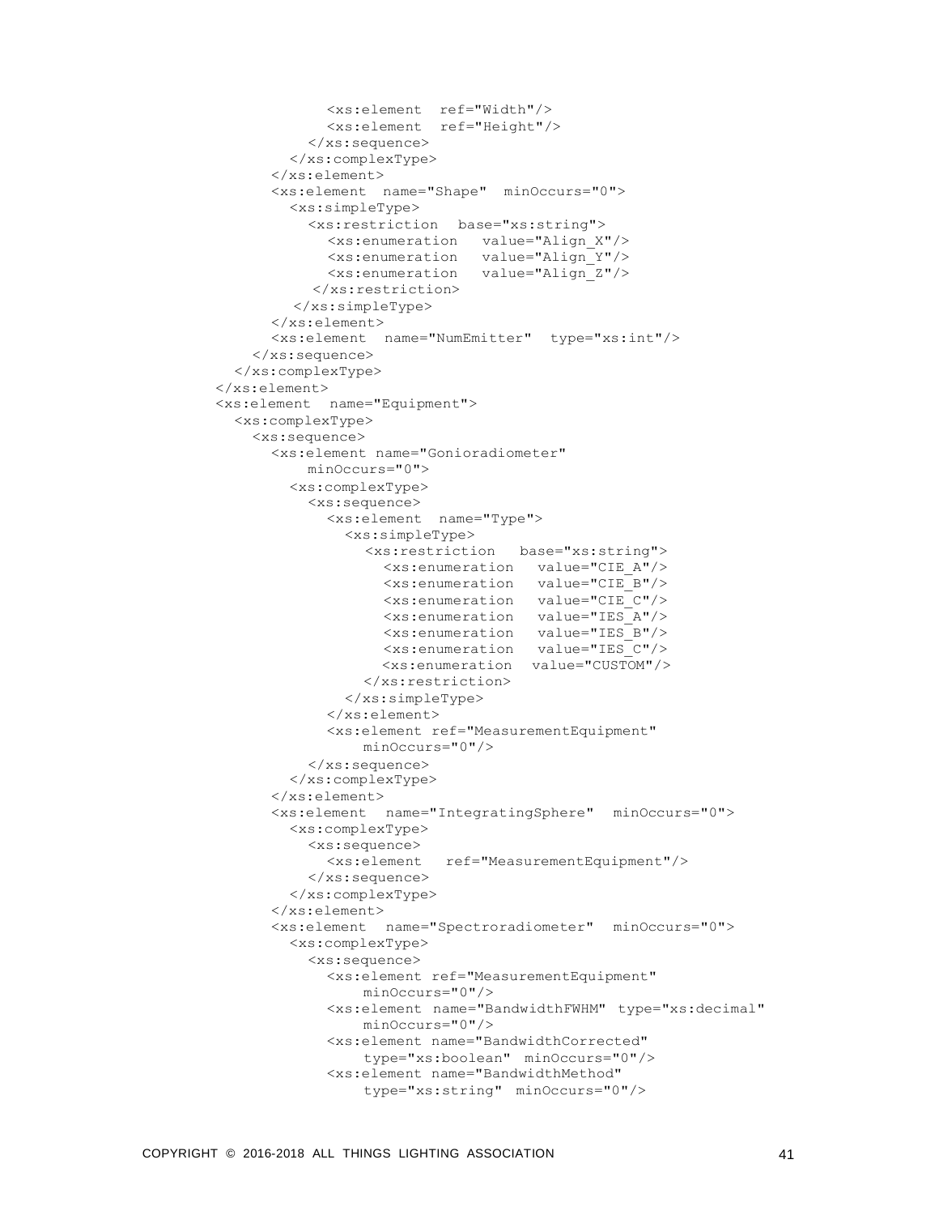```
              <xs:element  ref="Width"/>
              <xs:element  ref="Height"/>
            </xs:sequence>
          </xs:complexType>
        </xs:element>
        <xs:element  name="Shape"  minOccurs="0">
          <xs:simpleType>
            <xs:restriction  base="xs:string">
              <xs:enumeration   value="Align_X"/>
              <xs:enumeration   value="Align_Y"/>
              <xs:enumeration   value="Align_Z"/>
             </xs:restriction>
           </xs:simpleType>
        </xs:element>
        <xs:element  name="NumEmitter"  type="xs:int"/>
      </xs:sequence>
    </xs:complexType>
  </xs:element>
  <xs:element  name="Equipment">
    <xs:complexType>
      <xs:sequence>
        <xs:element name="Gonioradiometer"
            minOccurs="0">
          <xs:complexType>
            <xs:sequence>
              <xs:element  name="Type">
                <xs:simpleType>
                  <xs:restriction   base="xs:string">
                    <xs:enumeration   value="CIE_A"/>
                    <xs:enumeration   value="CIE_B"/>
                    <xs:enumeration   value="CIE_C"/>
                    <xs:enumeration   value="IES_A"/>
                    <xs:enumeration   value="IES_B"/>
                    <xs:enumeration   value="IES_C"/>
                    <xs:enumeration  value="CUSTOM"/>
                  </xs:restriction>
                </xs:simpleType>
              </xs:element>
              <xs:element ref="MeasurementEquipment"
                  minOccurs="0"/>
            </xs:sequence>
          </xs:complexType>
        </xs:element>
        <xs:element  name="IntegratingSphere"  minOccurs="0">
          <xs:complexType>
            <xs:sequence>
              <xs:element   ref="MeasurementEquipment"/>
            </xs:sequence>
          </xs:complexType>
        </xs:element>
        <xs:element  name="Spectroradiometer"  minOccurs="0">
          <xs:complexType>
            <xs:sequence>
              <xs:element ref="MeasurementEquipment"
                  minOccurs="0"/>
              <xs:element name="BandwidthFWHM" type="xs:decimal"
                  minOccurs="0"/>
              <xs:element name="BandwidthCorrected"
                  type="xs:boolean" minOccurs="0"/>
              <xs:element name="BandwidthMethod"
                  type="xs:string" minOccurs="0"/>
```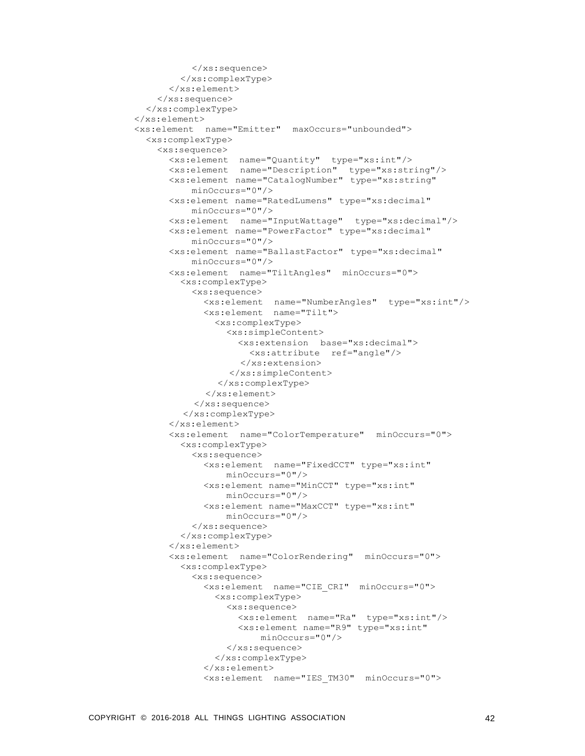```
          </xs:sequence>
        </xs:complexType>
      </xs:element>
    </xs:sequence>
  </xs:complexType>
</xs:element>
<xs:element  name="Emitter"  maxOccurs="unbounded">
  <xs:complexType>
    <xs:sequence>
      <xs:element  name="Quantity"  type="xs:int"/>
      <xs:element  name="Description"  type="xs:string"/>
      <xs:element name="CatalogNumber" type="xs:string"
          minOccurs="0"/>
      <xs:element name="RatedLumens" type="xs:decimal"
          minOccurs="0"/>
      <xs:element  name="InputWattage"  type="xs:decimal"/>
      <xs:element name="PowerFactor" type="xs:decimal"
          minOccurs="0"/>
      <xs:element name="BallastFactor" type="xs:decimal"
          minOccurs="0"/>
      <xs:element  name="TiltAngles"  minOccurs="0">
        <xs:complexType>
          <xs:sequence>
            <xs:element  name="NumberAngles"  type="xs:int"/>
            <xs:element  name="Tilt">
              <xs:complexType>
                <xs:simpleContent>
                  <xs:extension  base="xs:decimal">
                    <xs:attribute  ref="angle"/>
                  </xs:extension>
                </xs:simpleContent>
              </xs:complexType>
            </xs:element>
          </xs:sequence>
        </xs:complexType>
      </xs:element>
      <xs:element  name="ColorTemperature"  minOccurs="0">
        <xs:complexType>
          <xs:sequence>
            <xs:element  name="FixedCCT" type="xs:int"
                minOccurs="0"/>
            <xs:element name="MinCCT" type="xs:int"
                minOccurs="0"/>
            <xs:element name="MaxCCT" type="xs:int"
                minOccurs="0"/>
          </xs:sequence>
        </xs:complexType>
      </xs:element>
      <xs:element  name="ColorRendering"  minOccurs="0">
        <xs:complexType>
          <xs:sequence>
            <xs:element  name="CIE_CRI"  minOccurs="0">
              <xs:complexType>
                <xs:sequence>
                  <xs:element  name="Ra"  type="xs:int"/>
                  <xs:element name="R9" type="xs:int"
                      minOccurs="0"/>
                </xs:sequence>
              </xs:complexType>
            </xs:element>
            <xs:element  name="IES_TM30"  minOccurs="0">
```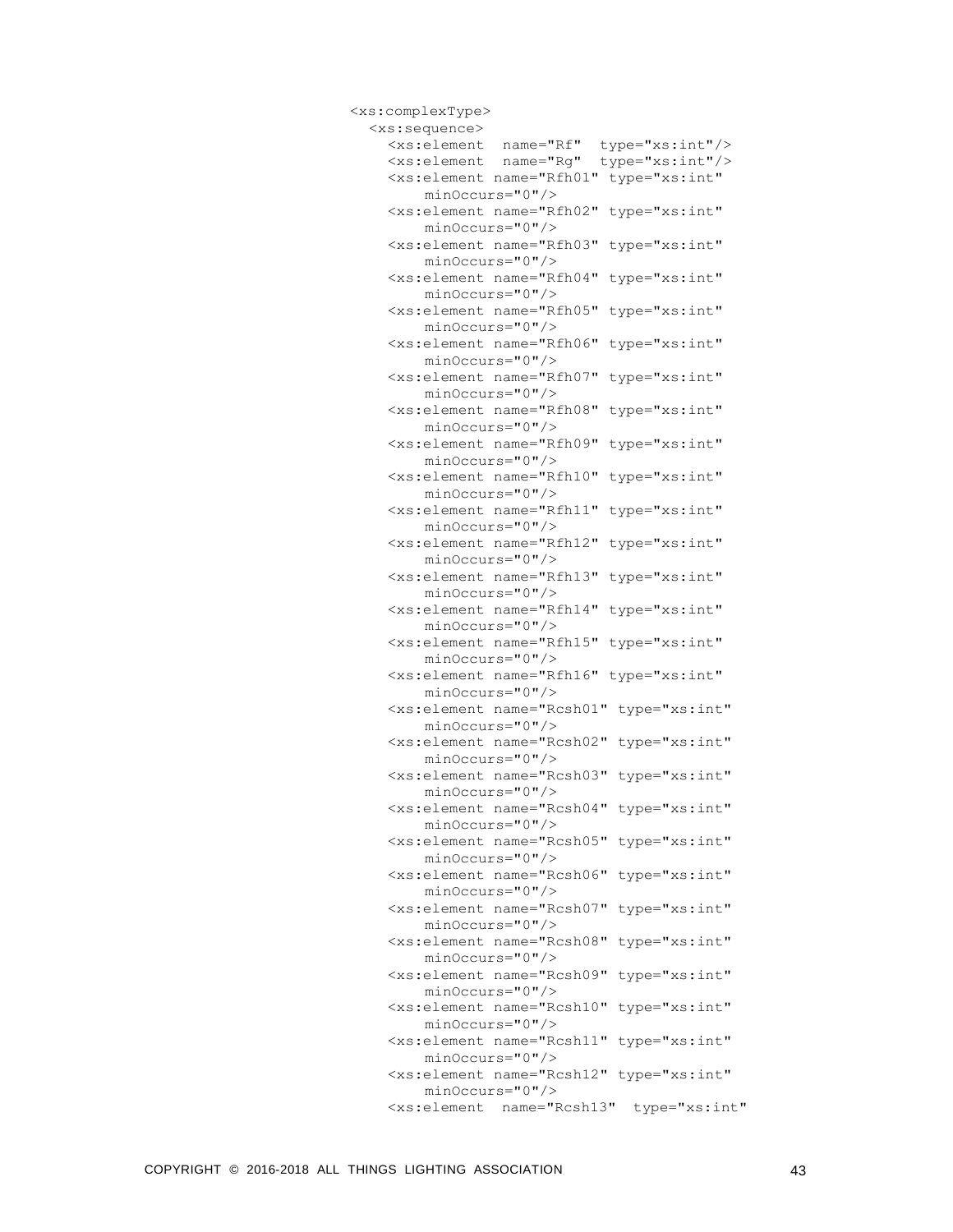```
<xs:complexType>
  <xs:sequence>
    <xs:element  name="Rf"  type="xs:int"/>
    <xs:element  name="Rg"  type="xs:int"/>
    <xs:element name="Rfh01" type="xs:int"
        minOccurs="0"/>
    <xs:element name="Rfh02" type="xs:int"
        minOccurs="0"/>
    <xs:element name="Rfh03" type="xs:int"
        minOccurs="0"/>
    <xs:element name="Rfh04" type="xs:int"
        minOccurs="0"/>
    <xs:element name="Rfh05" type="xs:int"
        minOccurs="0"/>
    <xs:element name="Rfh06" type="xs:int"
        minOccurs="0"/>
    <xs:element name="Rfh07" type="xs:int"
        minOccurs="0"/>
    <xs:element name="Rfh08" type="xs:int"
        minOccurs="0"/>
    <xs:element name="Rfh09" type="xs:int"
        minOccurs="0"/>
    <xs:element name="Rfh10" type="xs:int"
        minOccurs="0"/>
    <xs:element name="Rfh11" type="xs:int"
        minOccurs="0"/>
    <xs:element name="Rfh12" type="xs:int"
        minOccurs="0"/>
    <xs:element name="Rfh13" type="xs:int"
        minOccurs="0"/>
    <xs:element name="Rfh14" type="xs:int"
        minOccurs="0"/>
    <xs:element name="Rfh15" type="xs:int"
        minOccurs="0"/>
    <xs:element name="Rfh16" type="xs:int"
        minOccurs="0"/>
    <xs:element name="Rcsh01" type="xs:int"
        minOccurs="0"/>
    <xs:element name="Rcsh02" type="xs:int"
        minOccurs="0"/>
    <xs:element name="Rcsh03" type="xs:int"
        minOccurs="0"/>
    <xs:element name="Rcsh04" type="xs:int"
        minOccurs="0"/>
    <xs:element name="Rcsh05" type="xs:int"
        minOccurs="0"/>
    <xs:element name="Rcsh06" type="xs:int"
        minOccurs="0"/>
    <xs:element name="Rcsh07" type="xs:int"
        minOccurs="0"/>
    <xs:element name="Rcsh08" type="xs:int"
        minOccurs="0"/>
    <xs:element name="Rcsh09" type="xs:int"
        minOccurs="0"/>
    <xs:element name="Rcsh10" type="xs:int"
        minOccurs="0"/>
    <xs:element name="Rcsh11" type="xs:int"
        minOccurs="0"/>
    <xs:element name="Rcsh12" type="xs:int"
        minOccurs="0"/>
    <xs:element  name="Rcsh13"  type="xs:int"
```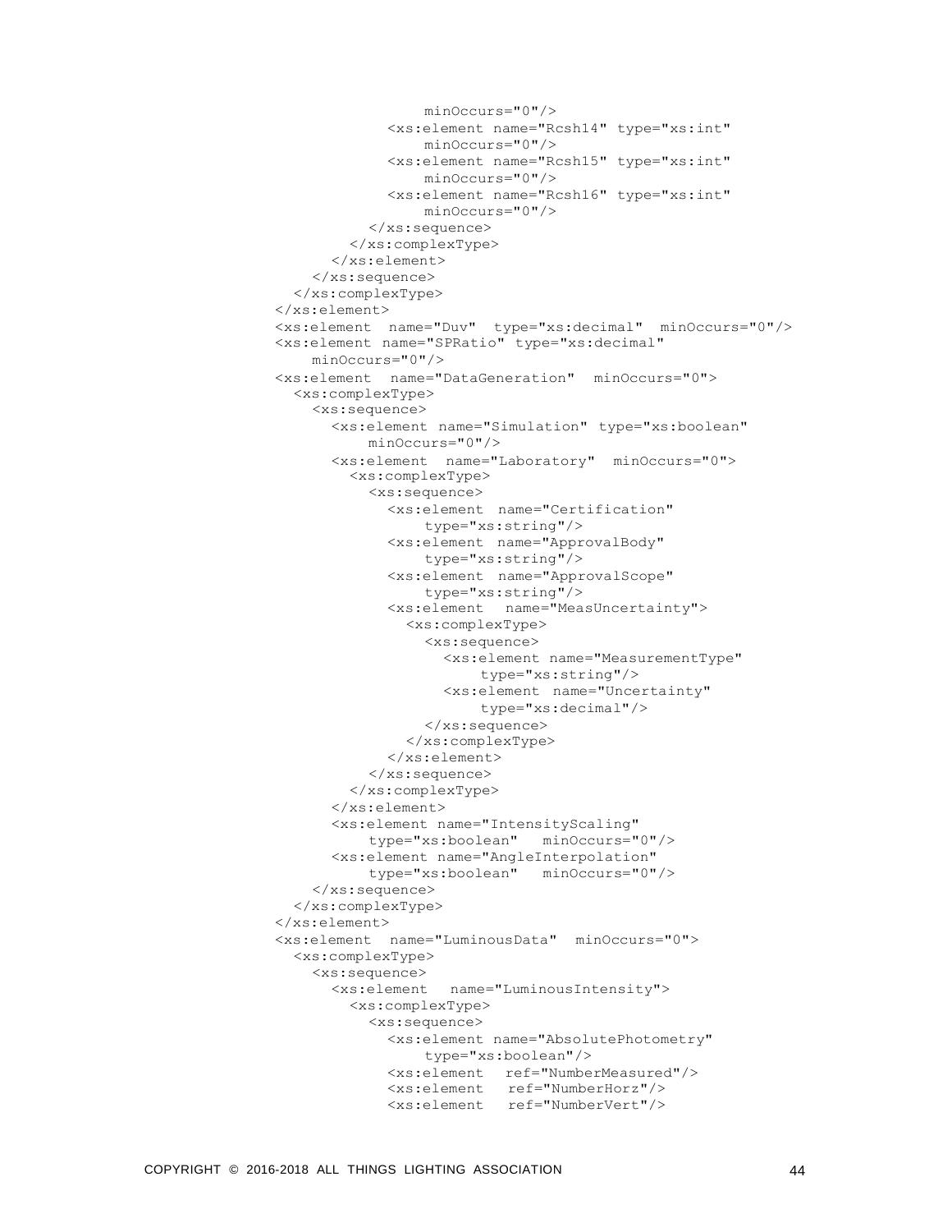```
                        minOccurs="0"/>
                    <xs:element name="Rcsh14" type="xs:int"
                        minOccurs="0"/>
                    <xs:element name="Rcsh15" type="xs:int"
                        minOccurs="0"/>
                    <xs:element name="Rcsh16" type="xs:int"
                        minOccurs="0"/>
                  </xs:sequence>
                </xs:complexType>
              </xs:element>
            </xs:sequence>
          </xs:complexType>
        </xs:element>
        <xs:element  name="Duv"  type="xs:decimal"  minOccurs="0"/>
        <xs:element name="SPRatio" type="xs:decimal"
            minOccurs="0"/>
        <xs:element  name="DataGeneration"  minOccurs="0">
          <xs:complexType>
            <xs:sequence>
              <xs:element name="Simulation" type="xs:boolean"
                  minOccurs="0"/>
              <xs:element  name="Laboratory"  minOccurs="0">
                <xs:complexType>
                  <xs:sequence>
                    <xs:element  name="Certification"
                        type="xs:string"/>
                    <xs:element  name="ApprovalBody"
                        type="xs:string"/>
                    <xs:element  name="ApprovalScope"
                        type="xs:string"/>
                    <xs:element   name="MeasUncertainty">
                      <xs:complexType>
                        <xs:sequence>
                          <xs:element name="MeasurementType"
                              type="xs:string"/>
                          <xs:element  name="Uncertainty"
                              type="xs:decimal"/>
                        </xs:sequence>
                      </xs:complexType>
                    </xs:element>
                  </xs:sequence>
                </xs:complexType>
              </xs:element>
              <xs:element name="IntensityScaling"
                  type="xs:boolean"   minOccurs="0"/>
              <xs:element name="AngleInterpolation"
                  type="xs:boolean"   minOccurs="0"/>
            </xs:sequence>
          </xs:complexType>
        </xs:element>
        <xs:element  name="LuminousData"  minOccurs="0">
          <xs:complexType>
            <xs:sequence>
              <xs:element   name="LuminousIntensity">
                <xs:complexType>
                  <xs:sequence>
                    <xs:element name="AbsolutePhotometry"
                        type="xs:boolean"/>
                    <xs:element   ref="NumberMeasured"/>
                    <xs:element   ref="NumberHorz"/>
                    <xs:element   ref="NumberVert"/>
```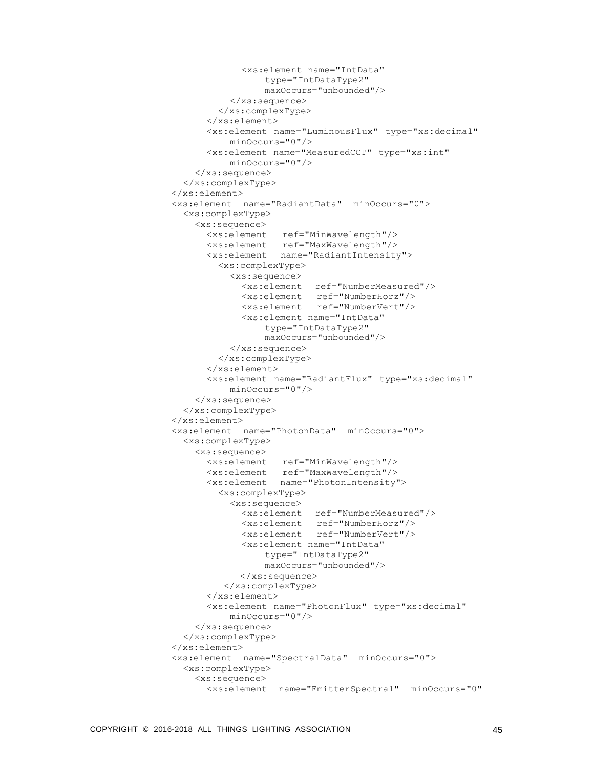```
                <xs:element name="IntData"
                     type="IntDataType2"
                     maxOccurs="unbounded"/>
              </xs:sequence>
            </xs:complexType>
          </xs:element>
          <xs:element name="LuminousFlux" type="xs:decimal"
              minOccurs="0"/>
          <xs:element name="MeasuredCCT" type="xs:int"
              minOccurs="0"/>
        </xs:sequence>
      </xs:complexType>
    </xs:element>
    <xs:element  name="RadiantData"  minOccurs="0">
      <xs:complexType>
        <xs:sequence>
          <xs:element   ref="MinWavelength"/>
          <xs:element   ref="MaxWavelength"/>
          <xs:element   name="RadiantIntensity">
            <xs:complexType>
              <xs:sequence>
                <xs:element  ref="NumberMeasured"/>
                <xs:element   ref="NumberHorz"/>
                <xs:element   ref="NumberVert"/>
                <xs:element name="IntData"
                     type="IntDataType2"
                     maxOccurs="unbounded"/>
              </xs:sequence>
            </xs:complexType>
          </xs:element>
          <xs:element name="RadiantFlux" type="xs:decimal"
              minOccurs="0"/>
        </xs:sequence>
      </xs:complexType>
    </xs:element>
    <xs:element  name="PhotonData"  minOccurs="0">
      <xs:complexType>
        <xs:sequence>
          <xs:element   ref="MinWavelength"/>
          <xs:element   ref="MaxWavelength"/>
          <xs:element   name="PhotonIntensity">
            <xs:complexType>
              <xs:sequence>
                <xs:element  ref="NumberMeasured"/>
                <xs:element   ref="NumberHorz"/>
                <xs:element   ref="NumberVert"/>
                <xs:element name="IntData"
                     type="IntDataType2"
                     maxOccurs="unbounded"/>
               </xs:sequence>
             </xs:complexType>
          </xs:element>
          <xs:element name="PhotonFlux" type="xs:decimal"
              minOccurs="0"/>
        </xs:sequence>
      </xs:complexType>
    </xs:element>
    <xs:element  name="SpectralData"  minOccurs="0">
      <xs:complexType>
        <xs:sequence>
          <xs:element  name="EmitterSpectral"  minOccurs="0"
```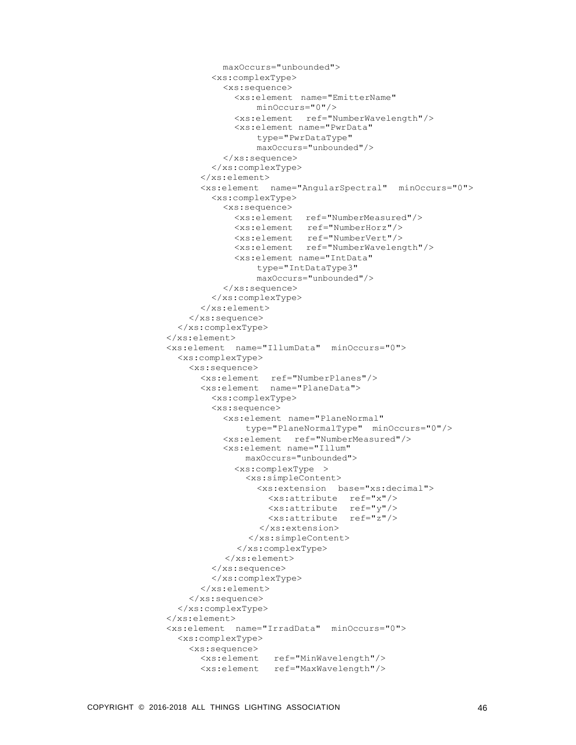```
            maxOccurs="unbounded">
          <xs:complexType>
            <xs:sequence>
              <xs:element name="EmitterName"
                  minOccurs="0"/>
              <xs:element  ref="NumberWavelength"/>
              <xs:element name="PwrData"
                  type="PwrDataType"
                  maxOccurs="unbounded"/>
            </xs:sequence>
          </xs:complexType>
        </xs:element>
        <xs:element  name="AngularSpectral"  minOccurs="0">
          <xs:complexType>
            <xs:sequence>
              <xs:element  ref="NumberMeasured"/>
              <xs:element  ref="NumberHorz"/>
              <xs:element  ref="NumberVert"/>
              <xs:element  ref="NumberWavelength"/>
              <xs:element name="IntData"
                  type="IntDataType3"
                  maxOccurs="unbounded"/>
            </xs:sequence>
          </xs:complexType>
        </xs:element>
      </xs:sequence>
    </xs:complexType>
  </xs:element>
  <xs:element  name="IllumData"  minOccurs="0">
    <xs:complexType>
      <xs:sequence>
        <xs:element  ref="NumberPlanes"/>
        <xs:element  name="PlaneData">
          <xs:complexType>
          <xs:sequence>
            <xs:element name="PlaneNormal"
                type="PlaneNormalType"  minOccurs="0"/>
            <xs:element  ref="NumberMeasured"/>
            <xs:element name="Illum"
                maxOccurs="unbounded">
              <xs:complexType  >
                <xs:simpleContent>
                  <xs:extension  base="xs:decimal">
                    <xs:attribute  ref="x"/>
                    <xs:attribute  ref="y"/>
                    <xs:attribute  ref="z"/>
                  </xs:extension>
                </xs:simpleContent>
              </xs:complexType>
            </xs:element>
          </xs:sequence>
          </xs:complexType>
        </xs:element>
      </xs:sequence>
    </xs:complexType>
  </xs:element>
  <xs:element  name="IrradData"  minOccurs="0">
    <xs:complexType>
      <xs:sequence>
        <xs:element   ref="MinWavelength"/>
        <xs:element   ref="MaxWavelength"/>
```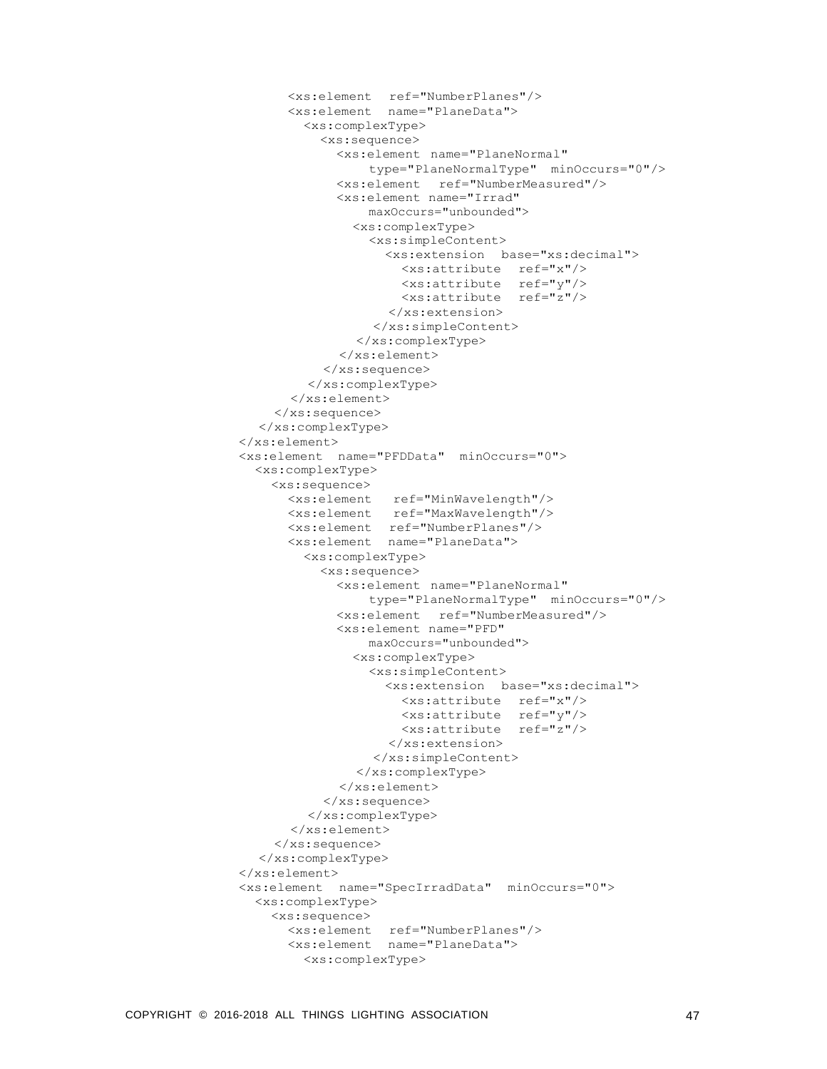```
        <xs:element  ref="NumberPlanes"/>
        <xs:element  name="PlaneData">
          <xs:complexType>
            <xs:sequence>
              <xs:element name="PlaneNormal"
                  type="PlaneNormalType"  minOccurs="0"/>
              <xs:element  ref="NumberMeasured"/>
              <xs:element name="Irrad"
                  maxOccurs="unbounded">
                <xs:complexType>
                  <xs:simpleContent>
                    <xs:extension  base="xs:decimal">
                      <xs:attribute  ref="x"/>
                      <xs:attribute  ref="y"/>
                      <xs:attribute  ref="z"/>
                    </xs:extension>
                  </xs:simpleContent>
                </xs:complexType>
              </xs:element>
            </xs:sequence>
          </xs:complexType>
        </xs:element>
      </xs:sequence>
    </xs:complexType>
  </xs:element>
  <xs:element  name="PFDData"  minOccurs="0">
    <xs:complexType>
      <xs:sequence>
        <xs:element   ref="MinWavelength"/>
        <xs:element   ref="MaxWavelength"/>
        <xs:element  ref="NumberPlanes"/>
        <xs:element  name="PlaneData">
          <xs:complexType>
            <xs:sequence>
              <xs:element name="PlaneNormal"
                  type="PlaneNormalType"  minOccurs="0"/>
              <xs:element  ref="NumberMeasured"/>
              <xs:element name="PFD"
                  maxOccurs="unbounded">
                <xs:complexType>
                  <xs:simpleContent>
                    <xs:extension  base="xs:decimal">
                      <xs:attribute  ref="x"/>
                      <xs:attribute  ref="y"/>
                      <xs:attribute  ref="z"/>
                    </xs:extension>
                  </xs:simpleContent>
                </xs:complexType>
              </xs:element>
            </xs:sequence>
          </xs:complexType>
        </xs:element>
      </xs:sequence>
    </xs:complexType>
  </xs:element>
  <xs:element  name="SpecIrradData"  minOccurs="0">
    <xs:complexType>
      <xs:sequence>
        <xs:element  ref="NumberPlanes"/>
        <xs:element  name="PlaneData">
          <xs:complexType>
```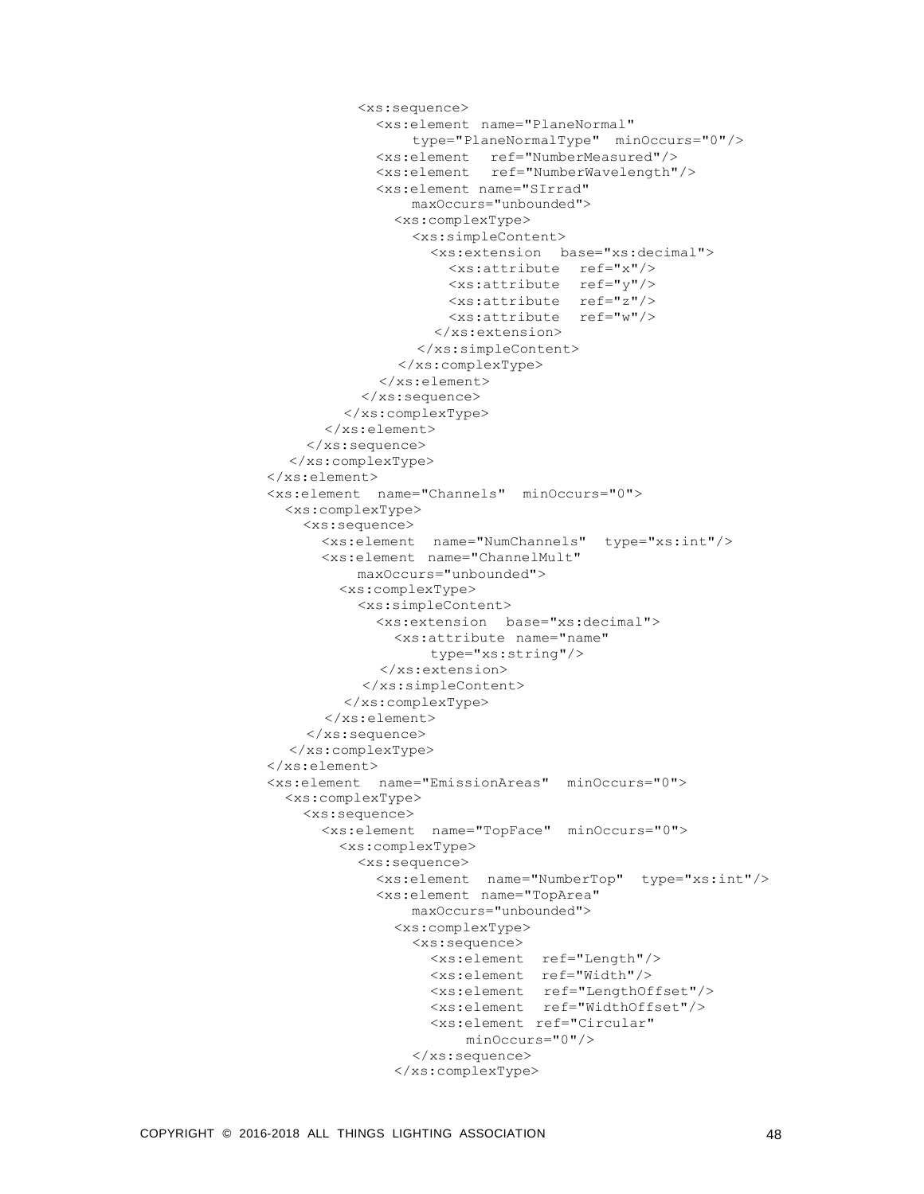```
            <xs:sequence>
              <xs:element name="PlaneNormal"
                  type="PlaneNormalType" minOccurs="0"/>
              <xs:element  ref="NumberMeasured"/>
              <xs:element  ref="NumberWavelength"/>
              <xs:element name="SIrrad"
                  maxOccurs="unbounded">
                <xs:complexType>
                  <xs:simpleContent>
                    <xs:extension  base="xs:decimal">
                      <xs:attribute  ref="x"/>
                      <xs:attribute  ref="y"/>
                      <xs:attribute  ref="z"/>
                      <xs:attribute  ref="w"/>
                    </xs:extension>
                  </xs:simpleContent>
                </xs:complexType>
              </xs:element>
            </xs:sequence>
          </xs:complexType>
        </xs:element>
      </xs:sequence>
    </xs:complexType>
  </xs:element>
  <xs:element  name="Channels"  minOccurs="0">
    <xs:complexType>
      <xs:sequence>
        <xs:element  name="NumChannels"  type="xs:int"/>
        <xs:element name="ChannelMult"
            maxOccurs="unbounded">
          <xs:complexType>
            <xs:simpleContent>
              <xs:extension  base="xs:decimal">
                <xs:attribute name="name"
                    type="xs:string"/>
              </xs:extension>
            </xs:simpleContent>
          </xs:complexType>
        </xs:element>
      </xs:sequence>
    </xs:complexType>
  </xs:element>
  <xs:element  name="EmissionAreas"  minOccurs="0">
    <xs:complexType>
      <xs:sequence>
        <xs:element  name="TopFace"  minOccurs="0">
          <xs:complexType>
            <xs:sequence>
              <xs:element  name="NumberTop"  type="xs:int"/>
              <xs:element name="TopArea"
                  maxOccurs="unbounded">
                <xs:complexType>
                  <xs:sequence>
                    <xs:element  ref="Length"/>
                    <xs:element  ref="Width"/>
                    <xs:element  ref="LengthOffset"/>
                    <xs:element  ref="WidthOffset"/>
                    <xs:element ref="Circular"
                        minOccurs="0"/>
                  </xs:sequence>
                </xs:complexType>
```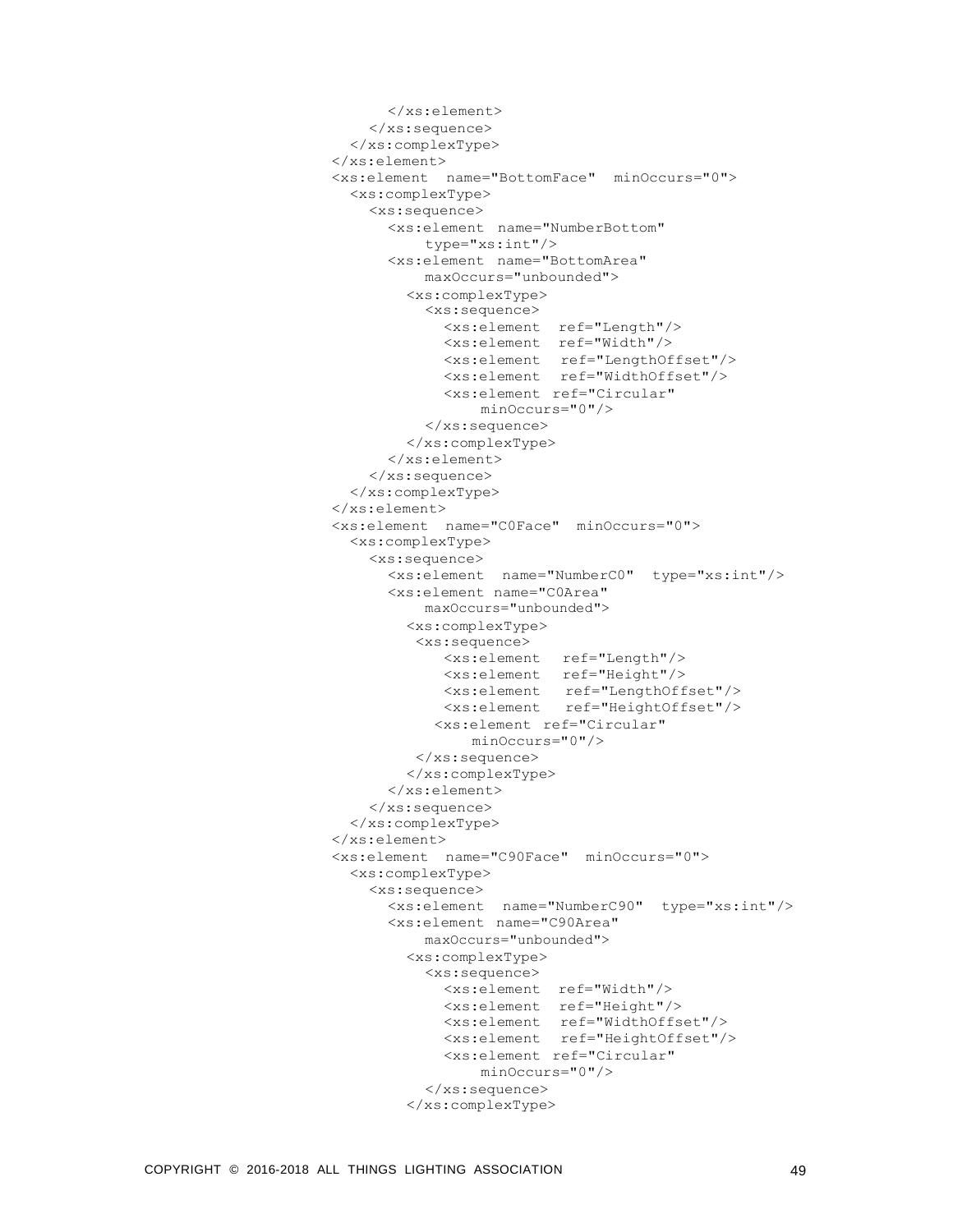```
        </xs:element>
      </xs:sequence>
    </xs:complexType>
  </xs:element>
  <xs:element  name="BottomFace"  minOccurs="0">
    <xs:complexType>
      <xs:sequence>
        <xs:element  name="NumberBottom"
             type="xs:int"/>
        <xs:element  name="BottomArea"
             maxOccurs="unbounded">
          <xs:complexType>
            <xs:sequence>
              <xs:element  ref="Length"/>
              <xs:element  ref="Width"/>
              <xs:element   ref="LengthOffset"/>
              <xs:element   ref="WidthOffset"/>
              <xs:element ref="Circular"
                   minOccurs="0"/>
            </xs:sequence>
          </xs:complexType>
        </xs:element>
      </xs:sequence>
    </xs:complexType>
  </xs:element>
  <xs:element  name="C0Face"  minOccurs="0">
    <xs:complexType>
      <xs:sequence>
        <xs:element  name="NumberC0"  type="xs:int"/>
        <xs:element name="C0Area"
             maxOccurs="unbounded">
          <xs:complexType>
           <xs:sequence>
              <xs:element   ref="Length"/>
              <xs:element   ref="Height"/>
              <xs:element    ref="LengthOffset"/>
              <xs:element    ref="HeightOffset"/>
             <xs:element ref="Circular"
                  minOccurs="0"/>
           </xs:sequence>
          </xs:complexType>
        </xs:element>
      </xs:sequence>
    </xs:complexType>
  </xs:element>
  <xs:element  name="C90Face"  minOccurs="0">
    <xs:complexType>
      <xs:sequence>
        <xs:element  name="NumberC90"  type="xs:int"/>
        <xs:element name="C90Area"
             maxOccurs="unbounded">
          <xs:complexType>
            <xs:sequence>
              <xs:element  ref="Width"/>
              <xs:element  ref="Height"/>
              <xs:element   ref="WidthOffset"/>
              <xs:element   ref="HeightOffset"/>
              <xs:element ref="Circular"
                   minOccurs="0"/>
            </xs:sequence>
          </xs:complexType>
```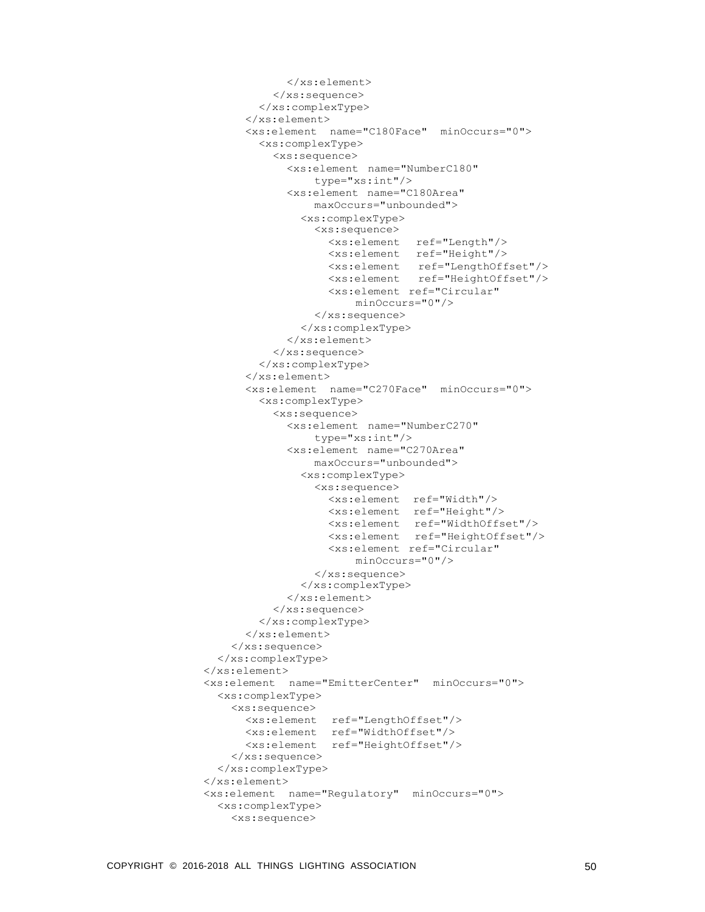```
              </xs:element>
            </xs:sequence>
          </xs:complexType>
        </xs:element>
        <xs:element name="C180Face" minOccurs="0">
          <xs:complexType>
            <xs:sequence>
              <xs:element name="NumberC180"
                  type="xs:int"/>
              <xs:element name="C180Area"
                  maxOccurs="unbounded">
                <xs:complexType>
                  <xs:sequence>
                    <xs:element ref="Length"/>
                    <xs:element ref="Height"/>
                    <xs:element ref="LengthOffset"/>
                    <xs:element ref="HeightOffset"/>
                    <xs:element ref="Circular"
                        minOccurs="0"/>
                  </xs:sequence>
                </xs:complexType>
              </xs:element>
            </xs:sequence>
          </xs:complexType>
        </xs:element>
        <xs:element name="C270Face" minOccurs="0">
          <xs:complexType>
            <xs:sequence>
              <xs:element name="NumberC270"
                  type="xs:int"/>
              <xs:element name="C270Area"
                  maxOccurs="unbounded">
                <xs:complexType>
                  <xs:sequence>
                    <xs:element ref="Width"/>
                    <xs:element ref="Height"/>
                    <xs:element ref="WidthOffset"/>
                    <xs:element ref="HeightOffset"/>
                    <xs:element ref="Circular"
                        minOccurs="0"/>
                  </xs:sequence>
                </xs:complexType>
              </xs:element>
            </xs:sequence>
          </xs:complexType>
        </xs:element>
      </xs:sequence>
    </xs:complexType>
  </xs:element>
  <xs:element name="EmitterCenter" minOccurs="0">
    <xs:complexType>
      <xs:sequence>
        <xs:element ref="LengthOffset"/>
        <xs:element ref="WidthOffset"/>
        <xs:element ref="HeightOffset"/>
      </xs:sequence>
    </xs:complexType>
  </xs:element>
  <xs:element name="Regulatory" minOccurs="0">
    <xs:complexType>
      <xs:sequence>
```

COPYRIGHT © 2016-2018 ALL THINGS LIGHTING ASSOCIATION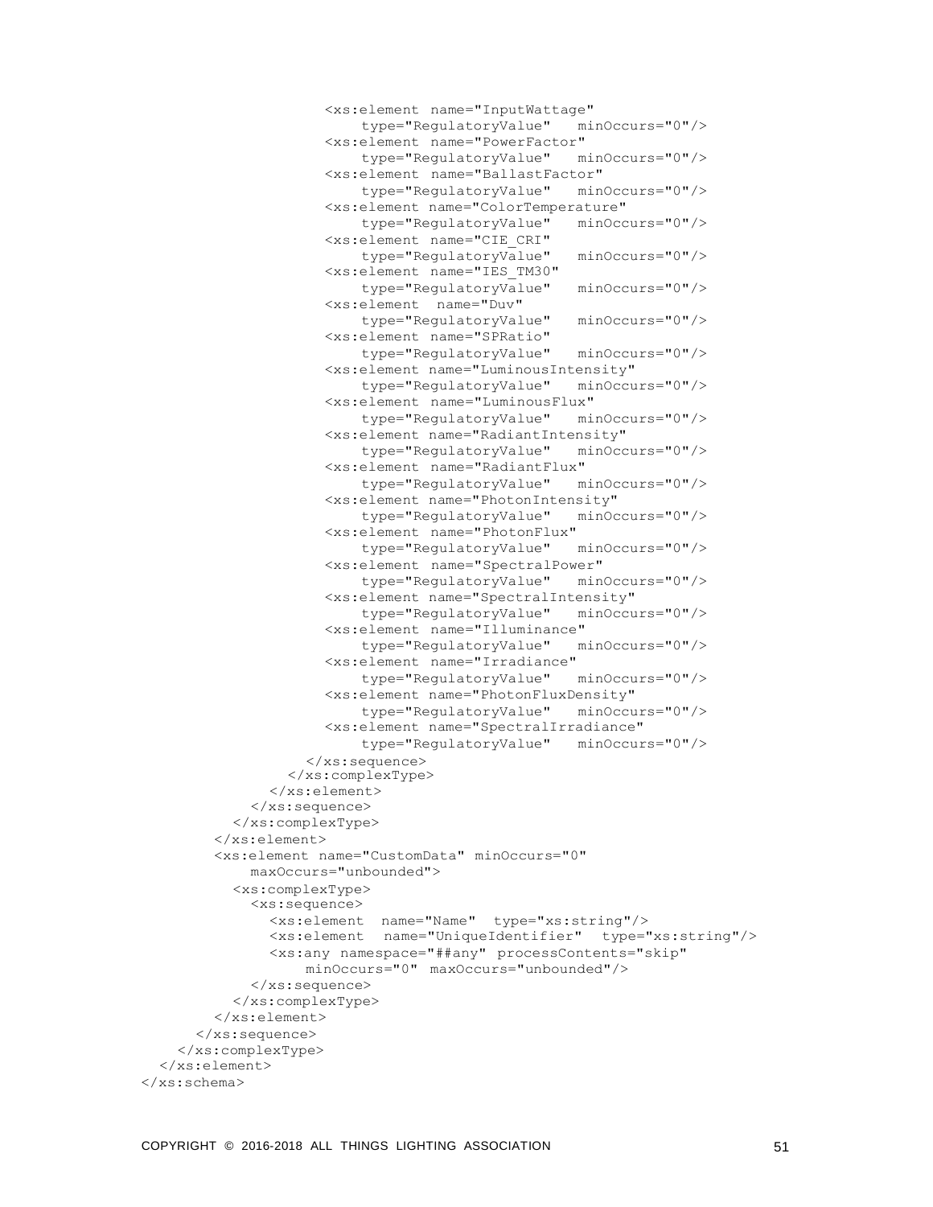```
                    <xs:element name="InputWattage"
                        type="RegulatoryValue"   minOccurs="0"/>
                    <xs:element name="PowerFactor"
                        type="RegulatoryValue"   minOccurs="0"/>
                    <xs:element name="BallastFactor"
                        type="RegulatoryValue"   minOccurs="0"/>
                    <xs:element name="ColorTemperature"
                        type="RegulatoryValue"   minOccurs="0"/>
                    <xs:element name="CIE_CRI"
                        type="RegulatoryValue"   minOccurs="0"/>
                    <xs:element name="IES_TM30"
                        type="RegulatoryValue"   minOccurs="0"/>
                    <xs:element  name="Duv"
                        type="RegulatoryValue"   minOccurs="0"/>
                    <xs:element name="SPRatio"
                        type="RegulatoryValue"   minOccurs="0"/>
                    <xs:element name="LuminousIntensity"
                        type="RegulatoryValue"   minOccurs="0"/>
                    <xs:element name="LuminousFlux"
                        type="RegulatoryValue"   minOccurs="0"/>
                    <xs:element name="RadiantIntensity"
                        type="RegulatoryValue"   minOccurs="0"/>
                    <xs:element name="RadiantFlux"
                        type="RegulatoryValue"   minOccurs="0"/>
                    <xs:element name="PhotonIntensity"
                        type="RegulatoryValue"   minOccurs="0"/>
                    <xs:element name="PhotonFlux"
                        type="RegulatoryValue"   minOccurs="0"/>
                    <xs:element name="SpectralPower"
                        type="RegulatoryValue"   minOccurs="0"/>
                    <xs:element name="SpectralIntensity"
                        type="RegulatoryValue"   minOccurs="0"/>
                    <xs:element name="Illuminance"
                        type="RegulatoryValue"   minOccurs="0"/>
                    <xs:element name="Irradiance"
                        type="RegulatoryValue"   minOccurs="0"/>
                    <xs:element name="PhotonFluxDensity"
                        type="RegulatoryValue"   minOccurs="0"/>
                    <xs:element name="SpectralIrradiance"
                        type="RegulatoryValue"   minOccurs="0"/>
                  </xs:sequence>
                </xs:complexType>
              </xs:element>
            </xs:sequence>
          </xs:complexType>
        </xs:element>
        <xs:element name="CustomData" minOccurs="0"
            maxOccurs="unbounded">
          <xs:complexType>
            <xs:sequence>
              <xs:element  name="Name"  type="xs:string"/>
              <xs:element  name="UniqueIdentifier"  type="xs:string"/>
              <xs:any namespace="##any" processContents="skip"
                  minOccurs="0" maxOccurs="unbounded"/>
            </xs:sequence>
          </xs:complexType>
        </xs:element>
      </xs:sequence>
    </xs:complexType>
  </xs:element>
</xs:schema>
```

COPYRIGHT © 2016-2018 ALL THINGS LIGHTING ASSOCIATION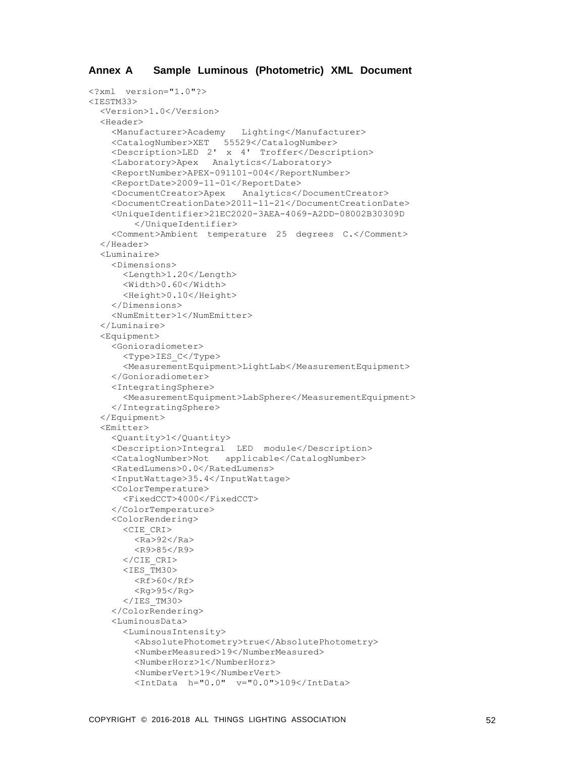## Annex A Sample Luminous (Photometric) XML Document

```
<?xml version="1.0"?>
<IESTM33>
  <Version>1.0</Version>
  <Header>
    <Manufacturer>Academy Lighting</Manufacturer>
    <CatalogNumber>XET 55529</CatalogNumber>
    <Description>LED 2' x 4' Troffer</Description>
    <Laboratory>Apex Analytics</Laboratory>
    <ReportNumber>APEX-091101-004</ReportNumber>
    <ReportDate>2009-11-01</ReportDate>
    <DocumentCreator>Apex Analytics</DocumentCreator>
    <DocumentCreationDate>2011-11-21</DocumentCreationDate>
    <UniqueIdentifier>21EC2020-3AEA-4069-A2DD-08002B30309D
        </UniqueIdentifier>
    <Comment>Ambient temperature 25 degrees C.</Comment>
  </Header>
  <Luminaire>
    <Dimensions>
      <Length>1.20</Length>
      <Width>0.60</Width>
      <Height>0.10</Height>
    </Dimensions>
    <NumEmitter>1</NumEmitter>
  </Luminaire>
  <Equipment>
    <Gonioradiometer>
      <Type>IES_C</Type>
      <MeasurementEquipment>LightLab</MeasurementEquipment>
    </Gonioradiometer>
    <IntegratingSphere>
      <MeasurementEquipment>LabSphere</MeasurementEquipment>
    </IntegratingSphere>
  </Equipment>
  <Emitter>
    <Quantity>1</Quantity>
    <Description>Integral LED module</Description>
    <CatalogNumber>Not applicable</CatalogNumber>
    <RatedLumens>0.0</RatedLumens>
    <InputWattage>35.4</InputWattage>
    <ColorTemperature>
      <FixedCCT>4000</FixedCCT>
    </ColorTemperature>
    <ColorRendering>
      <CIE_CRI>
        <Ra>92</Ra>
        <R9>85</R9>
      </CIE_CRI>
      <IES_TM30>
        <Rf>60</Rf>
        <Rg>95</Rg>
      </IES_TM30>
    </ColorRendering>
    <LuminousData>
      <LuminousIntensity>
        <AbsolutePhotometry>true</AbsolutePhotometry>
        <NumberMeasured>19</NumberMeasured>
        <NumberHorz>1</NumberHorz>
        <NumberVert>19</NumberVert>
        <IntData h="0.0" v="0.0">109</IntData>
```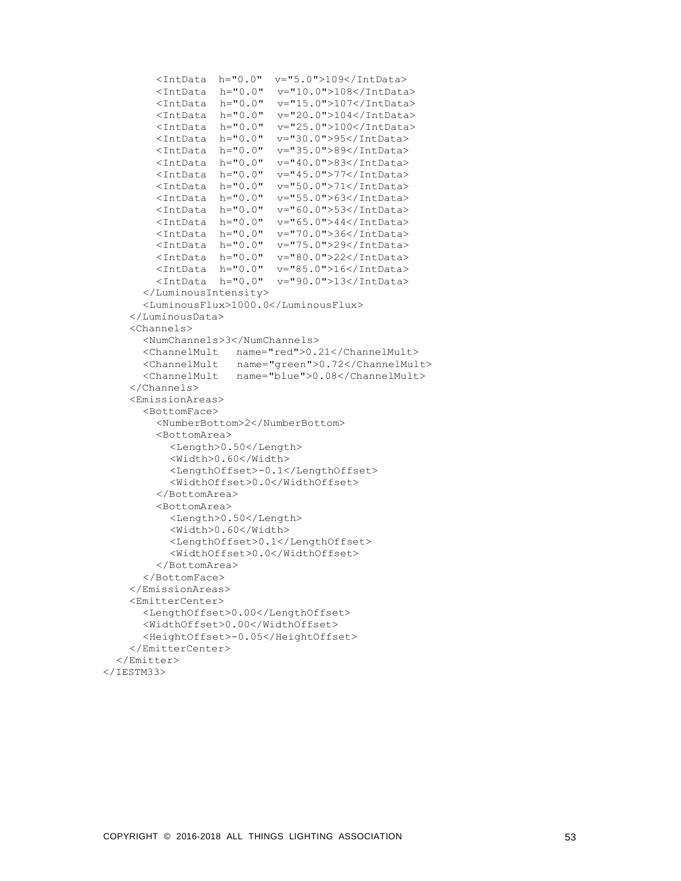```
        <IntData  h="0.0"  v="5.0">109</IntData>
        <IntData  h="0.0"  v="10.0">108</IntData>
        <IntData  h="0.0"  v="15.0">107</IntData>
        <IntData  h="0.0"  v="20.0">104</IntData>
        <IntData  h="0.0"  v="25.0">100</IntData>
        <IntData  h="0.0"  v="30.0">95</IntData>
        <IntData  h="0.0"  v="35.0">89</IntData>
        <IntData  h="0.0"  v="40.0">83</IntData>
        <IntData  h="0.0"  v="45.0">77</IntData>
        <IntData  h="0.0"  v="50.0">71</IntData>
        <IntData  h="0.0"  v="55.0">63</IntData>
        <IntData  h="0.0"  v="60.0">53</IntData>
        <IntData  h="0.0"  v="65.0">44</IntData>
        <IntData  h="0.0"  v="70.0">36</IntData>
        <IntData  h="0.0"  v="75.0">29</IntData>
        <IntData  h="0.0"  v="80.0">22</IntData>
        <IntData  h="0.0"  v="85.0">16</IntData>
        <IntData  h="0.0"  v="90.0">13</IntData>
      </LuminousIntensity>
      <LuminousFlux>1000.0</LuminousFlux>
    </LuminousData>
    <Channels>
      <NumChannels>3</NumChannels>
      <ChannelMult   name="red">0.21</ChannelMult>
      <ChannelMult   name="green">0.72</ChannelMult>
      <ChannelMult   name="blue">0.08</ChannelMult>
    </Channels>
    <EmissionAreas>
      <BottomFace>
        <NumberBottom>2</NumberBottom>
        <BottomArea>
          <Length>0.50</Length>
          <Width>0.60</Width>
          <LengthOffset>-0.1</LengthOffset>
          <WidthOffset>0.0</WidthOffset>
        </BottomArea>
        <BottomArea>
          <Length>0.50</Length>
          <Width>0.60</Width>
          <LengthOffset>0.1</LengthOffset>
          <WidthOffset>0.0</WidthOffset>
        </BottomArea>
      </BottomFace>
    </EmissionAreas>
    <EmitterCenter>
      <LengthOffset>0.00</LengthOffset>
      <WidthOffset>0.00</WidthOffset>
      <HeightOffset>-0.05</HeightOffset>
    </EmitterCenter>
  </Emitter>
</IESTM33>
```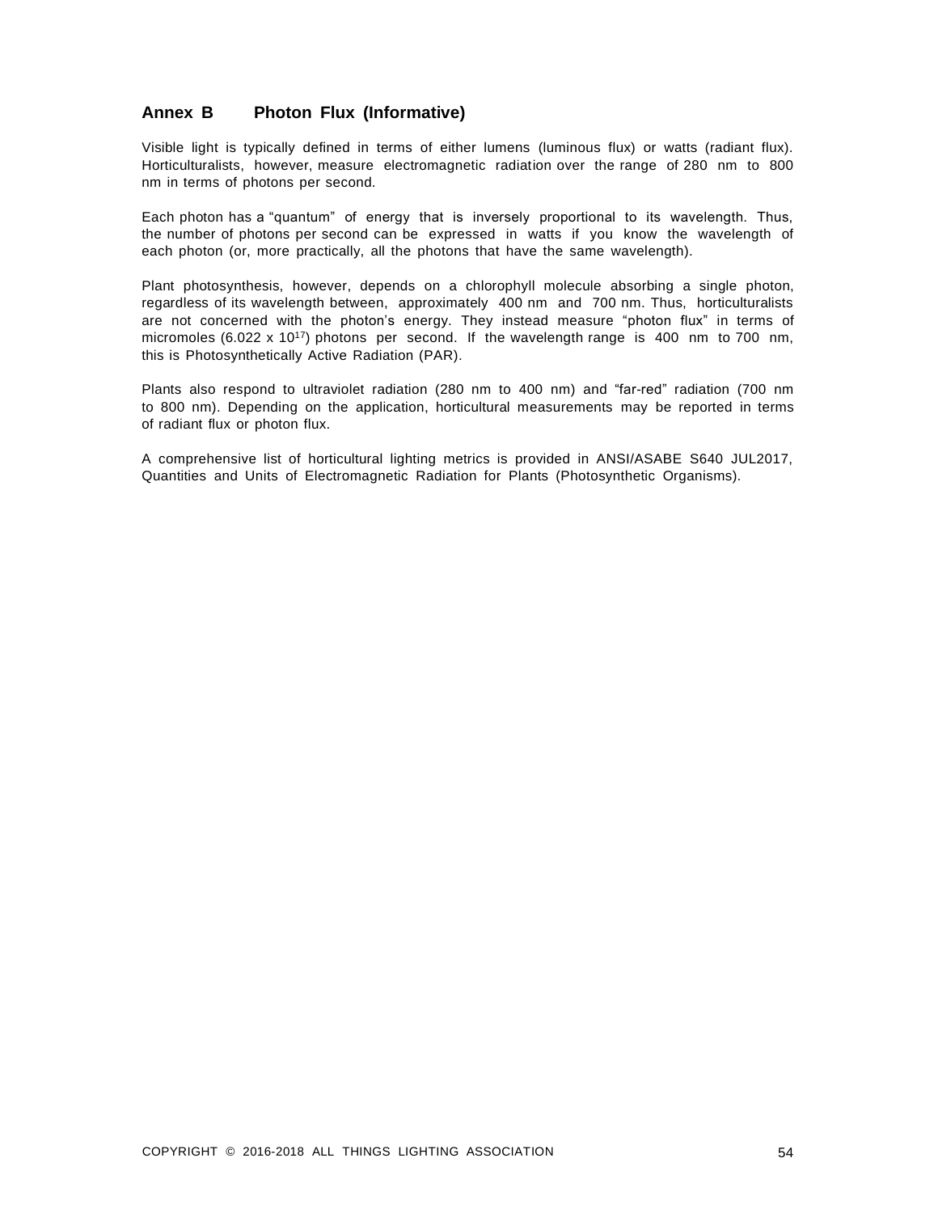## Annex B Photon Flux (Informative)

Visible light is typically defined in terms of either lumens (luminous flux) or watts (radiant flux). Horticulturalists, however, measure electromagnetic radiation over the range of 280 nm to 800 nm in terms of photons per second.

Each photon has a "quantum" of energy that is inversely proportional to its wavelength. Thus, the number of photons per second can be expressed in watts if you know the wavelength of each photon (or, more practically, all the photons that have the same wavelength).

Plant photosynthesis, however, depends on a chlorophyll molecule absorbing a single photon, regardless of its wavelength between, approximately 400 nm and 700 nm. Thus, horticulturalists are not concerned with the photon's energy. They instead measure "photon flux" in terms of micromoles ($6.022 \times 10^{17}$) photons per second. If the wavelength range is 400 nm to 700 nm, this is Photosynthetically Active Radiation (PAR).

Plants also respond to ultraviolet radiation (280 nm to 400 nm) and "far-red" radiation (700 nm to 800 nm). Depending on the application, horticultural measurements may be reported in terms of radiant flux or photon flux.

A comprehensive list of horticultural lighting metrics is provided in ANSI/ASABE S640 JUL2017, Quantities and Units of Electromagnetic Radiation for Plants (Photosynthetic Organisms).